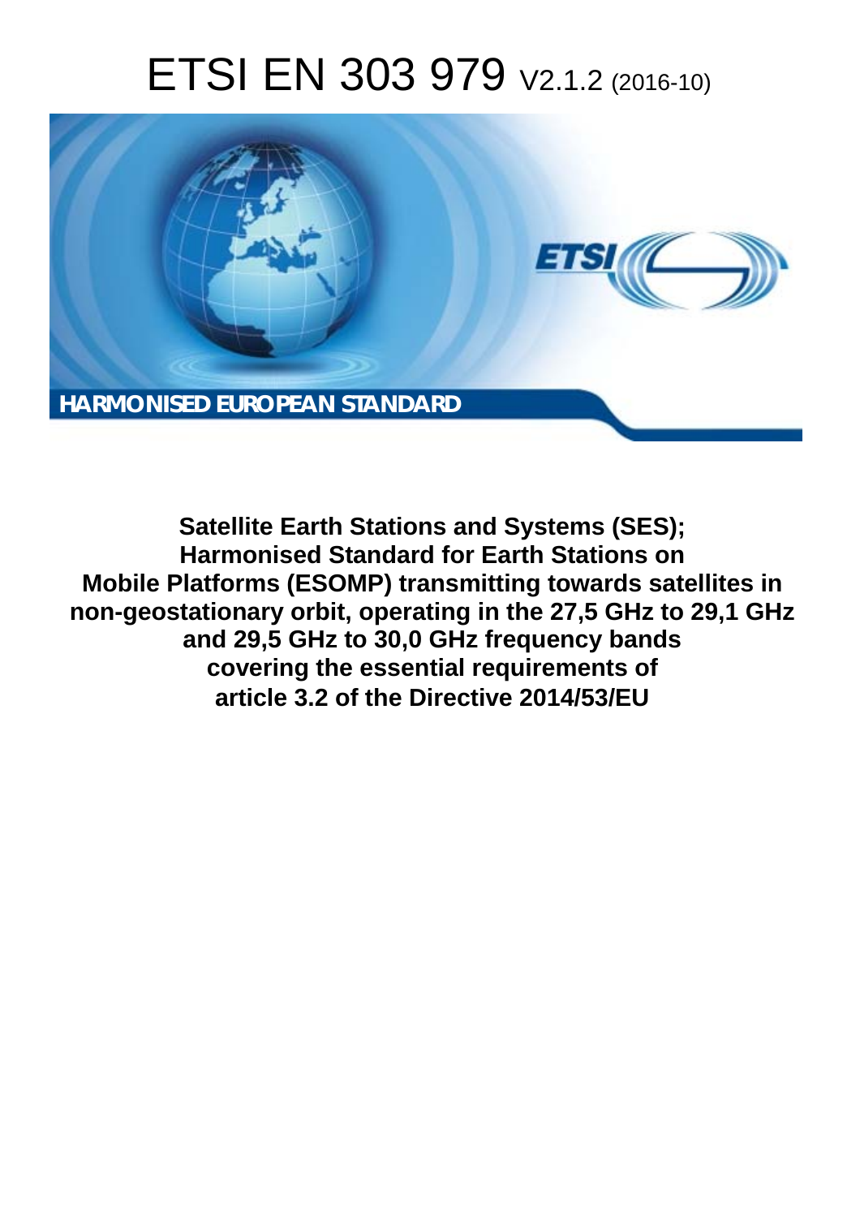# ETSI EN 303 979 V2.1.2 (2016-10)

**HARMONISED EUROPEAN STANDARD**

**Satellite Earth Stations and Systems (SES); Harmonised Standard for Earth Stations on Mobile Platforms (ESOMP) transmitting towards satellites in non-geostationary orbit, operating in the 27,5 GHz to 29,1 GHz and 29,5 GHz to 30,0 GHz frequency bands covering the essential requirements of article 3.2 of the Directive 2014/53/EU**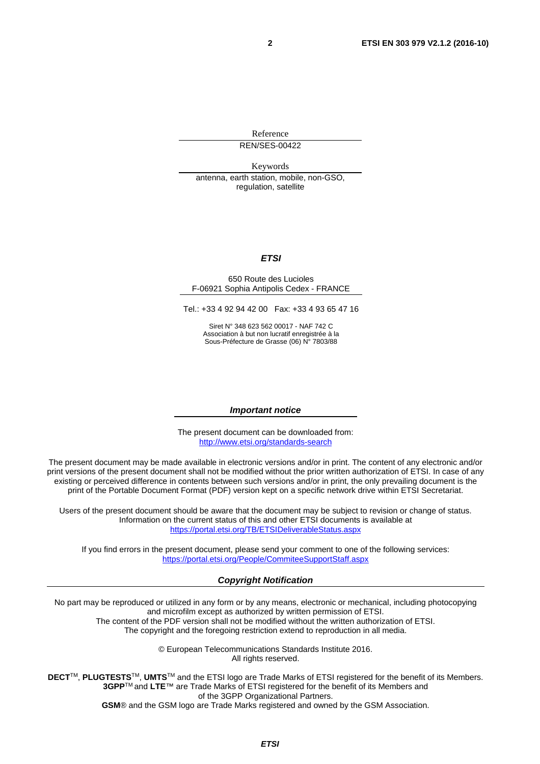Reference

REN/SES-00422

Keywords

antenna, earth station, mobile, non-GSO, regulation, satellite

***ETSI***

650 Route des Lucioles
F-06921 Sophia Antipolis Cedex - FRANCE

Tel.: +33 4 92 94 42 00   Fax: +33 4 93 65 47 16

Siret N° 348 623 562 00017 - NAF 742 C
Association à but non lucratif enregistrée à la
Sous-Préfecture de Grasse (06) N° 7803/88

***Important notice***

The present document can be downloaded from:
http://www.etsi.org/standards-search

The present document may be made available in electronic versions and/or in print. The content of any electronic and/or print versions of the present document shall not be modified without the prior written authorization of ETSI. In case of any existing or perceived difference in contents between such versions and/or in print, the only prevailing document is the print of the Portable Document Format (PDF) version kept on a specific network drive within ETSI Secretariat.

Users of the present document should be aware that the document may be subject to revision or change of status. Information on the current status of this and other ETSI documents is available at
https://portal.etsi.org/TB/ETSIDeliverableStatus.aspx

If you find errors in the present document, please send your comment to one of the following services:
https://portal.etsi.org/People/CommiteeSupportStaff.aspx

***Copyright Notification***

No part may be reproduced or utilized in any form or by any means, electronic or mechanical, including photocopying and microfilm except as authorized by written permission of ETSI.
The content of the PDF version shall not be modified without the written authorization of ETSI.
The copyright and the foregoing restriction extend to reproduction in all media.

© European Telecommunications Standards Institute 2016.
All rights reserved.

**DECT**™, **PLUGTESTS**™, **UMTS**™ and the ETSI logo are Trade Marks of ETSI registered for the benefit of its Members.
**3GPP**™ and **LTE**™ are Trade Marks of ETSI registered for the benefit of its Members and of the 3GPP Organizational Partners.
**GSM**® and the GSM logo are Trade Marks registered and owned by the GSM Association.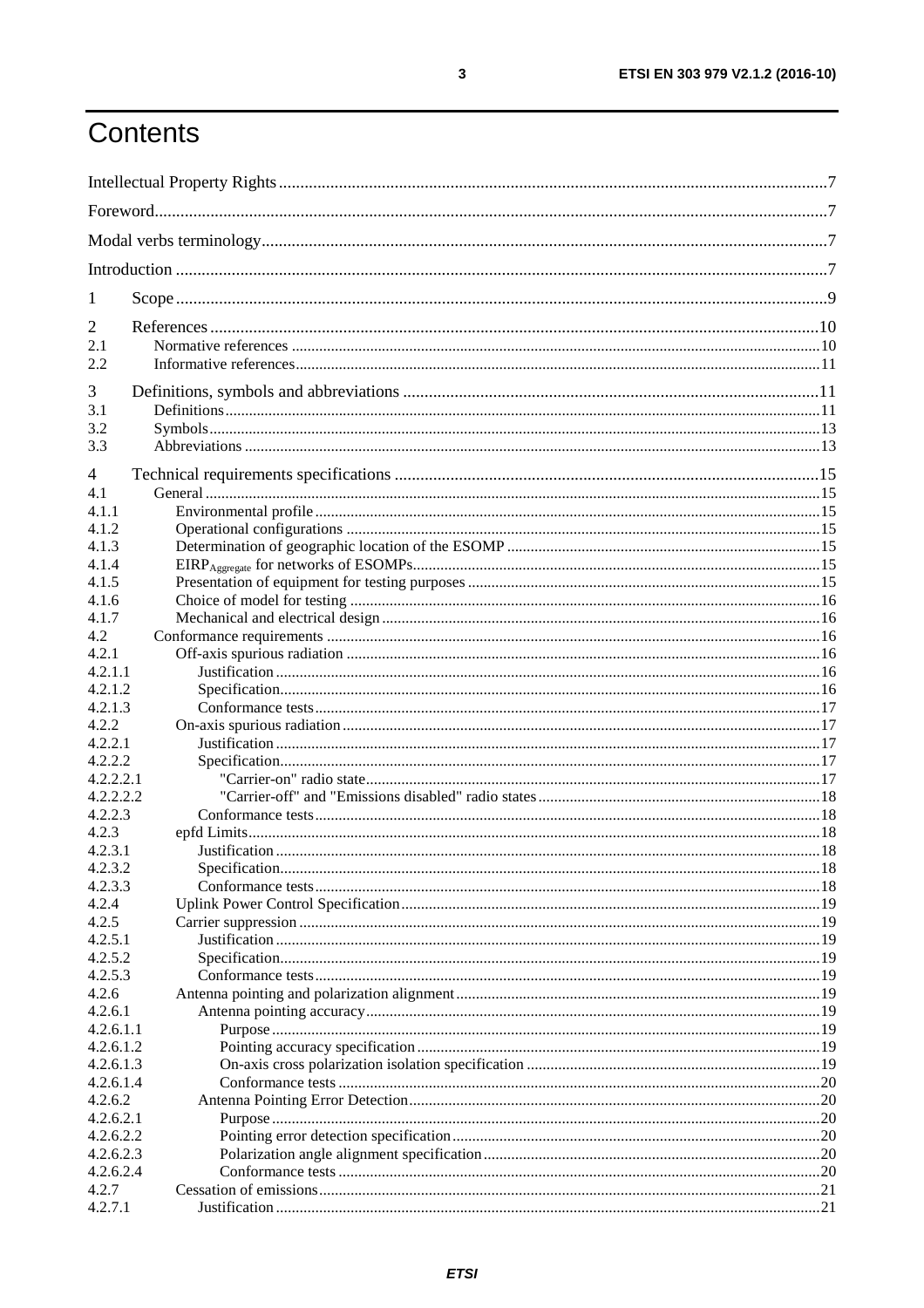# Contents

Intellectual Property Rights ....................................................................................................................................7

Foreword...................................................................................................................................................................7

Modal verbs terminology..........................................................................................................................................7

Introduction .............................................................................................................................................................7

1 Scope ....................................................................................................................................................................9

2 References ..........................................................................................................................................................10
2.1 Normative references ......................................................................................................................................10
2.2 Informative references.....................................................................................................................................11

3 Definitions, symbols and abbreviations ..............................................................................................................11
3.1 Definitions.......................................................................................................................................................11
3.2 Symbols...........................................................................................................................................................13
3.3 Abbreviations ..................................................................................................................................................13

4 Technical requirements specifications ...............................................................................................................15
4.1 General ............................................................................................................................................................15
4.1.1 Environmental profile ..................................................................................................................................15
4.1.2 Operational configurations ..........................................................................................................................15
4.1.3 Determination of geographic location of the ESOMP ................................................................................15
4.1.4 $EIRP_{Aggregate}$ for networks of ESOMPs.........................................................................................15
4.1.5 Presentation of equipment for testing purposes ...........................................................................................15
4.1.6 Choice of model for testing ..........................................................................................................................16
4.1.7 Mechanical and electrical design .................................................................................................................16
4.2 Conformance requirements ..............................................................................................................................16
4.2.1 Off-axis spurious radiation ...........................................................................................................................16
4.2.1.1 Justification .............................................................................................................................................16
4.2.1.2 Specification............................................................................................................................................16
4.2.1.3 Conformance tests....................................................................................................................................17
4.2.2 On-axis spurious radiation ...........................................................................................................................17
4.2.2.1 Justification .............................................................................................................................................17
4.2.2.2 Specification............................................................................................................................................17
4.2.2.2.1 "Carrier-on" radio state........................................................................................................................17
4.2.2.2.2 "Carrier-off" and "Emissions disabled" radio states ............................................................................18
4.2.2.3 Conformance tests....................................................................................................................................18
4.2.3 epfd Limits...................................................................................................................................................18
4.2.3.1 Justification .............................................................................................................................................18
4.2.3.2 Specification............................................................................................................................................18
4.2.3.3 Conformance tests....................................................................................................................................18
4.2.4 Uplink Power Control Specification ............................................................................................................19
4.2.5 Carrier suppression ......................................................................................................................................19
4.2.5.1 Justification .............................................................................................................................................19
4.2.5.2 Specification............................................................................................................................................19
4.2.5.3 Conformance tests....................................................................................................................................19
4.2.6 Antenna pointing and polarization alignment ..............................................................................................19
4.2.6.1 Antenna pointing accuracy ......................................................................................................................19
4.2.6.1.1 Purpose ...............................................................................................................................................19
4.2.6.1.2 Pointing accuracy specification ..........................................................................................................19
4.2.6.1.3 On-axis cross polarization isolation specification ..............................................................................19
4.2.6.1.4 Conformance tests ..............................................................................................................................20
4.2.6.2 Antenna Pointing Error Detection............................................................................................................20
4.2.6.2.1 Purpose ...............................................................................................................................................20
4.2.6.2.2 Pointing error detection specification .................................................................................................20
4.2.6.2.3 Polarization angle alignment specification .........................................................................................20
4.2.6.2.4 Conformance tests ..............................................................................................................................20
4.2.7 Cessation of emissions.................................................................................................................................21
4.2.7.1 Justification .............................................................................................................................................21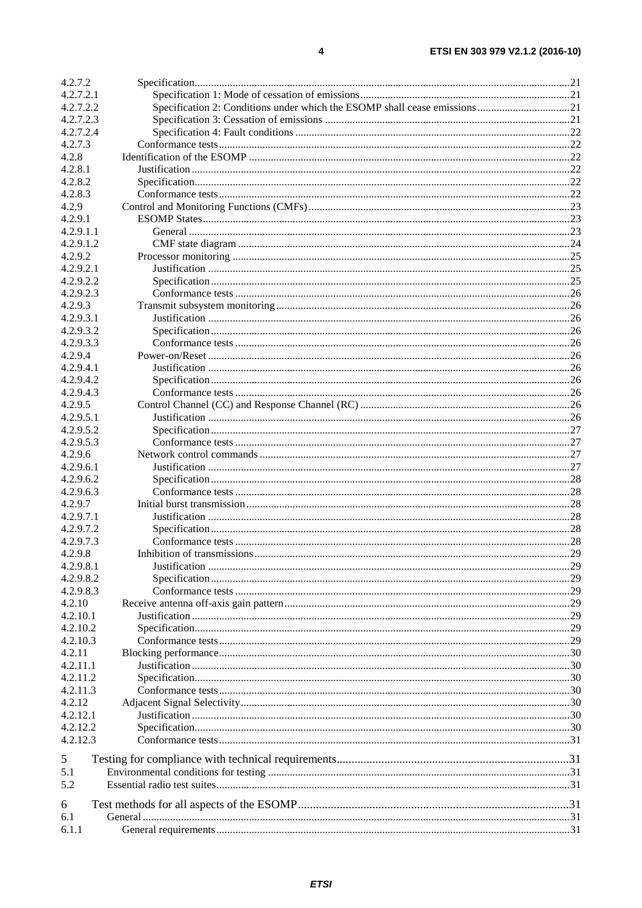| | | |
|---|---|---|
| 4.2.7.2 | Specification | 21 |
| 4.2.7.2.1 | Specification 1: Mode of cessation of emissions | 21 |
| 4.2.7.2.2 | Specification 2: Conditions under which the ESOMP shall cease emissions | 21 |
| 4.2.7.2.3 | Specification 3: Cessation of emissions | 21 |
| 4.2.7.2.4 | Specification 4: Fault conditions | 22 |
| 4.2.7.3 | Conformance tests | 22 |
| 4.2.8 | Identification of the ESOMP | 22 |
| 4.2.8.1 | Justification | 22 |
| 4.2.8.2 | Specification | 22 |
| 4.2.8.3 | Conformance tests | 22 |
| 4.2.9 | Control and Monitoring Functions (CMFs) | 23 |
| 4.2.9.1 | ESOMP States | 23 |
| 4.2.9.1.1 | General | 23 |
| 4.2.9.1.2 | CMF state diagram | 24 |
| 4.2.9.2 | Processor monitoring | 25 |
| 4.2.9.2.1 | Justification | 25 |
| 4.2.9.2.2 | Specification | 25 |
| 4.2.9.2.3 | Conformance tests | 26 |
| 4.2.9.3 | Transmit subsystem monitoring | 26 |
| 4.2.9.3.1 | Justification | 26 |
| 4.2.9.3.2 | Specification | 26 |
| 4.2.9.3.3 | Conformance tests | 26 |
| 4.2.9.4 | Power-on/Reset | 26 |
| 4.2.9.4.1 | Justification | 26 |
| 4.2.9.4.2 | Specification | 26 |
| 4.2.9.4.3 | Conformance tests | 26 |
| 4.2.9.5 | Control Channel (CC) and Response Channel (RC) | 26 |
| 4.2.9.5.1 | Justification | 26 |
| 4.2.9.5.2 | Specification | 27 |
| 4.2.9.5.3 | Conformance tests | 27 |
| 4.2.9.6 | Network control commands | 27 |
| 4.2.9.6.1 | Justification | 27 |
| 4.2.9.6.2 | Specification | 28 |
| 4.2.9.6.3 | Conformance tests | 28 |
| 4.2.9.7 | Initial burst transmission | 28 |
| 4.2.9.7.1 | Justification | 28 |
| 4.2.9.7.2 | Specification | 28 |
| 4.2.9.7.3 | Conformance tests | 28 |
| 4.2.9.8 | Inhibition of transmissions | 29 |
| 4.2.9.8.1 | Justification | 29 |
| 4.2.9.8.2 | Specification | 29 |
| 4.2.9.8.3 | Conformance tests | 29 |
| 4.2.10 | Receive antenna off-axis gain pattern | 29 |
| 4.2.10.1 | Justification | 29 |
| 4.2.10.2 | Specification | 29 |
| 4.2.10.3 | Conformance tests | 29 |
| 4.2.11 | Blocking performance | 30 |
| 4.2.11.1 | Justification | 30 |
| 4.2.11.2 | Specification | 30 |
| 4.2.11.3 | Conformance tests | 30 |
| 4.2.12 | Adjacent Signal Selectivity | 30 |
| 4.2.12.1 | Justification | 30 |
| 4.2.12.2 | Specification | 30 |
| 4.2.12.3 | Conformance tests | 31 |
| 5 | Testing for compliance with technical requirements | 31 |
| 5.1 | Environmental conditions for testing | 31 |
| 5.2 | Essential radio test suites | 31 |
| 6 | Test methods for all aspects of the ESOMP | 31 |
| 6.1 | General | 31 |
| 6.1.1 | General requirements | 31 |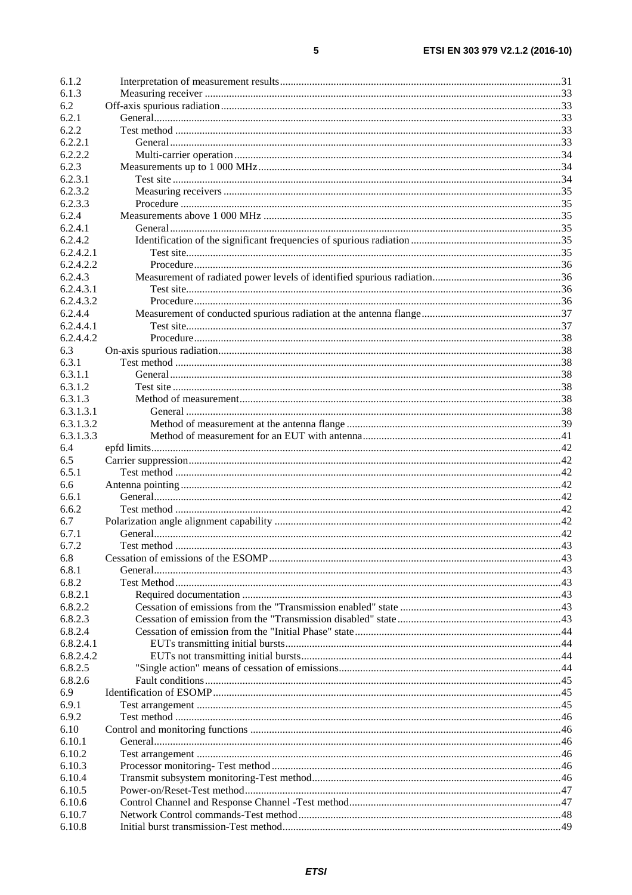6.1.2 Interpretation of measurement results ........................................................................................................31
6.1.3 Measuring receiver ...................................................................................................................................33
6.2 Off-axis spurious radiation.............................................................................................................................33
6.2.1 General.......................................................................................................................................................33
6.2.2 Test method ...............................................................................................................................................33
6.2.2.1 General.................................................................................................................................................33
6.2.2.2 Multi-carrier operation.........................................................................................................................34
6.2.3 Measurements up to 1 000 MHz................................................................................................................34
6.2.3.1 Test site ................................................................................................................................................34
6.2.3.2 Measuring receivers .............................................................................................................................35
6.2.3.3 Procedure .............................................................................................................................................35
6.2.4 Measurements above 1 000 MHz ..............................................................................................................35
6.2.4.1 General.................................................................................................................................................35
6.2.4.2 Identification of the significant frequencies of spurious radiation ........................................................35
6.2.4.2.1 Test site..........................................................................................................................................35
6.2.4.2.2 Procedure.......................................................................................................................................36
6.2.4.3 Measurement of radiated power levels of identified spurious radiation................................................36
6.2.4.3.1 Test site..........................................................................................................................................36
6.2.4.3.2 Procedure.......................................................................................................................................36
6.2.4.4 Measurement of conducted spurious radiation at the antenna flange....................................................37
6.2.4.4.1 Test site..........................................................................................................................................37
6.2.4.4.2 Procedure.......................................................................................................................................38
6.3 On-axis spurious radiation..............................................................................................................................38
6.3.1 Test method ...............................................................................................................................................38
6.3.1.1 General.................................................................................................................................................38
6.3.1.2 Test site ................................................................................................................................................38
6.3.1.3 Method of measurement.......................................................................................................................38
6.3.1.3.1 General ..........................................................................................................................................38
6.3.1.3.2 Method of measurement at the antenna flange ...............................................................................39
6.3.1.3.3 Method of measurement for an EUT with antenna.........................................................................41
6.4 epfd limits.......................................................................................................................................................42
6.5 Carrier suppression.........................................................................................................................................42
6.5.1 Test method ...............................................................................................................................................42
6.6 Antenna pointing ............................................................................................................................................42
6.6.1 General.......................................................................................................................................................42
6.6.2 Test method ...............................................................................................................................................42
6.7 Polarization angle alignment capability ..........................................................................................................42
6.7.1 General.......................................................................................................................................................42
6.7.2 Test method ...............................................................................................................................................43
6.8 Cessation of emissions of the ESOMP............................................................................................................43
6.8.1 General.......................................................................................................................................................43
6.8.2 Test Method...............................................................................................................................................43
6.8.2.1 Required documentation ......................................................................................................................43
6.8.2.2 Cessation of emissions from the "Transmission enabled" state ............................................................43
6.8.2.3 Cessation of emission from the "Transmission disabled" state ............................................................43
6.8.2.4 Cessation of emission from the "Initial Phase" state............................................................................44
6.8.2.4.1 EUTs transmitting initial bursts.....................................................................................................44
6.8.2.4.2 EUTs not transmitting initial bursts................................................................................................44
6.8.2.5 "Single action" means of cessation of emissions..................................................................................44
6.8.2.6 Fault conditions...................................................................................................................................45
6.9 Identification of ESOMP................................................................................................................................45
6.9.1 Test arrangement .......................................................................................................................................45
6.9.2 Test method ...............................................................................................................................................46
6.10 Control and monitoring functions ..................................................................................................................46
6.10.1 General.......................................................................................................................................................46
6.10.2 Test arrangement .......................................................................................................................................46
6.10.3 Processor monitoring- Test method...........................................................................................................46
6.10.4 Transmit subsystem monitoring-Test method............................................................................................46
6.10.5 Power-on/Reset-Test method.....................................................................................................................47
6.10.6 Control Channel and Response Channel -Test method..............................................................................47
6.10.7 Network Control commands-Test method..................................................................................................48
6.10.8 Initial burst transmission-Test method.......................................................................................................49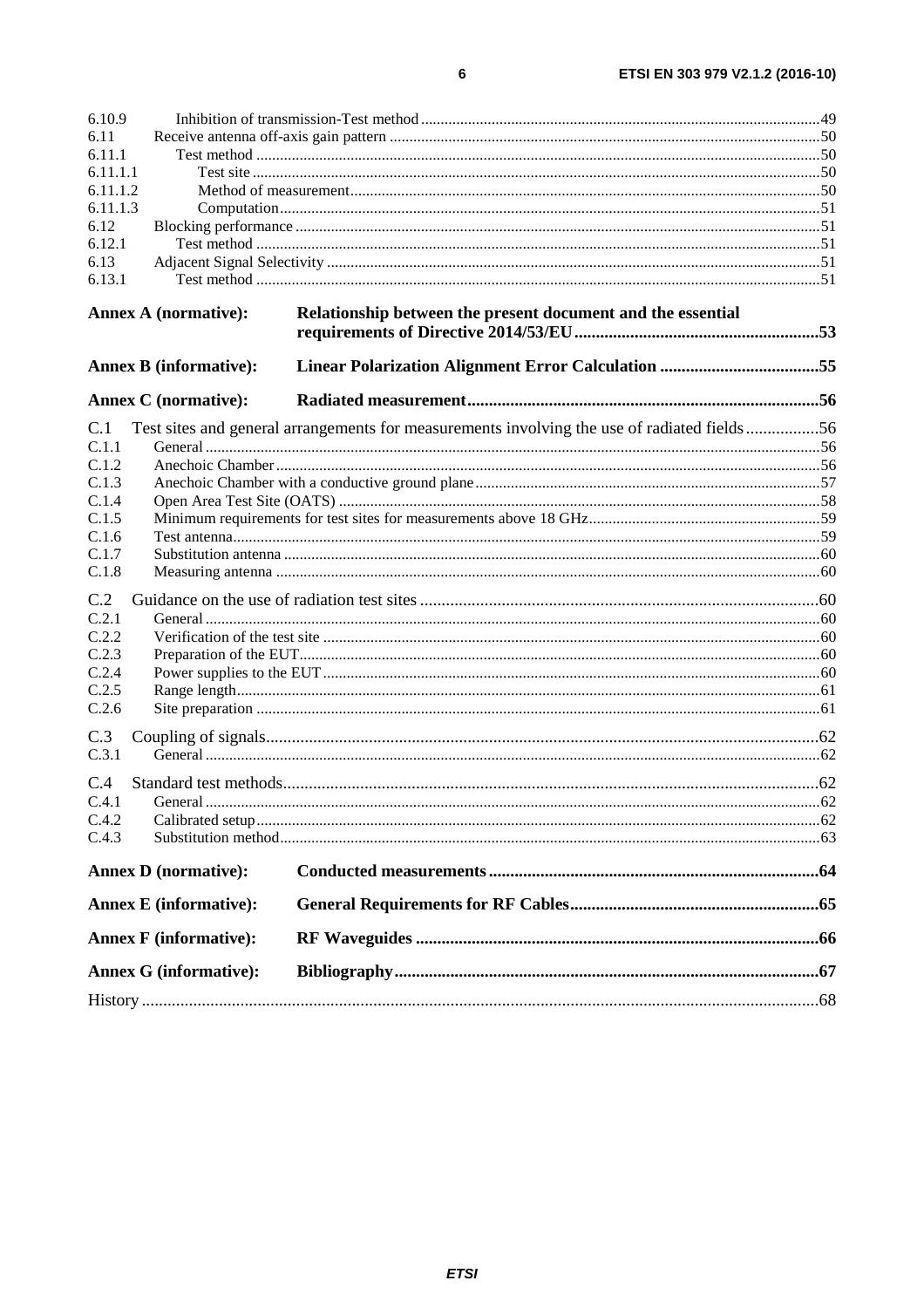6.10.9 Inhibition of transmission-Test method ..... 49
6.11 Receive antenna off-axis gain pattern ..... 50
6.11.1 Test method ..... 50
6.11.1.1 Test site ..... 50
6.11.1.2 Method of measurement ..... 50
6.11.1.3 Computation ..... 51
6.12 Blocking performance ..... 51
6.12.1 Test method ..... 51
6.13 Adjacent Signal Selectivity ..... 51
6.13.1 Test method ..... 51

**Annex A (normative): Relationship between the present document and the essential requirements of Directive 2014/53/EU ..... 53**

**Annex B (informative): Linear Polarization Alignment Error Calculation ..... 55**

**Annex C (normative): Radiated measurement ..... 56**

C.1 Test sites and general arrangements for measurements involving the use of radiated fields ..... 56
C.1.1 General ..... 56
C.1.2 Anechoic Chamber ..... 56
C.1.3 Anechoic Chamber with a conductive ground plane ..... 57
C.1.4 Open Area Test Site (OATS) ..... 58
C.1.5 Minimum requirements for test sites for measurements above 18 GHz ..... 59
C.1.6 Test antenna ..... 59
C.1.7 Substitution antenna ..... 60
C.1.8 Measuring antenna ..... 60

C.2 Guidance on the use of radiation test sites ..... 60
C.2.1 General ..... 60
C.2.2 Verification of the test site ..... 60
C.2.3 Preparation of the EUT ..... 60
C.2.4 Power supplies to the EUT ..... 60
C.2.5 Range length ..... 61
C.2.6 Site preparation ..... 61

C.3 Coupling of signals ..... 62
C.3.1 General ..... 62

C.4 Standard test methods ..... 62
C.4.1 General ..... 62
C.4.2 Calibrated setup ..... 62
C.4.3 Substitution method ..... 63

**Annex D (normative): Conducted measurements ..... 64**

**Annex E (informative): General Requirements for RF Cables ..... 65**

**Annex F (informative): RF Waveguides ..... 66**

**Annex G (informative): Bibliography ..... 67**

History ..... 68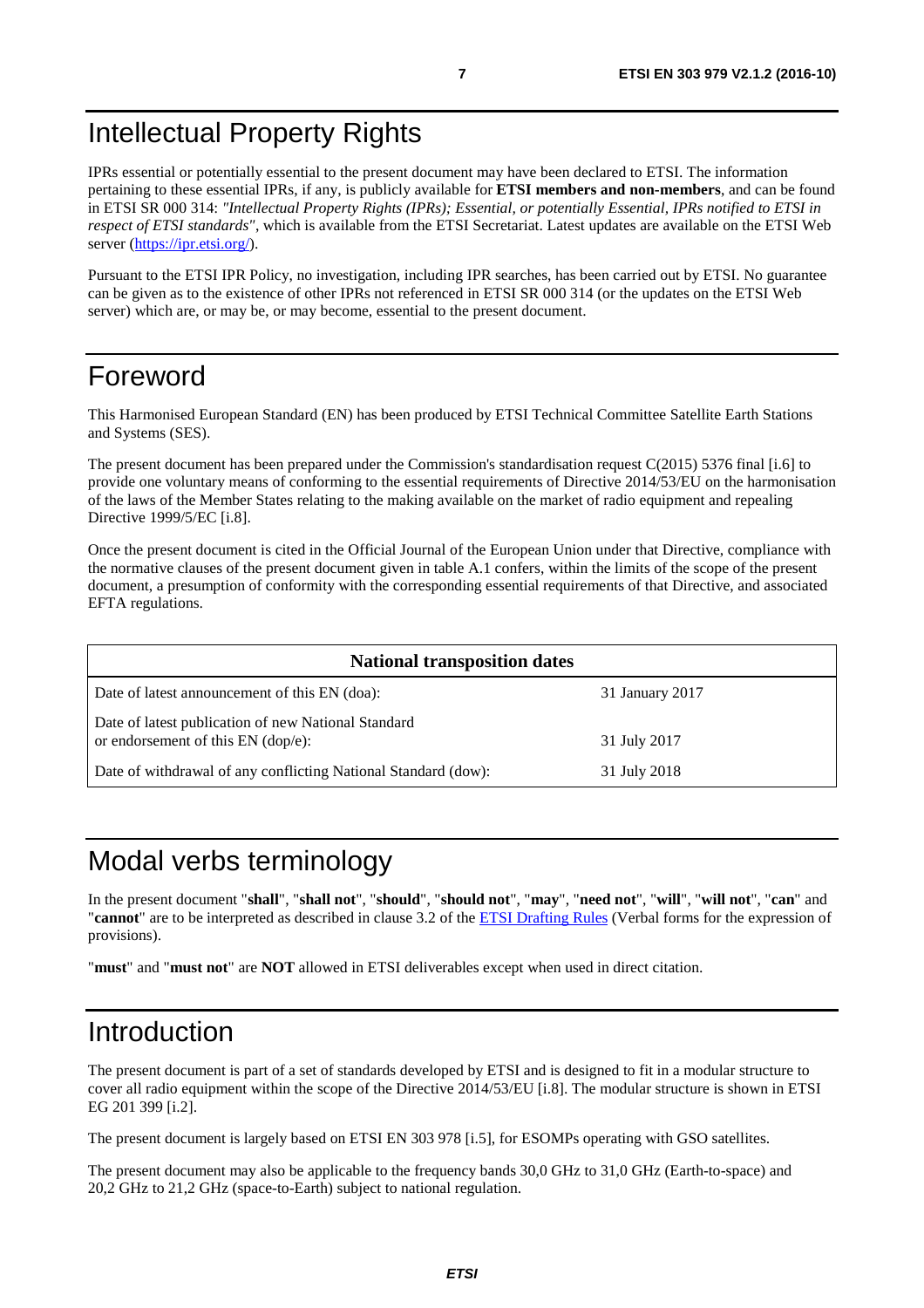# Intellectual Property Rights

IPRs essential or potentially essential to the present document may have been declared to ETSI. The information pertaining to these essential IPRs, if any, is publicly available for **ETSI members and non-members**, and can be found in ETSI SR 000 314: *"Intellectual Property Rights (IPRs); Essential, or potentially Essential, IPRs notified to ETSI in respect of ETSI standards"*, which is available from the ETSI Secretariat. Latest updates are available on the ETSI Web server (https://ipr.etsi.org/).

Pursuant to the ETSI IPR Policy, no investigation, including IPR searches, has been carried out by ETSI. No guarantee can be given as to the existence of other IPRs not referenced in ETSI SR 000 314 (or the updates on the ETSI Web server) which are, or may be, or may become, essential to the present document.

# Foreword

This Harmonised European Standard (EN) has been produced by ETSI Technical Committee Satellite Earth Stations and Systems (SES).

The present document has been prepared under the Commission's standardisation request C(2015) 5376 final [i.6] to provide one voluntary means of conforming to the essential requirements of Directive 2014/53/EU on the harmonisation of the laws of the Member States relating to the making available on the market of radio equipment and repealing Directive 1999/5/EC [i.8].

Once the present document is cited in the Official Journal of the European Union under that Directive, compliance with the normative clauses of the present document given in table A.1 confers, within the limits of the scope of the present document, a presumption of conformity with the corresponding essential requirements of that Directive, and associated EFTA regulations.

| **National transposition dates** | |
|---|---|
| Date of latest announcement of this EN (doa): | 31 January 2017 |
| Date of latest publication of new National Standard or endorsement of this EN (dop/e): | 31 July 2017 |
| Date of withdrawal of any conflicting National Standard (dow): | 31 July 2018 |

# Modal verbs terminology

In the present document "**shall**", "**shall not**", "**should**", "**should not**", "**may**", "**need not**", "**will**", "**will not**", "**can**" and "**cannot**" are to be interpreted as described in clause 3.2 of the ETSI Drafting Rules (Verbal forms for the expression of provisions).

"**must**" and "**must not**" are **NOT** allowed in ETSI deliverables except when used in direct citation.

# Introduction

The present document is part of a set of standards developed by ETSI and is designed to fit in a modular structure to cover all radio equipment within the scope of the Directive 2014/53/EU [i.8]. The modular structure is shown in ETSI EG 201 399 [i.2].

The present document is largely based on ETSI EN 303 978 [i.5], for ESOMPs operating with GSO satellites.

The present document may also be applicable to the frequency bands 30,0 GHz to 31,0 GHz (Earth-to-space) and 20,2 GHz to 21,2 GHz (space-to-Earth) subject to national regulation.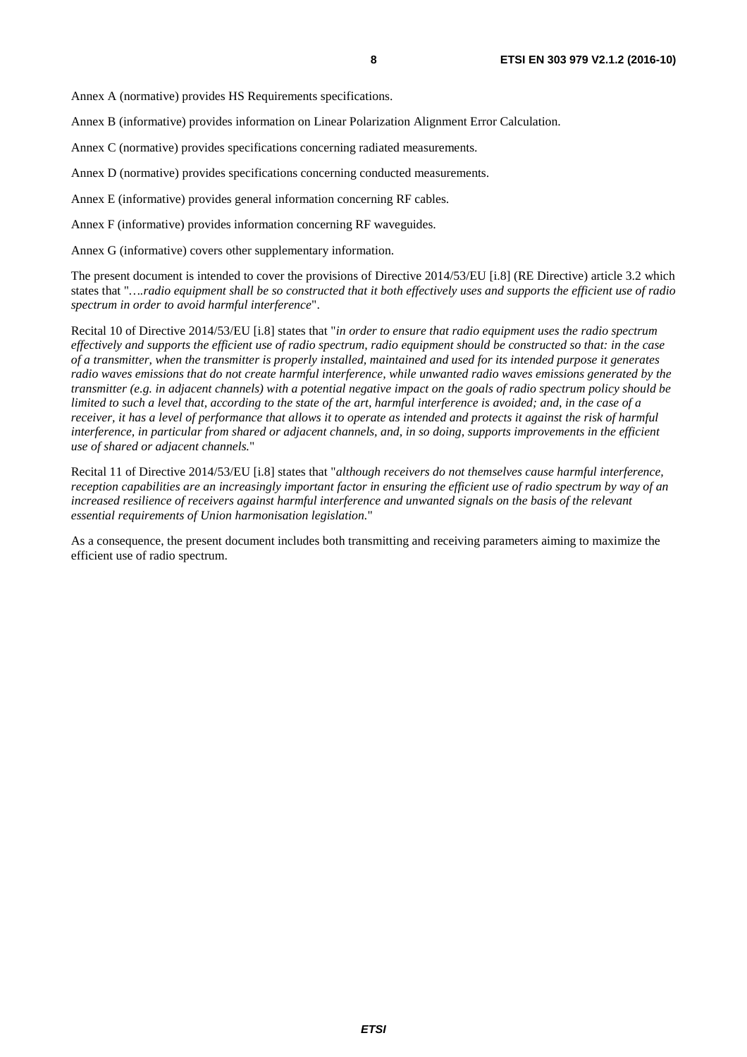Annex A (normative) provides HS Requirements specifications.

Annex B (informative) provides information on Linear Polarization Alignment Error Calculation.

Annex C (normative) provides specifications concerning radiated measurements.

Annex D (normative) provides specifications concerning conducted measurements.

Annex E (informative) provides general information concerning RF cables.

Annex F (informative) provides information concerning RF waveguides.

Annex G (informative) covers other supplementary information.

The present document is intended to cover the provisions of Directive 2014/53/EU [i.8] (RE Directive) article 3.2 which states that "*….radio equipment shall be so constructed that it both effectively uses and supports the efficient use of radio spectrum in order to avoid harmful interference*".

Recital 10 of Directive 2014/53/EU [i.8] states that "*in order to ensure that radio equipment uses the radio spectrum effectively and supports the efficient use of radio spectrum, radio equipment should be constructed so that: in the case of a transmitter, when the transmitter is properly installed, maintained and used for its intended purpose it generates radio waves emissions that do not create harmful interference, while unwanted radio waves emissions generated by the transmitter (e.g. in adjacent channels) with a potential negative impact on the goals of radio spectrum policy should be limited to such a level that, according to the state of the art, harmful interference is avoided; and, in the case of a receiver, it has a level of performance that allows it to operate as intended and protects it against the risk of harmful interference, in particular from shared or adjacent channels, and, in so doing, supports improvements in the efficient use of shared or adjacent channels.*"

Recital 11 of Directive 2014/53/EU [i.8] states that "*although receivers do not themselves cause harmful interference, reception capabilities are an increasingly important factor in ensuring the efficient use of radio spectrum by way of an increased resilience of receivers against harmful interference and unwanted signals on the basis of the relevant essential requirements of Union harmonisation legislation.*"

As a consequence, the present document includes both transmitting and receiving parameters aiming to maximize the efficient use of radio spectrum.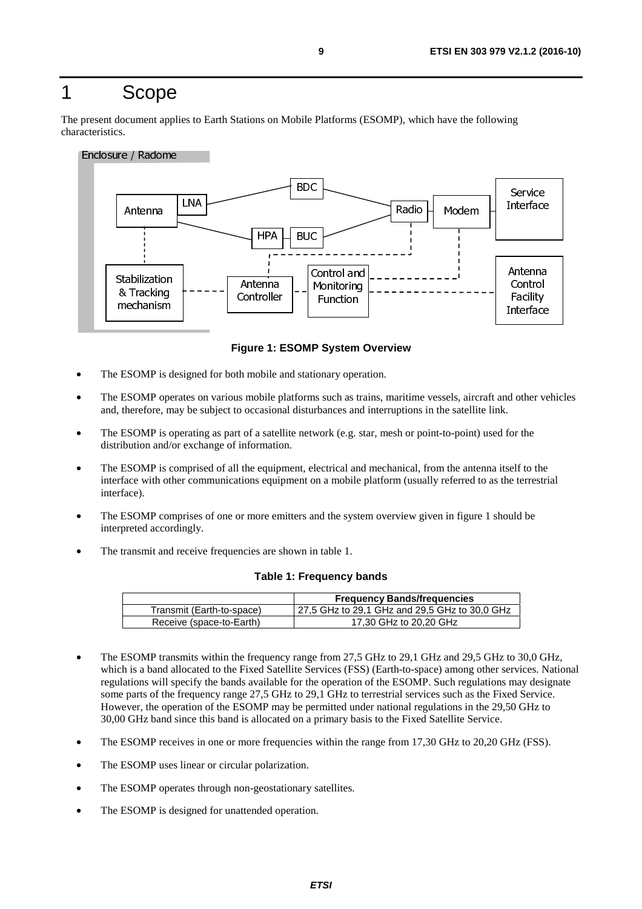# 1 Scope

The present document applies to Earth Stations on Mobile Platforms (ESOMP), which have the following characteristics.

**Figure 1: ESOMP System Overview**

- The ESOMP is designed for both mobile and stationary operation.
- The ESOMP operates on various mobile platforms such as trains, maritime vessels, aircraft and other vehicles and, therefore, may be subject to occasional disturbances and interruptions in the satellite link.
- The ESOMP is operating as part of a satellite network (e.g. star, mesh or point-to-point) used for the distribution and/or exchange of information.
- The ESOMP is comprised of all the equipment, electrical and mechanical, from the antenna itself to the interface with other communications equipment on a mobile platform (usually referred to as the terrestrial interface).
- The ESOMP comprises of one or more emitters and the system overview given in figure 1 should be interpreted accordingly.
- The transmit and receive frequencies are shown in table 1.

**Table 1: Frequency bands**

| | Frequency Bands/frequencies |
|---|---|
| Transmit (Earth-to-space) | 27,5 GHz to 29,1 GHz and 29,5 GHz to 30,0 GHz |
| Receive (space-to-Earth) | 17,30 GHz to 20,20 GHz |

- The ESOMP transmits within the frequency range from 27,5 GHz to 29,1 GHz and 29,5 GHz to 30,0 GHz, which is a band allocated to the Fixed Satellite Services (FSS) (Earth-to-space) among other services. National regulations will specify the bands available for the operation of the ESOMP. Such regulations may designate some parts of the frequency range 27,5 GHz to 29,1 GHz to terrestrial services such as the Fixed Service. However, the operation of the ESOMP may be permitted under national regulations in the 29,50 GHz to 30,00 GHz band since this band is allocated on a primary basis to the Fixed Satellite Service.
- The ESOMP receives in one or more frequencies within the range from 17,30 GHz to 20,20 GHz (FSS).
- The ESOMP uses linear or circular polarization.
- The ESOMP operates through non-geostationary satellites.
- The ESOMP is designed for unattended operation.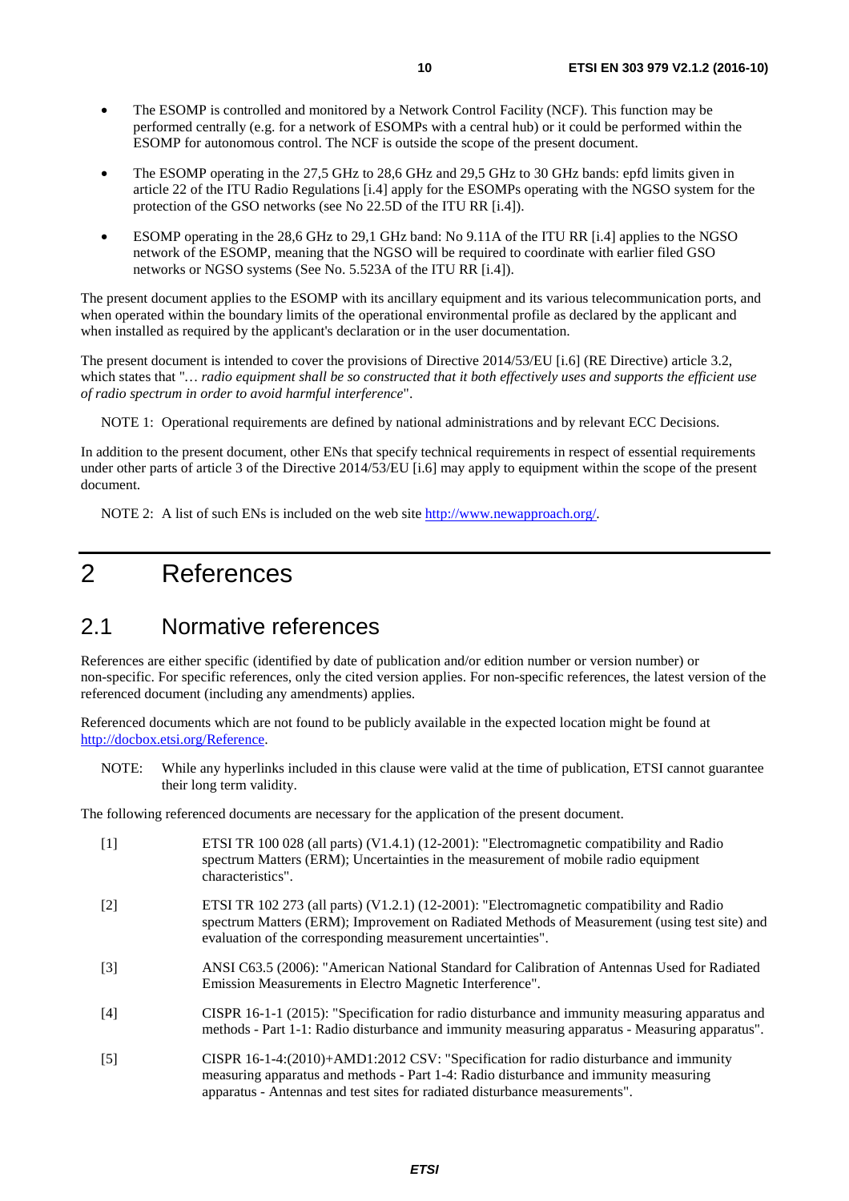- The ESOMP is controlled and monitored by a Network Control Facility (NCF). This function may be performed centrally (e.g. for a network of ESOMPs with a central hub) or it could be performed within the ESOMP for autonomous control. The NCF is outside the scope of the present document.
- The ESOMP operating in the 27,5 GHz to 28,6 GHz and 29,5 GHz to 30 GHz bands: epfd limits given in article 22 of the ITU Radio Regulations [i.4] apply for the ESOMPs operating with the NGSO system for the protection of the GSO networks (see No 22.5D of the ITU RR [i.4]).
- ESOMP operating in the 28,6 GHz to 29,1 GHz band: No 9.11A of the ITU RR [i.4] applies to the NGSO network of the ESOMP, meaning that the NGSO will be required to coordinate with earlier filed GSO networks or NGSO systems (See No. 5.523A of the ITU RR [i.4]).

The present document applies to the ESOMP with its ancillary equipment and its various telecommunication ports, and when operated within the boundary limits of the operational environmental profile as declared by the applicant and when installed as required by the applicant's declaration or in the user documentation.

The present document is intended to cover the provisions of Directive 2014/53/EU [i.6] (RE Directive) article 3.2, which states that "*… radio equipment shall be so constructed that it both effectively uses and supports the efficient use of radio spectrum in order to avoid harmful interference*".

NOTE 1: Operational requirements are defined by national administrations and by relevant ECC Decisions.

In addition to the present document, other ENs that specify technical requirements in respect of essential requirements under other parts of article 3 of the Directive 2014/53/EU [i.6] may apply to equipment within the scope of the present document.

NOTE 2: A list of such ENs is included on the web site http://www.newapproach.org/.

# 2 References

## 2.1 Normative references

References are either specific (identified by date of publication and/or edition number or version number) or non-specific. For specific references, only the cited version applies. For non-specific references, the latest version of the referenced document (including any amendments) applies.

Referenced documents which are not found to be publicly available in the expected location might be found at http://docbox.etsi.org/Reference.

NOTE: While any hyperlinks included in this clause were valid at the time of publication, ETSI cannot guarantee their long term validity.

The following referenced documents are necessary for the application of the present document.

[1] ETSI TR 100 028 (all parts) (V1.4.1) (12-2001): "Electromagnetic compatibility and Radio spectrum Matters (ERM); Uncertainties in the measurement of mobile radio equipment characteristics".

[2] ETSI TR 102 273 (all parts) (V1.2.1) (12-2001): "Electromagnetic compatibility and Radio spectrum Matters (ERM); Improvement on Radiated Methods of Measurement (using test site) and evaluation of the corresponding measurement uncertainties".

[3] ANSI C63.5 (2006): "American National Standard for Calibration of Antennas Used for Radiated Emission Measurements in Electro Magnetic Interference".

[4] CISPR 16-1-1 (2015): "Specification for radio disturbance and immunity measuring apparatus and methods - Part 1-1: Radio disturbance and immunity measuring apparatus - Measuring apparatus".

[5] CISPR 16-1-4:(2010)+AMD1:2012 CSV: "Specification for radio disturbance and immunity measuring apparatus and methods - Part 1-4: Radio disturbance and immunity measuring apparatus - Antennas and test sites for radiated disturbance measurements".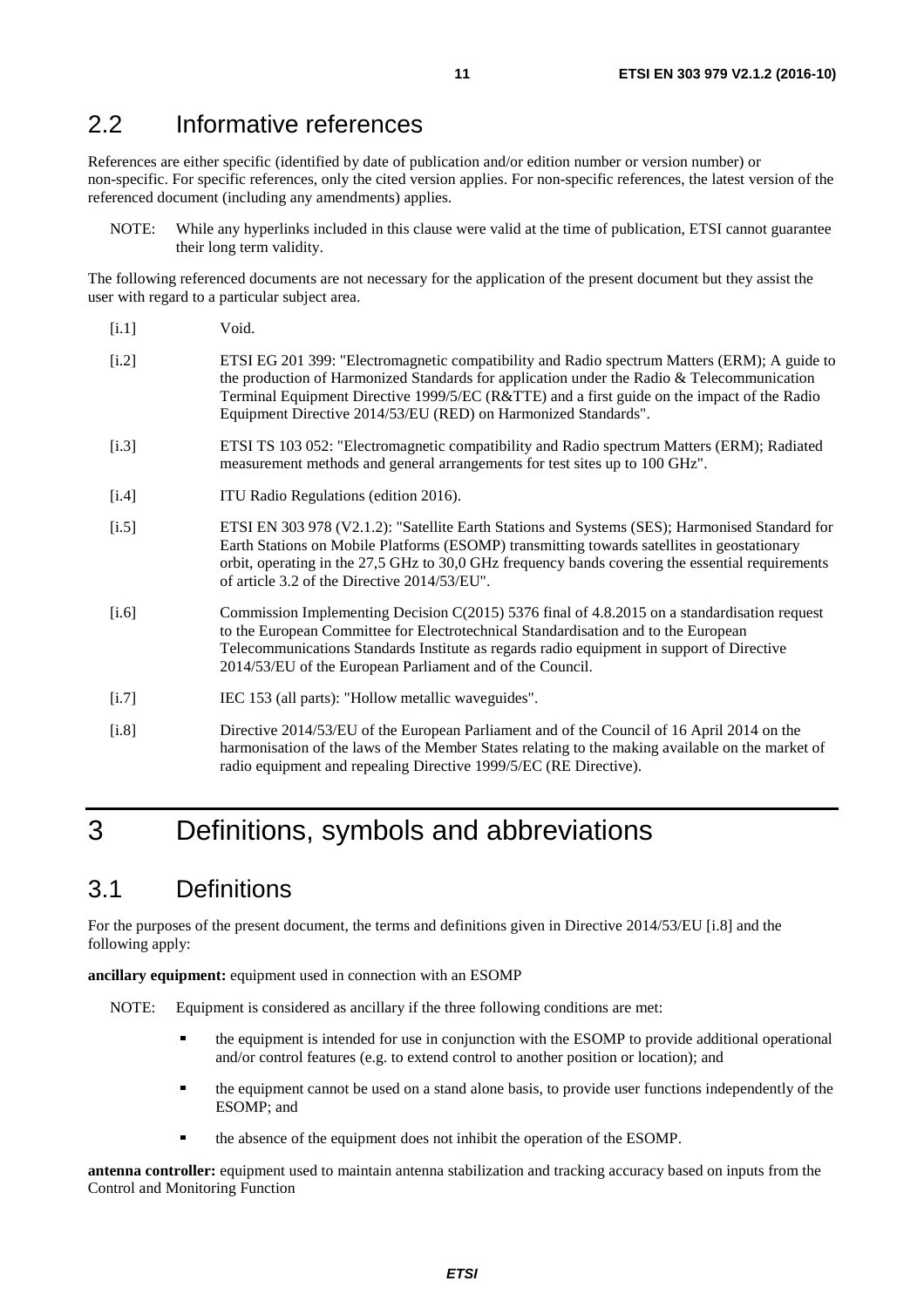## 2.2 Informative references

References are either specific (identified by date of publication and/or edition number or version number) or non-specific. For specific references, only the cited version applies. For non-specific references, the latest version of the referenced document (including any amendments) applies.

NOTE: While any hyperlinks included in this clause were valid at the time of publication, ETSI cannot guarantee their long term validity.

The following referenced documents are not necessary for the application of the present document but they assist the user with regard to a particular subject area.

[i.1] Void.

[i.2] ETSI EG 201 399: "Electromagnetic compatibility and Radio spectrum Matters (ERM); A guide to the production of Harmonized Standards for application under the Radio & Telecommunication Terminal Equipment Directive 1999/5/EC (R&TTE) and a first guide on the impact of the Radio Equipment Directive 2014/53/EU (RED) on Harmonized Standards".

[i.3] ETSI TS 103 052: "Electromagnetic compatibility and Radio spectrum Matters (ERM); Radiated measurement methods and general arrangements for test sites up to 100 GHz".

[i.4] ITU Radio Regulations (edition 2016).

[i.5] ETSI EN 303 978 (V2.1.2): "Satellite Earth Stations and Systems (SES); Harmonised Standard for Earth Stations on Mobile Platforms (ESOMP) transmitting towards satellites in geostationary orbit, operating in the 27,5 GHz to 30,0 GHz frequency bands covering the essential requirements of article 3.2 of the Directive 2014/53/EU".

[i.6] Commission Implementing Decision C(2015) 5376 final of 4.8.2015 on a standardisation request to the European Committee for Electrotechnical Standardisation and to the European Telecommunications Standards Institute as regards radio equipment in support of Directive 2014/53/EU of the European Parliament and of the Council.

[i.7] IEC 153 (all parts): "Hollow metallic waveguides".

[i.8] Directive 2014/53/EU of the European Parliament and of the Council of 16 April 2014 on the harmonisation of the laws of the Member States relating to the making available on the market of radio equipment and repealing Directive 1999/5/EC (RE Directive).

# 3 Definitions, symbols and abbreviations

## 3.1 Definitions

For the purposes of the present document, the terms and definitions given in Directive 2014/53/EU [i.8] and the following apply:

**ancillary equipment:** equipment used in connection with an ESOMP

NOTE: Equipment is considered as ancillary if the three following conditions are met:

- the equipment is intended for use in conjunction with the ESOMP to provide additional operational and/or control features (e.g. to extend control to another position or location); and
- the equipment cannot be used on a stand alone basis, to provide user functions independently of the ESOMP; and
- the absence of the equipment does not inhibit the operation of the ESOMP.

**antenna controller:** equipment used to maintain antenna stabilization and tracking accuracy based on inputs from the Control and Monitoring Function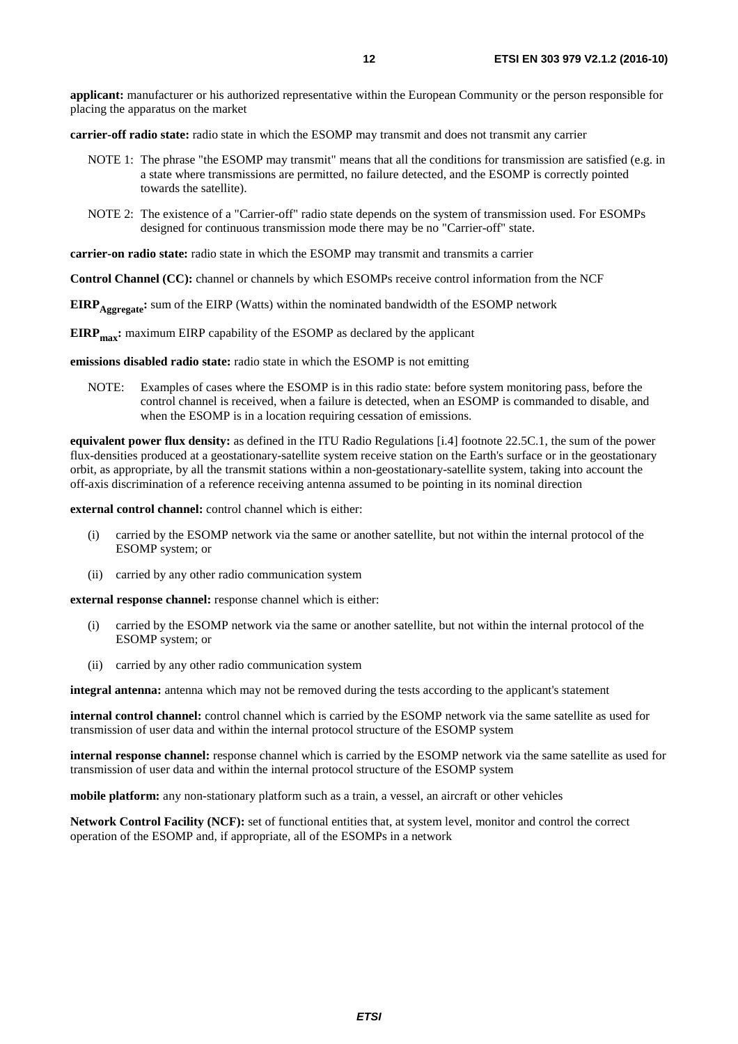**applicant:** manufacturer or his authorized representative within the European Community or the person responsible for placing the apparatus on the market

**carrier-off radio state:** radio state in which the ESOMP may transmit and does not transmit any carrier

NOTE 1: The phrase "the ESOMP may transmit" means that all the conditions for transmission are satisfied (e.g. in a state where transmissions are permitted, no failure detected, and the ESOMP is correctly pointed towards the satellite).

NOTE 2: The existence of a "Carrier-off" radio state depends on the system of transmission used. For ESOMPs designed for continuous transmission mode there may be no "Carrier-off" state.

**carrier-on radio state:** radio state in which the ESOMP may transmit and transmits a carrier

**Control Channel (CC):** channel or channels by which ESOMPs receive control information from the NCF

**$EIRP_{Aggregate}$:** sum of the EIRP (Watts) within the nominated bandwidth of the ESOMP network

**$EIRP_{max}$:** maximum EIRP capability of the ESOMP as declared by the applicant

**emissions disabled radio state:** radio state in which the ESOMP is not emitting

NOTE: Examples of cases where the ESOMP is in this radio state: before system monitoring pass, before the control channel is received, when a failure is detected, when an ESOMP is commanded to disable, and when the ESOMP is in a location requiring cessation of emissions.

**equivalent power flux density:** as defined in the ITU Radio Regulations [i.4] footnote 22.5C.1, the sum of the power flux-densities produced at a geostationary-satellite system receive station on the Earth's surface or in the geostationary orbit, as appropriate, by all the transmit stations within a non-geostationary-satellite system, taking into account the off-axis discrimination of a reference receiving antenna assumed to be pointing in its nominal direction

**external control channel:** control channel which is either:

(i) carried by the ESOMP network via the same or another satellite, but not within the internal protocol of the ESOMP system; or

(ii) carried by any other radio communication system

**external response channel:** response channel which is either:

(i) carried by the ESOMP network via the same or another satellite, but not within the internal protocol of the ESOMP system; or

(ii) carried by any other radio communication system

**integral antenna:** antenna which may not be removed during the tests according to the applicant's statement

**internal control channel:** control channel which is carried by the ESOMP network via the same satellite as used for transmission of user data and within the internal protocol structure of the ESOMP system

**internal response channel:** response channel which is carried by the ESOMP network via the same satellite as used for transmission of user data and within the internal protocol structure of the ESOMP system

**mobile platform:** any non-stationary platform such as a train, a vessel, an aircraft or other vehicles

**Network Control Facility (NCF):** set of functional entities that, at system level, monitor and control the correct operation of the ESOMP and, if appropriate, all of the ESOMPs in a network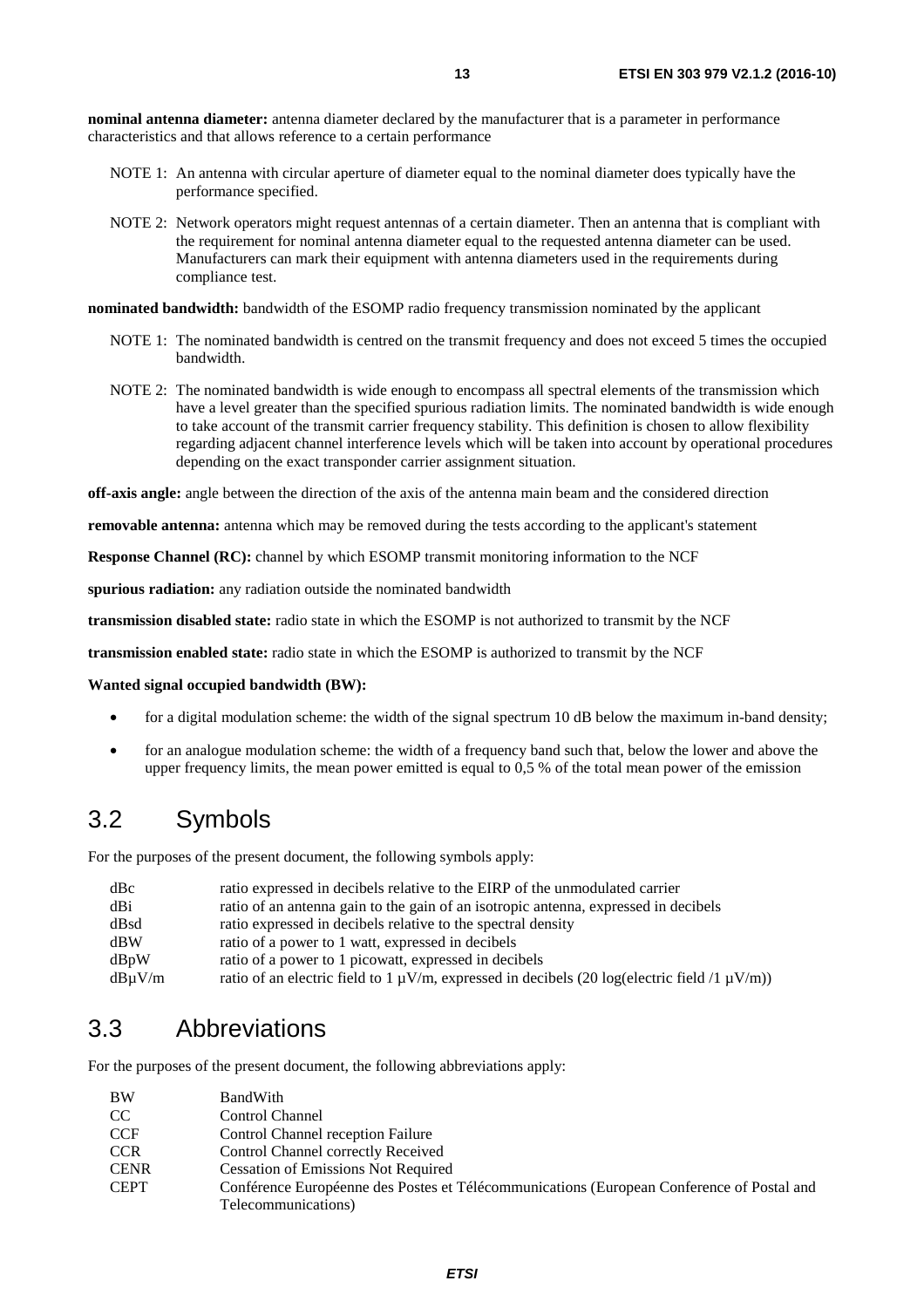**nominal antenna diameter:** antenna diameter declared by the manufacturer that is a parameter in performance characteristics and that allows reference to a certain performance

NOTE 1: An antenna with circular aperture of diameter equal to the nominal diameter does typically have the performance specified.

NOTE 2: Network operators might request antennas of a certain diameter. Then an antenna that is compliant with the requirement for nominal antenna diameter equal to the requested antenna diameter can be used. Manufacturers can mark their equipment with antenna diameters used in the requirements during compliance test.

**nominated bandwidth:** bandwidth of the ESOMP radio frequency transmission nominated by the applicant

NOTE 1: The nominated bandwidth is centred on the transmit frequency and does not exceed 5 times the occupied bandwidth.

NOTE 2: The nominated bandwidth is wide enough to encompass all spectral elements of the transmission which have a level greater than the specified spurious radiation limits. The nominated bandwidth is wide enough to take account of the transmit carrier frequency stability. This definition is chosen to allow flexibility regarding adjacent channel interference levels which will be taken into account by operational procedures depending on the exact transponder carrier assignment situation.

**off-axis angle:** angle between the direction of the axis of the antenna main beam and the considered direction

**removable antenna:** antenna which may be removed during the tests according to the applicant's statement

**Response Channel (RC):** channel by which ESOMP transmit monitoring information to the NCF

**spurious radiation:** any radiation outside the nominated bandwidth

**transmission disabled state:** radio state in which the ESOMP is not authorized to transmit by the NCF

**transmission enabled state:** radio state in which the ESOMP is authorized to transmit by the NCF

**Wanted signal occupied bandwidth (BW):**

- for a digital modulation scheme: the width of the signal spectrum 10 dB below the maximum in-band density;
- for an analogue modulation scheme: the width of a frequency band such that, below the lower and above the upper frequency limits, the mean power emitted is equal to 0,5 % of the total mean power of the emission

## 3.2 Symbols

For the purposes of the present document, the following symbols apply:

| | |
|---|---|
| dBc | ratio expressed in decibels relative to the EIRP of the unmodulated carrier |
| dBi | ratio of an antenna gain to the gain of an isotropic antenna, expressed in decibels |
| dBsd | ratio expressed in decibels relative to the spectral density |
| dBW | ratio of a power to 1 watt, expressed in decibels |
| dBpW | ratio of a power to 1 picowatt, expressed in decibels |
| dBμV/m | ratio of an electric field to 1 μV/m, expressed in decibels (20 log(electric field /1 μV/m)) |

## 3.3 Abbreviations

For the purposes of the present document, the following abbreviations apply:

| | |
|---|---|
| BW | BandWith |
| CC | Control Channel |
| CCF | Control Channel reception Failure |
| CCR | Control Channel correctly Received |
| CENR | Cessation of Emissions Not Required |
| CEPT | Conférence Européenne des Postes et Télécommunications (European Conference of Postal and Telecommunications) |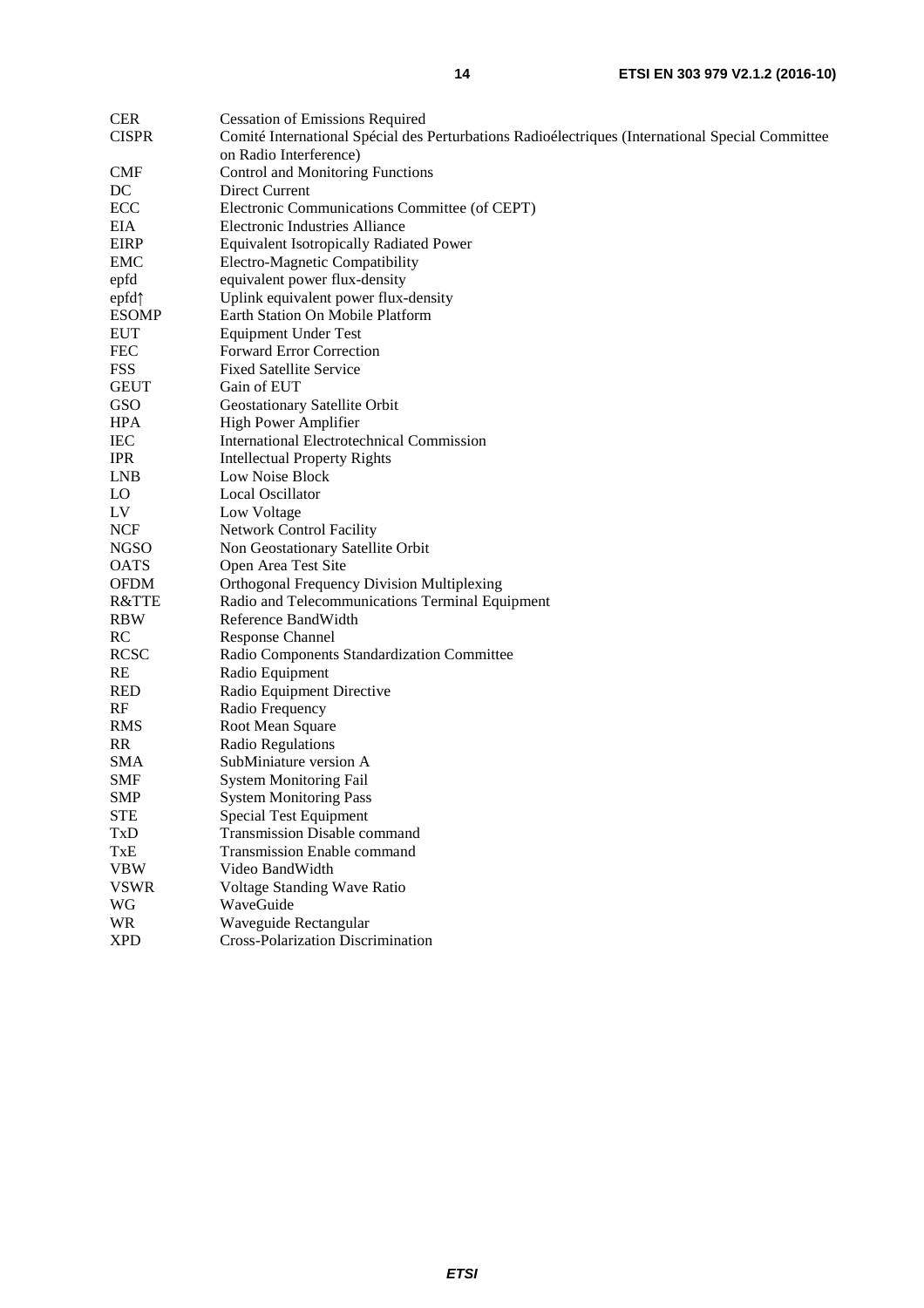| | |
|---|---|
| CER | Cessation of Emissions Required |
| CISPR | Comité International Spécial des Perturbations Radioélectriques (International Special Committee on Radio Interference) |
| CMF | Control and Monitoring Functions |
| DC | Direct Current |
| ECC | Electronic Communications Committee (of CEPT) |
| EIA | Electronic Industries Alliance |
| EIRP | Equivalent Isotropically Radiated Power |
| EMC | Electro-Magnetic Compatibility |
| epfd | equivalent power flux-density |
| epfd↑ | Uplink equivalent power flux-density |
| ESOMP | Earth Station On Mobile Platform |
| EUT | Equipment Under Test |
| FEC | Forward Error Correction |
| FSS | Fixed Satellite Service |
| GEUT | Gain of EUT |
| GSO | Geostationary Satellite Orbit |
| HPA | High Power Amplifier |
| IEC | International Electrotechnical Commission |
| IPR | Intellectual Property Rights |
| LNB | Low Noise Block |
| LO | Local Oscillator |
| LV | Low Voltage |
| NCF | Network Control Facility |
| NGSO | Non Geostationary Satellite Orbit |
| OATS | Open Area Test Site |
| OFDM | Orthogonal Frequency Division Multiplexing |
| R&TTE | Radio and Telecommunications Terminal Equipment |
| RBW | Reference BandWidth |
| RC | Response Channel |
| RCSC | Radio Components Standardization Committee |
| RE | Radio Equipment |
| RED | Radio Equipment Directive |
| RF | Radio Frequency |
| RMS | Root Mean Square |
| RR | Radio Regulations |
| SMA | SubMiniature version A |
| SMF | System Monitoring Fail |
| SMP | System Monitoring Pass |
| STE | Special Test Equipment |
| TxD | Transmission Disable command |
| TxE | Transmission Enable command |
| VBW | Video BandWidth |
| VSWR | Voltage Standing Wave Ratio |
| WG | WaveGuide |
| WR | Waveguide Rectangular |
| XPD | Cross-Polarization Discrimination |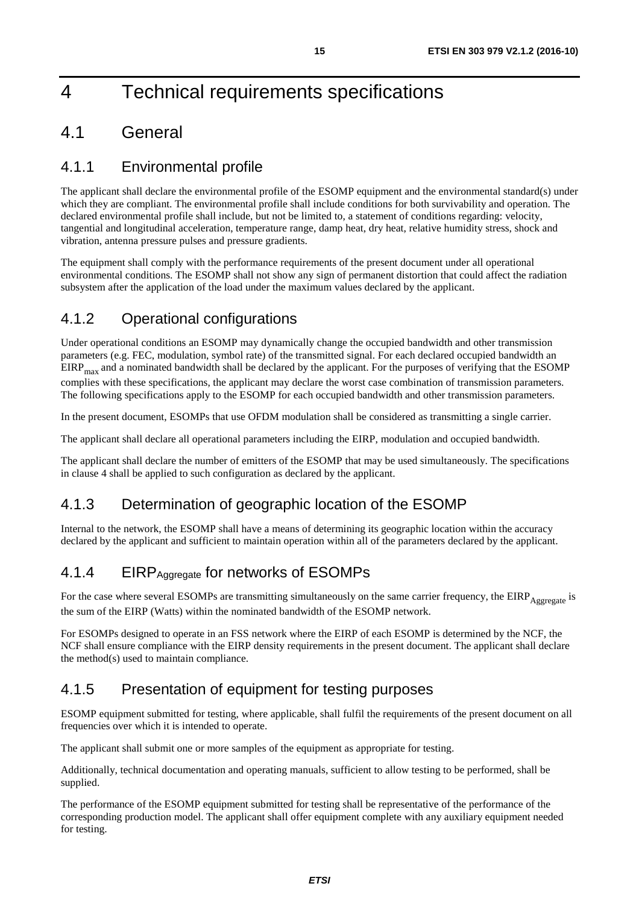# 4 Technical requirements specifications

## 4.1 General

### 4.1.1 Environmental profile

The applicant shall declare the environmental profile of the ESOMP equipment and the environmental standard(s) under which they are compliant. The environmental profile shall include conditions for both survivability and operation. The declared environmental profile shall include, but not be limited to, a statement of conditions regarding: velocity, tangential and longitudinal acceleration, temperature range, damp heat, dry heat, relative humidity stress, shock and vibration, antenna pressure pulses and pressure gradients.

The equipment shall comply with the performance requirements of the present document under all operational environmental conditions. The ESOMP shall not show any sign of permanent distortion that could affect the radiation subsystem after the application of the load under the maximum values declared by the applicant.

### 4.1.2 Operational configurations

Under operational conditions an ESOMP may dynamically change the occupied bandwidth and other transmission parameters (e.g. FEC, modulation, symbol rate) of the transmitted signal. For each declared occupied bandwidth an $EIRP_{max}$ and a nominated bandwidth shall be declared by the applicant. For the purposes of verifying that the ESOMP complies with these specifications, the applicant may declare the worst case combination of transmission parameters. The following specifications apply to the ESOMP for each occupied bandwidth and other transmission parameters.

In the present document, ESOMPs that use OFDM modulation shall be considered as transmitting a single carrier.

The applicant shall declare all operational parameters including the EIRP, modulation and occupied bandwidth.

The applicant shall declare the number of emitters of the ESOMP that may be used simultaneously. The specifications in clause 4 shall be applied to such configuration as declared by the applicant.

### 4.1.3 Determination of geographic location of the ESOMP

Internal to the network, the ESOMP shall have a means of determining its geographic location within the accuracy declared by the applicant and sufficient to maintain operation within all of the parameters declared by the applicant.

### 4.1.4 $EIRP_{Aggregate}$ for networks of ESOMPs

For the case where several ESOMPs are transmitting simultaneously on the same carrier frequency, the $EIRP_{Aggregate}$ is the sum of the EIRP (Watts) within the nominated bandwidth of the ESOMP network.

For ESOMPs designed to operate in an FSS network where the EIRP of each ESOMP is determined by the NCF, the NCF shall ensure compliance with the EIRP density requirements in the present document. The applicant shall declare the method(s) used to maintain compliance.

### 4.1.5 Presentation of equipment for testing purposes

ESOMP equipment submitted for testing, where applicable, shall fulfil the requirements of the present document on all frequencies over which it is intended to operate.

The applicant shall submit one or more samples of the equipment as appropriate for testing.

Additionally, technical documentation and operating manuals, sufficient to allow testing to be performed, shall be supplied.

The performance of the ESOMP equipment submitted for testing shall be representative of the performance of the corresponding production model. The applicant shall offer equipment complete with any auxiliary equipment needed for testing.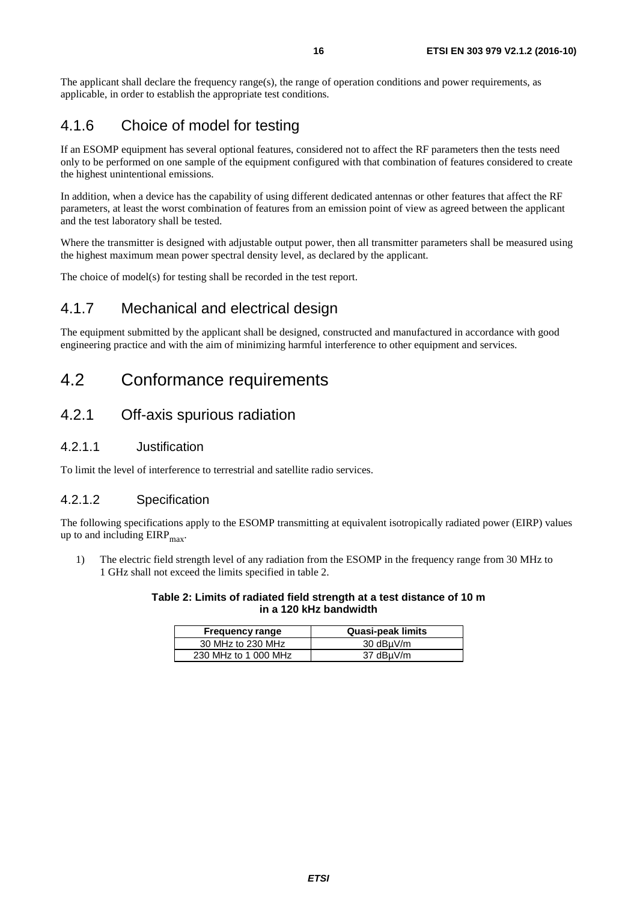The applicant shall declare the frequency range(s), the range of operation conditions and power requirements, as applicable, in order to establish the appropriate test conditions.

### 4.1.6 Choice of model for testing

If an ESOMP equipment has several optional features, considered not to affect the RF parameters then the tests need only to be performed on one sample of the equipment configured with that combination of features considered to create the highest unintentional emissions.

In addition, when a device has the capability of using different dedicated antennas or other features that affect the RF parameters, at least the worst combination of features from an emission point of view as agreed between the applicant and the test laboratory shall be tested.

Where the transmitter is designed with adjustable output power, then all transmitter parameters shall be measured using the highest maximum mean power spectral density level, as declared by the applicant.

The choice of model(s) for testing shall be recorded in the test report.

### 4.1.7 Mechanical and electrical design

The equipment submitted by the applicant shall be designed, constructed and manufactured in accordance with good engineering practice and with the aim of minimizing harmful interference to other equipment and services.

## 4.2 Conformance requirements

### 4.2.1 Off-axis spurious radiation

#### 4.2.1.1 Justification

To limit the level of interference to terrestrial and satellite radio services.

#### 4.2.1.2 Specification

The following specifications apply to the ESOMP transmitting at equivalent isotropically radiated power (EIRP) values up to and including $EIRP_{max}$.

1) The electric field strength level of any radiation from the ESOMP in the frequency range from 30 MHz to 1 GHz shall not exceed the limits specified in table 2.

**Table 2: Limits of radiated field strength at a test distance of 10 m in a 120 kHz bandwidth**

| Frequency range | Quasi-peak limits |
|---|---|
| 30 MHz to 230 MHz | 30 dBμV/m |
| 230 MHz to 1 000 MHz | 37 dBμV/m |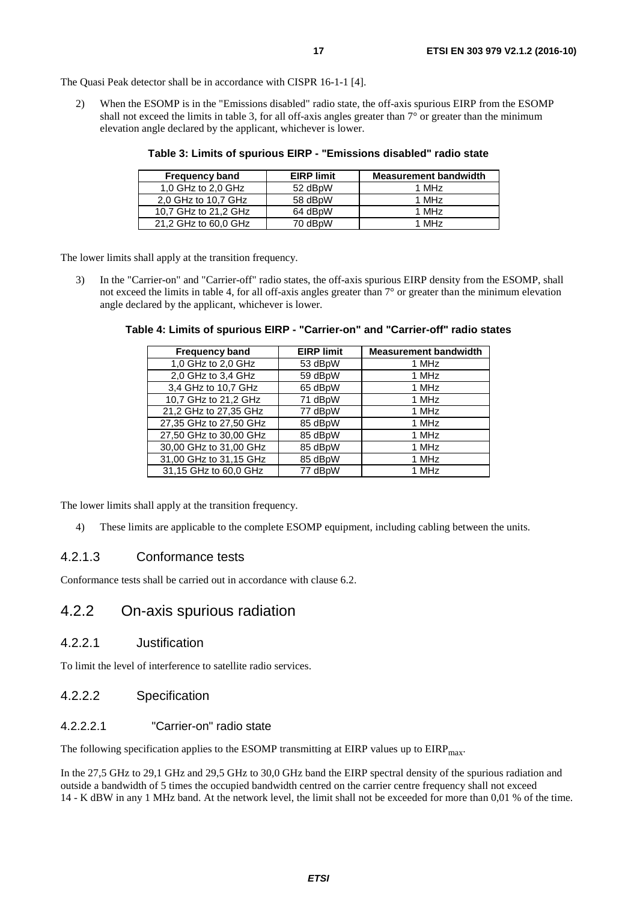The Quasi Peak detector shall be in accordance with CISPR 16-1-1 [4].

2) When the ESOMP is in the "Emissions disabled" radio state, the off-axis spurious EIRP from the ESOMP shall not exceed the limits in table 3, for all off-axis angles greater than 7° or greater than the minimum elevation angle declared by the applicant, whichever is lower.

**Table 3: Limits of spurious EIRP - "Emissions disabled" radio state**

| Frequency band | EIRP limit | Measurement bandwidth |
|---|---|---|
| 1,0 GHz to 2,0 GHz | 52 dBpW | 1 MHz |
| 2,0 GHz to 10,7 GHz | 58 dBpW | 1 MHz |
| 10,7 GHz to 21,2 GHz | 64 dBpW | 1 MHz |
| 21,2 GHz to 60,0 GHz | 70 dBpW | 1 MHz |

The lower limits shall apply at the transition frequency.

3) In the "Carrier-on" and "Carrier-off" radio states, the off-axis spurious EIRP density from the ESOMP, shall not exceed the limits in table 4, for all off-axis angles greater than 7° or greater than the minimum elevation angle declared by the applicant, whichever is lower.

**Table 4: Limits of spurious EIRP - "Carrier-on" and "Carrier-off" radio states**

| Frequency band | EIRP limit | Measurement bandwidth |
|---|---|---|
| 1,0 GHz to 2,0 GHz | 53 dBpW | 1 MHz |
| 2,0 GHz to 3,4 GHz | 59 dBpW | 1 MHz |
| 3,4 GHz to 10,7 GHz | 65 dBpW | 1 MHz |
| 10,7 GHz to 21,2 GHz | 71 dBpW | 1 MHz |
| 21,2 GHz to 27,35 GHz | 77 dBpW | 1 MHz |
| 27,35 GHz to 27,50 GHz | 85 dBpW | 1 MHz |
| 27,50 GHz to 30,00 GHz | 85 dBpW | 1 MHz |
| 30,00 GHz to 31,00 GHz | 85 dBpW | 1 MHz |
| 31,00 GHz to 31,15 GHz | 85 dBpW | 1 MHz |
| 31,15 GHz to 60,0 GHz | 77 dBpW | 1 MHz |

The lower limits shall apply at the transition frequency.

4) These limits are applicable to the complete ESOMP equipment, including cabling between the units.

#### 4.2.1.3 Conformance tests

Conformance tests shall be carried out in accordance with clause 6.2.

### 4.2.2 On-axis spurious radiation

#### 4.2.2.1 Justification

To limit the level of interference to satellite radio services.

#### 4.2.2.2 Specification

##### 4.2.2.2.1 "Carrier-on" radio state

The following specification applies to the ESOMP transmitting at EIRP values up to $EIRP_{max}$.

In the 27,5 GHz to 29,1 GHz and 29,5 GHz to 30,0 GHz band the EIRP spectral density of the spurious radiation and outside a bandwidth of 5 times the occupied bandwidth centred on the carrier centre frequency shall not exceed 14 - K dBW in any 1 MHz band. At the network level, the limit shall not be exceeded for more than 0,01 % of the time.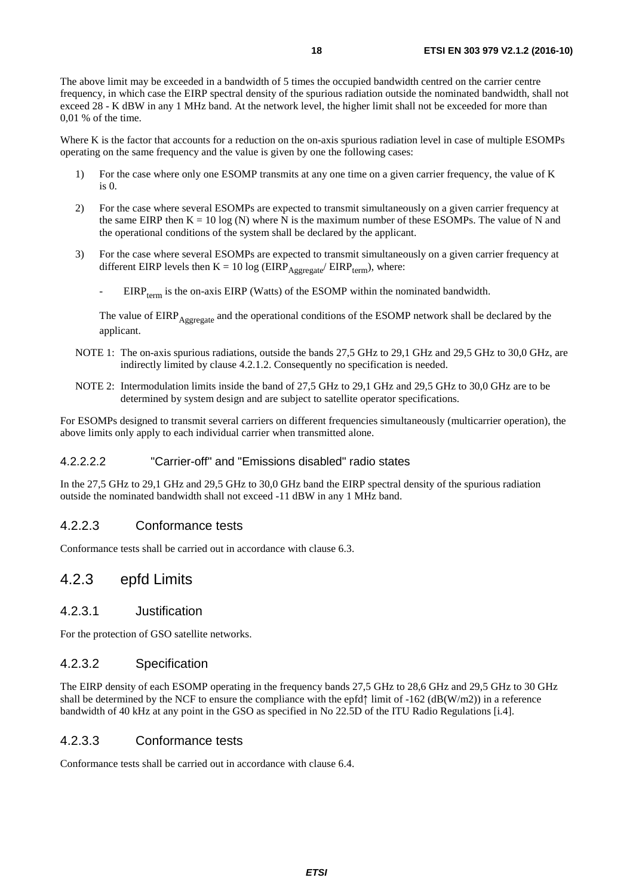The above limit may be exceeded in a bandwidth of 5 times the occupied bandwidth centred on the carrier centre frequency, in which case the EIRP spectral density of the spurious radiation outside the nominated bandwidth, shall not exceed 28 - K dBW in any 1 MHz band. At the network level, the higher limit shall not be exceeded for more than 0,01 % of the time.

Where K is the factor that accounts for a reduction on the on-axis spurious radiation level in case of multiple ESOMPs operating on the same frequency and the value is given by one the following cases:

1) For the case where only one ESOMP transmits at any one time on a given carrier frequency, the value of K is 0.
2) For the case where several ESOMPs are expected to transmit simultaneously on a given carrier frequency at the same EIRP then $K = 10 \log (N)$ where N is the maximum number of these ESOMPs. The value of N and the operational conditions of the system shall be declared by the applicant.
3) For the case where several ESOMPs are expected to transmit simultaneously on a given carrier frequency at different EIRP levels then $K = 10 \log (EIRP_{Aggregate} / EIRP_{term})$, where:

   - $EIRP_{term}$ is the on-axis EIRP (Watts) of the ESOMP within the nominated bandwidth.

   The value of $EIRP_{Aggregate}$ and the operational conditions of the ESOMP network shall be declared by the applicant.

NOTE 1: The on-axis spurious radiations, outside the bands 27,5 GHz to 29,1 GHz and 29,5 GHz to 30,0 GHz, are indirectly limited by clause 4.2.1.2. Consequently no specification is needed.

NOTE 2: Intermodulation limits inside the band of 27,5 GHz to 29,1 GHz and 29,5 GHz to 30,0 GHz are to be determined by system design and are subject to satellite operator specifications.

For ESOMPs designed to transmit several carriers on different frequencies simultaneously (multicarrier operation), the above limits only apply to each individual carrier when transmitted alone.

##### 4.2.2.2.2 "Carrier-off" and "Emissions disabled" radio states

In the 27,5 GHz to 29,1 GHz and 29,5 GHz to 30,0 GHz band the EIRP spectral density of the spurious radiation outside the nominated bandwidth shall not exceed -11 dBW in any 1 MHz band.

#### 4.2.2.3 Conformance tests

Conformance tests shall be carried out in accordance with clause 6.3.

### 4.2.3 epfd Limits

#### 4.2.3.1 Justification

For the protection of GSO satellite networks.

#### 4.2.3.2 Specification

The EIRP density of each ESOMP operating in the frequency bands 27,5 GHz to 28,6 GHz and 29,5 GHz to 30 GHz shall be determined by the NCF to ensure the compliance with the $epfd_{\uparrow}$ limit of -162 (dB(W/m2)) in a reference bandwidth of 40 kHz at any point in the GSO as specified in No 22.5D of the ITU Radio Regulations [i.4].

#### 4.2.3.3 Conformance tests

Conformance tests shall be carried out in accordance with clause 6.4.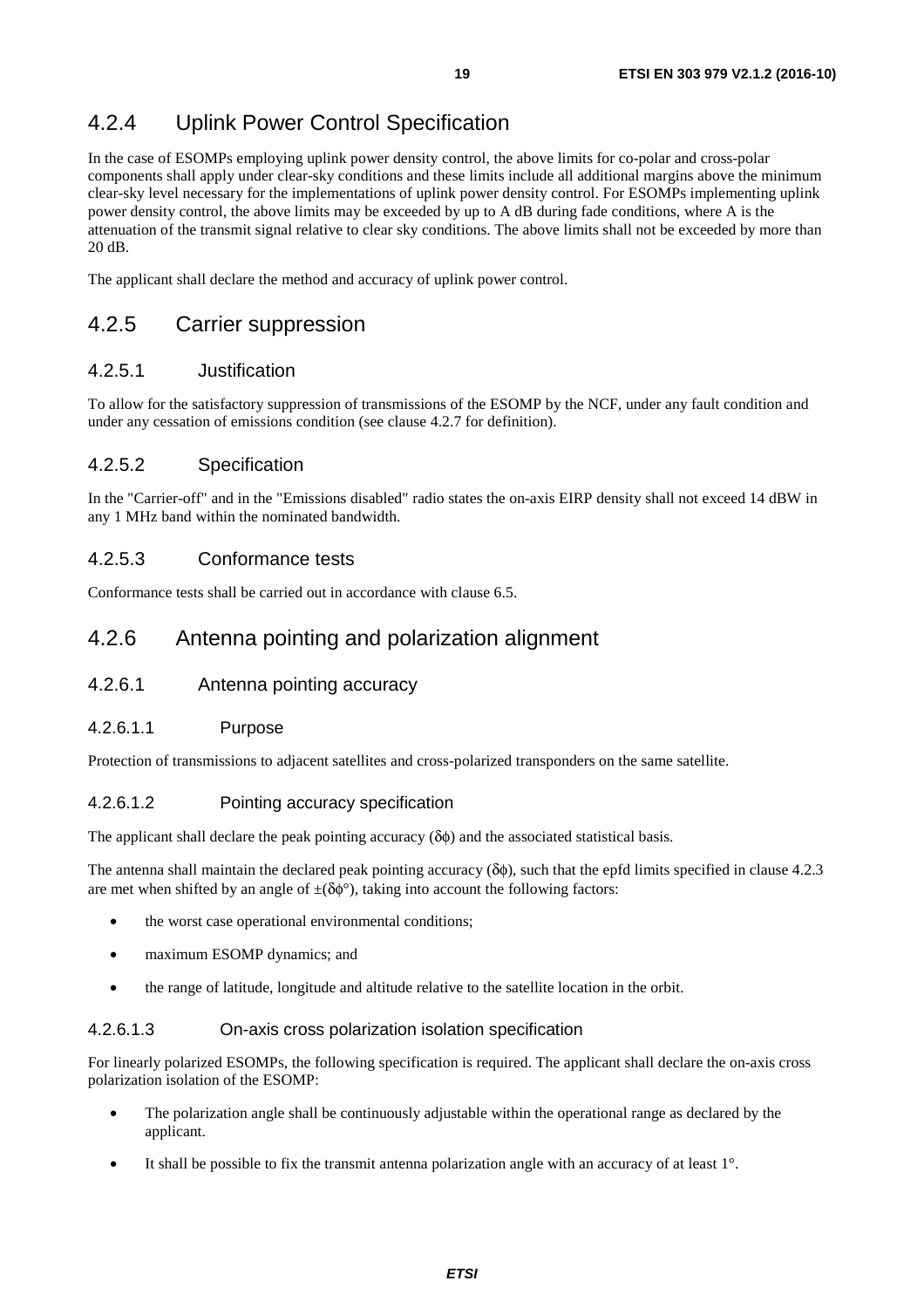### 4.2.4 Uplink Power Control Specification

In the case of ESOMPs employing uplink power density control, the above limits for co-polar and cross-polar components shall apply under clear-sky conditions and these limits include all additional margins above the minimum clear-sky level necessary for the implementations of uplink power density control. For ESOMPs implementing uplink power density control, the above limits may be exceeded by up to A dB during fade conditions, where A is the attenuation of the transmit signal relative to clear sky conditions. The above limits shall not be exceeded by more than 20 dB.

The applicant shall declare the method and accuracy of uplink power control.

### 4.2.5 Carrier suppression

#### 4.2.5.1 Justification

To allow for the satisfactory suppression of transmissions of the ESOMP by the NCF, under any fault condition and under any cessation of emissions condition (see clause 4.2.7 for definition).

#### 4.2.5.2 Specification

In the "Carrier-off" and in the "Emissions disabled" radio states the on-axis EIRP density shall not exceed 14 dBW in any 1 MHz band within the nominated bandwidth.

#### 4.2.5.3 Conformance tests

Conformance tests shall be carried out in accordance with clause 6.5.

### 4.2.6 Antenna pointing and polarization alignment

#### 4.2.6.1 Antenna pointing accuracy

##### 4.2.6.1.1 Purpose

Protection of transmissions to adjacent satellites and cross-polarized transponders on the same satellite.

##### 4.2.6.1.2 Pointing accuracy specification

The applicant shall declare the peak pointing accuracy ($\delta\phi$) and the associated statistical basis.

The antenna shall maintain the declared peak pointing accuracy ($\delta\phi$), such that the epfd limits specified in clause 4.2.3 are met when shifted by an angle of $\pm(\delta\phi°)$, taking into account the following factors:

- the worst case operational environmental conditions;
- maximum ESOMP dynamics; and
- the range of latitude, longitude and altitude relative to the satellite location in the orbit.

##### 4.2.6.1.3 On-axis cross polarization isolation specification

For linearly polarized ESOMPs, the following specification is required. The applicant shall declare the on-axis cross polarization isolation of the ESOMP:

- The polarization angle shall be continuously adjustable within the operational range as declared by the applicant.
- It shall be possible to fix the transmit antenna polarization angle with an accuracy of at least 1°.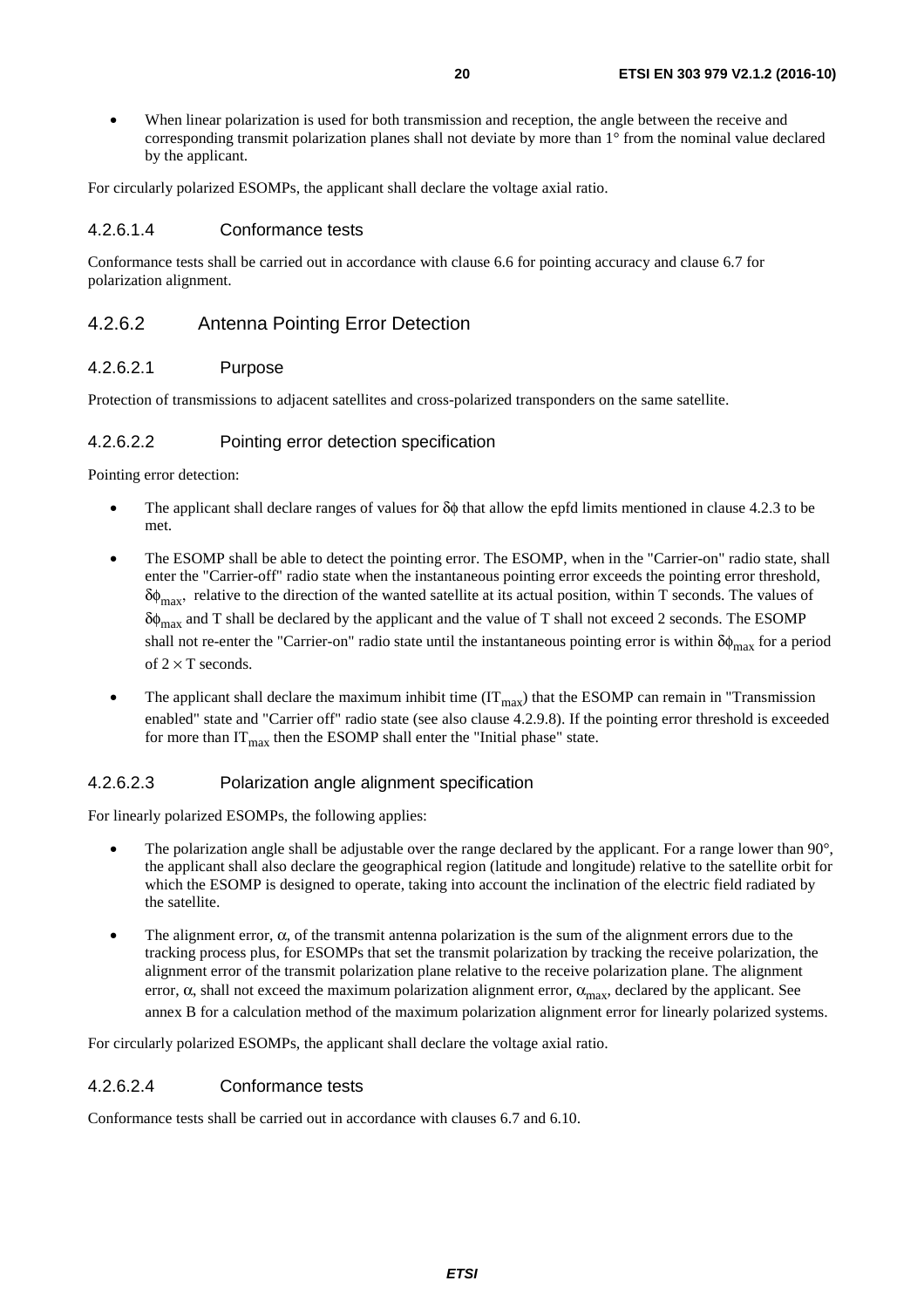- When linear polarization is used for both transmission and reception, the angle between the receive and corresponding transmit polarization planes shall not deviate by more than 1° from the nominal value declared by the applicant.

For circularly polarized ESOMPs, the applicant shall declare the voltage axial ratio.

#### 4.2.6.1.4 Conformance tests

Conformance tests shall be carried out in accordance with clause 6.6 for pointing accuracy and clause 6.7 for polarization alignment.

### 4.2.6.2 Antenna Pointing Error Detection

#### 4.2.6.2.1 Purpose

Protection of transmissions to adjacent satellites and cross-polarized transponders on the same satellite.

#### 4.2.6.2.2 Pointing error detection specification

Pointing error detection:

- The applicant shall declare ranges of values for $\delta\phi$ that allow the epfd limits mentioned in clause 4.2.3 to be met.
- The ESOMP shall be able to detect the pointing error. The ESOMP, when in the "Carrier-on" radio state, shall enter the "Carrier-off" radio state when the instantaneous pointing error exceeds the pointing error threshold, $\delta\phi_{max}$, relative to the direction of the wanted satellite at its actual position, within T seconds. The values of $\delta\phi_{max}$ and T shall be declared by the applicant and the value of T shall not exceed 2 seconds. The ESOMP shall not re-enter the "Carrier-on" radio state until the instantaneous pointing error is within $\delta\phi_{max}$ for a period of $2 \times T$ seconds.
- The applicant shall declare the maximum inhibit time ($IT_{max}$) that the ESOMP can remain in "Transmission enabled" state and "Carrier off" radio state (see also clause 4.2.9.8). If the pointing error threshold is exceeded for more than $IT_{max}$ then the ESOMP shall enter the "Initial phase" state.

#### 4.2.6.2.3 Polarization angle alignment specification

For linearly polarized ESOMPs, the following applies:

- The polarization angle shall be adjustable over the range declared by the applicant. For a range lower than 90°, the applicant shall also declare the geographical region (latitude and longitude) relative to the satellite orbit for which the ESOMP is designed to operate, taking into account the inclination of the electric field radiated by the satellite.
- The alignment error, $\alpha$, of the transmit antenna polarization is the sum of the alignment errors due to the tracking process plus, for ESOMPs that set the transmit polarization by tracking the receive polarization, the alignment error of the transmit polarization plane relative to the receive polarization plane. The alignment error, $\alpha$, shall not exceed the maximum polarization alignment error, $\alpha_{max}$, declared by the applicant. See annex B for a calculation method of the maximum polarization alignment error for linearly polarized systems.

For circularly polarized ESOMPs, the applicant shall declare the voltage axial ratio.

#### 4.2.6.2.4 Conformance tests

Conformance tests shall be carried out in accordance with clauses 6.7 and 6.10.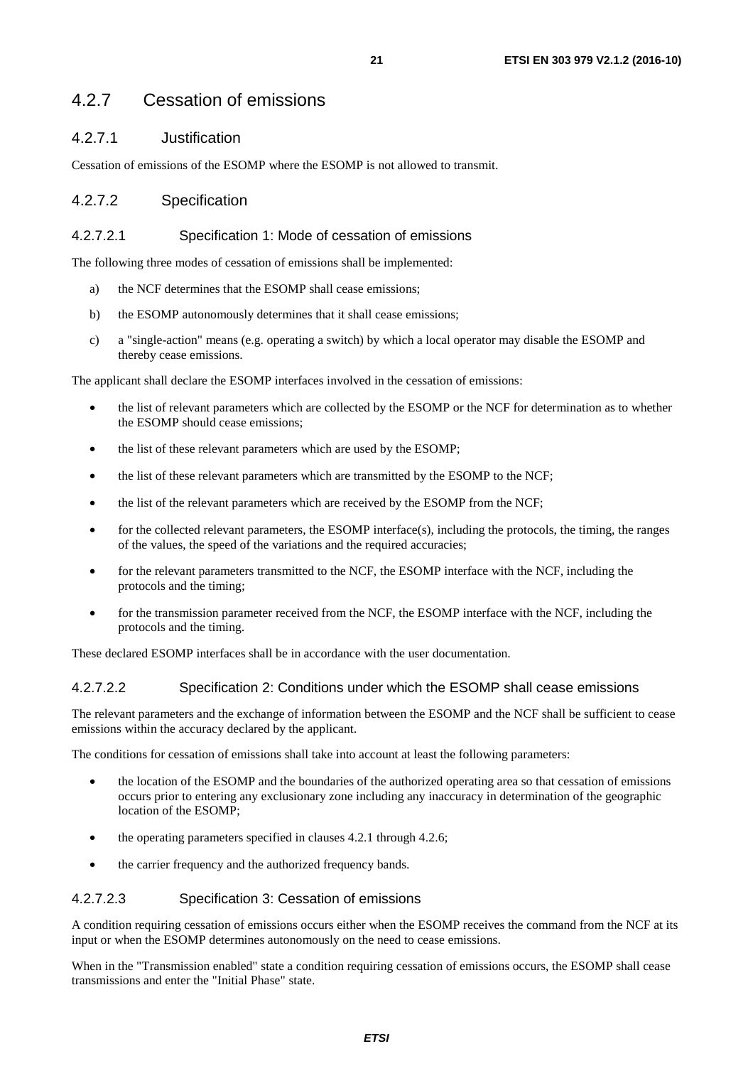## 4.2.7 Cessation of emissions

### 4.2.7.1 Justification

Cessation of emissions of the ESOMP where the ESOMP is not allowed to transmit.

### 4.2.7.2 Specification

#### 4.2.7.2.1 Specification 1: Mode of cessation of emissions

The following three modes of cessation of emissions shall be implemented:

a) the NCF determines that the ESOMP shall cease emissions;

b) the ESOMP autonomously determines that it shall cease emissions;

c) a "single-action" means (e.g. operating a switch) by which a local operator may disable the ESOMP and thereby cease emissions.

The applicant shall declare the ESOMP interfaces involved in the cessation of emissions:

- the list of relevant parameters which are collected by the ESOMP or the NCF for determination as to whether the ESOMP should cease emissions;
- the list of these relevant parameters which are used by the ESOMP;
- the list of these relevant parameters which are transmitted by the ESOMP to the NCF;
- the list of the relevant parameters which are received by the ESOMP from the NCF;
- for the collected relevant parameters, the ESOMP interface(s), including the protocols, the timing, the ranges of the values, the speed of the variations and the required accuracies;
- for the relevant parameters transmitted to the NCF, the ESOMP interface with the NCF, including the protocols and the timing;
- for the transmission parameter received from the NCF, the ESOMP interface with the NCF, including the protocols and the timing.

These declared ESOMP interfaces shall be in accordance with the user documentation.

#### 4.2.7.2.2 Specification 2: Conditions under which the ESOMP shall cease emissions

The relevant parameters and the exchange of information between the ESOMP and the NCF shall be sufficient to cease emissions within the accuracy declared by the applicant.

The conditions for cessation of emissions shall take into account at least the following parameters:

- the location of the ESOMP and the boundaries of the authorized operating area so that cessation of emissions occurs prior to entering any exclusionary zone including any inaccuracy in determination of the geographic location of the ESOMP;
- the operating parameters specified in clauses 4.2.1 through 4.2.6;
- the carrier frequency and the authorized frequency bands.

#### 4.2.7.2.3 Specification 3: Cessation of emissions

A condition requiring cessation of emissions occurs either when the ESOMP receives the command from the NCF at its input or when the ESOMP determines autonomously on the need to cease emissions.

When in the "Transmission enabled" state a condition requiring cessation of emissions occurs, the ESOMP shall cease transmissions and enter the "Initial Phase" state.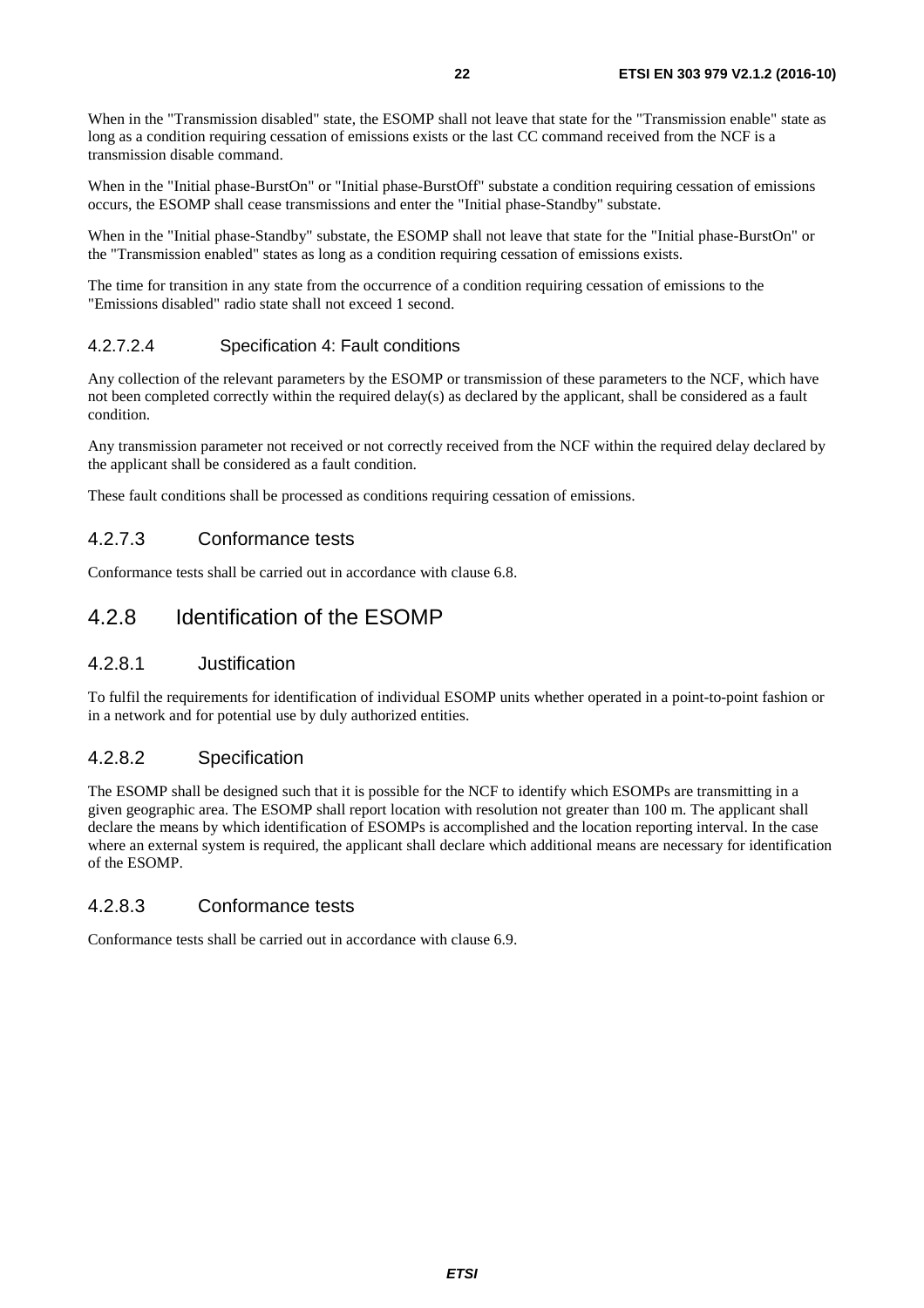When in the "Transmission disabled" state, the ESOMP shall not leave that state for the "Transmission enable" state as long as a condition requiring cessation of emissions exists or the last CC command received from the NCF is a transmission disable command.

When in the "Initial phase-BurstOn" or "Initial phase-BurstOff" substate a condition requiring cessation of emissions occurs, the ESOMP shall cease transmissions and enter the "Initial phase-Standby" substate.

When in the "Initial phase-Standby" substate, the ESOMP shall not leave that state for the "Initial phase-BurstOn" or the "Transmission enabled" states as long as a condition requiring cessation of emissions exists.

The time for transition in any state from the occurrence of a condition requiring cessation of emissions to the "Emissions disabled" radio state shall not exceed 1 second.

#### 4.2.7.2.4 Specification 4: Fault conditions

Any collection of the relevant parameters by the ESOMP or transmission of these parameters to the NCF, which have not been completed correctly within the required delay(s) as declared by the applicant, shall be considered as a fault condition.

Any transmission parameter not received or not correctly received from the NCF within the required delay declared by the applicant shall be considered as a fault condition.

These fault conditions shall be processed as conditions requiring cessation of emissions.

### 4.2.7.3 Conformance tests

Conformance tests shall be carried out in accordance with clause 6.8.

## 4.2.8 Identification of the ESOMP

### 4.2.8.1 Justification

To fulfil the requirements for identification of individual ESOMP units whether operated in a point-to-point fashion or in a network and for potential use by duly authorized entities.

### 4.2.8.2 Specification

The ESOMP shall be designed such that it is possible for the NCF to identify which ESOMPs are transmitting in a given geographic area. The ESOMP shall report location with resolution not greater than 100 m. The applicant shall declare the means by which identification of ESOMPs is accomplished and the location reporting interval. In the case where an external system is required, the applicant shall declare which additional means are necessary for identification of the ESOMP.

### 4.2.8.3 Conformance tests

Conformance tests shall be carried out in accordance with clause 6.9.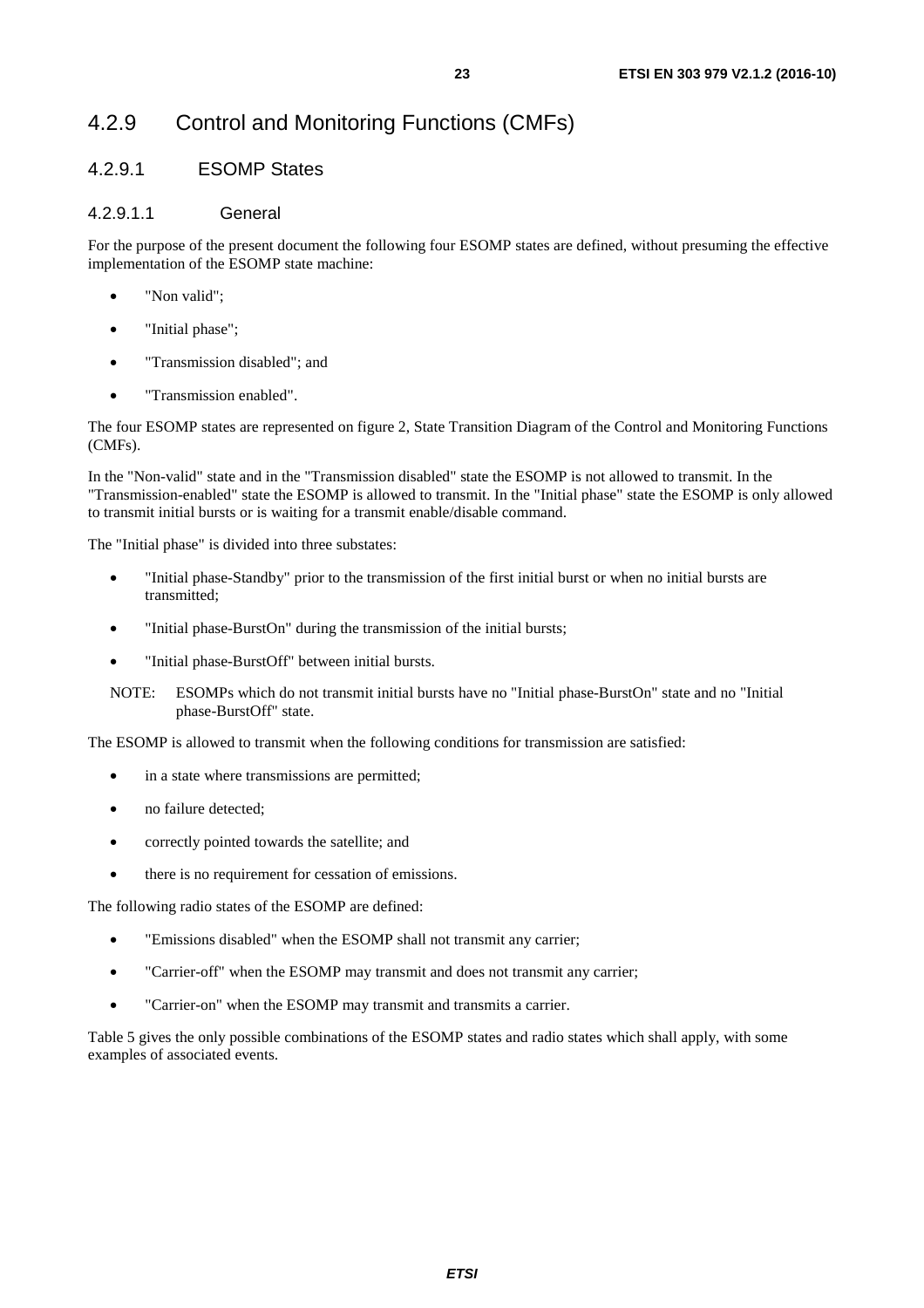## 4.2.9 Control and Monitoring Functions (CMFs)

### 4.2.9.1 ESOMP States

#### 4.2.9.1.1 General

For the purpose of the present document the following four ESOMP states are defined, without presuming the effective implementation of the ESOMP state machine:

- "Non valid";
- "Initial phase";
- "Transmission disabled"; and
- "Transmission enabled".

The four ESOMP states are represented on figure 2, State Transition Diagram of the Control and Monitoring Functions (CMFs).

In the "Non-valid" state and in the "Transmission disabled" state the ESOMP is not allowed to transmit. In the "Transmission-enabled" state the ESOMP is allowed to transmit. In the "Initial phase" state the ESOMP is only allowed to transmit initial bursts or is waiting for a transmit enable/disable command.

The "Initial phase" is divided into three substates:

- "Initial phase-Standby" prior to the transmission of the first initial burst or when no initial bursts are transmitted;
- "Initial phase-BurstOn" during the transmission of the initial bursts;
- "Initial phase-BurstOff" between initial bursts.

NOTE: ESOMPs which do not transmit initial bursts have no "Initial phase-BurstOn" state and no "Initial phase-BurstOff" state.

The ESOMP is allowed to transmit when the following conditions for transmission are satisfied:

- in a state where transmissions are permitted;
- no failure detected;
- correctly pointed towards the satellite; and
- there is no requirement for cessation of emissions.

The following radio states of the ESOMP are defined:

- "Emissions disabled" when the ESOMP shall not transmit any carrier;
- "Carrier-off" when the ESOMP may transmit and does not transmit any carrier;
- "Carrier-on" when the ESOMP may transmit and transmits a carrier.

Table 5 gives the only possible combinations of the ESOMP states and radio states which shall apply, with some examples of associated events.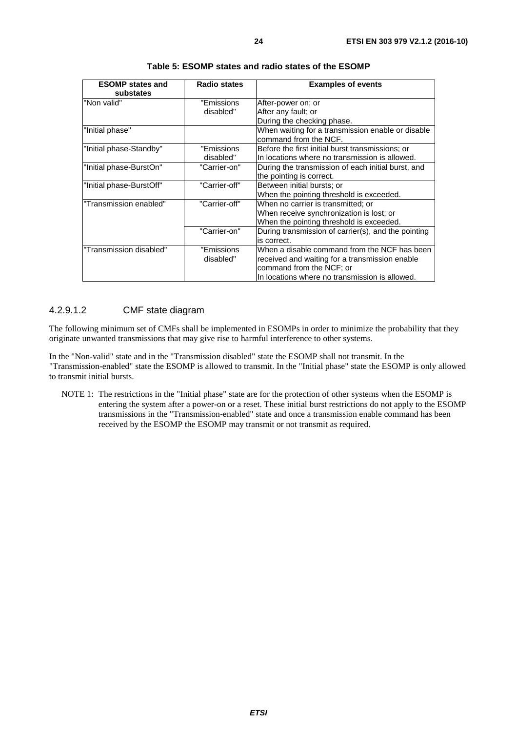**Table 5: ESOMP states and radio states of the ESOMP**

| ESOMP states and substates | Radio states | Examples of events |
| --- | --- | --- |
| "Non valid" | "Emissions disabled" | After-power on; or<br>After any fault; or<br>During the checking phase. |
| "Initial phase" | | When waiting for a transmission enable or disable command from the NCF. |
| "Initial phase-Standby" | "Emissions disabled" | Before the first initial burst transmissions; or<br>In locations where no transmission is allowed. |
| "Initial phase-BurstOn" | "Carrier-on" | During the transmission of each initial burst, and the pointing is correct. |
| "Initial phase-BurstOff" | "Carrier-off" | Between initial bursts; or<br>When the pointing threshold is exceeded. |
| "Transmission enabled" | "Carrier-off" | When no carrier is transmitted; or<br>When receive synchronization is lost; or<br>When the pointing threshold is exceeded. |
| | "Carrier-on" | During transmission of carrier(s), and the pointing is correct. |
| "Transmission disabled" | "Emissions disabled" | When a disable command from the NCF has been received and waiting for a transmission enable command from the NCF; or<br>In locations where no transmission is allowed. |

#### 4.2.9.1.2 CMF state diagram

The following minimum set of CMFs shall be implemented in ESOMPs in order to minimize the probability that they originate unwanted transmissions that may give rise to harmful interference to other systems.

In the "Non-valid" state and in the "Transmission disabled" state the ESOMP shall not transmit. In the "Transmission-enabled" state the ESOMP is allowed to transmit. In the "Initial phase" state the ESOMP is only allowed to transmit initial bursts.

NOTE 1: The restrictions in the "Initial phase" state are for the protection of other systems when the ESOMP is entering the system after a power-on or a reset. These initial burst restrictions do not apply to the ESOMP transmissions in the "Transmission-enabled" state and once a transmission enable command has been received by the ESOMP the ESOMP may transmit or not transmit as required.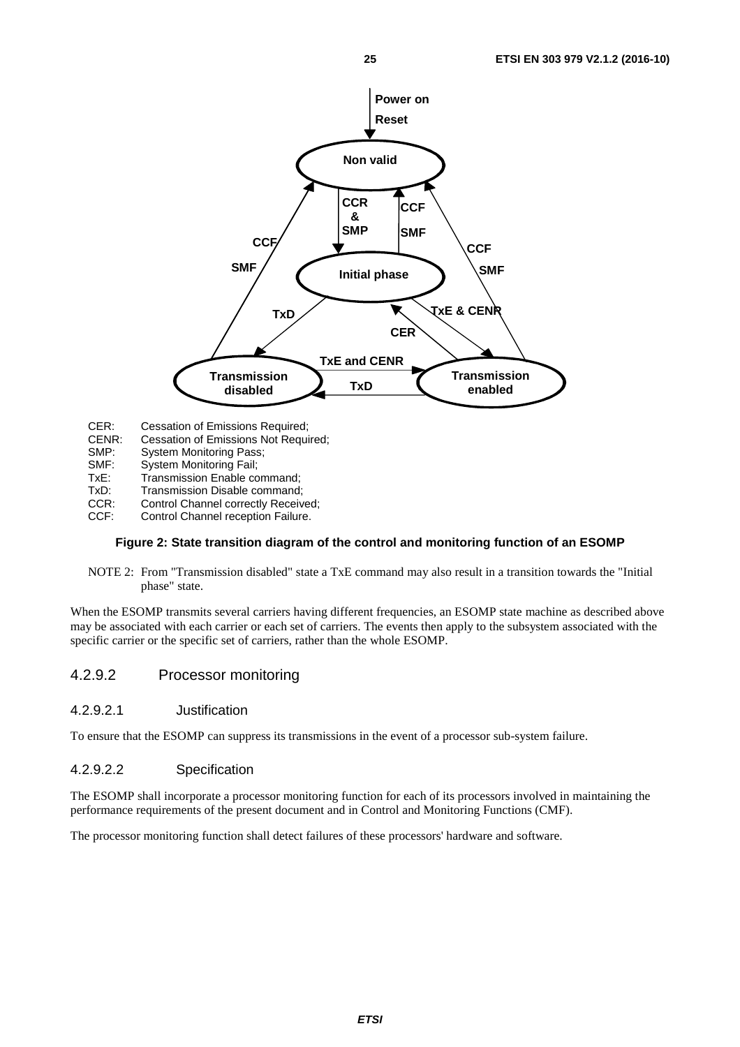CER: Cessation of Emissions Required;
CENR: Cessation of Emissions Not Required;
SMP: System Monitoring Pass;
SMF: System Monitoring Fail;
TxE: Transmission Enable command;
TxD: Transmission Disable command;
CCR: Control Channel correctly Received;
CCF: Control Channel reception Failure.

**Figure 2: State transition diagram of the control and monitoring function of an ESOMP**

NOTE 2: From "Transmission disabled" state a TxE command may also result in a transition towards the "Initial phase" state.

When the ESOMP transmits several carriers having different frequencies, an ESOMP state machine as described above may be associated with each carrier or each set of carriers. The events then apply to the subsystem associated with the specific carrier or the specific set of carriers, rather than the whole ESOMP.

### 4.2.9.2 Processor monitoring

#### 4.2.9.2.1 Justification

To ensure that the ESOMP can suppress its transmissions in the event of a processor sub-system failure.

#### 4.2.9.2.2 Specification

The ESOMP shall incorporate a processor monitoring function for each of its processors involved in maintaining the performance requirements of the present document and in Control and Monitoring Functions (CMF).

The processor monitoring function shall detect failures of these processors' hardware and software.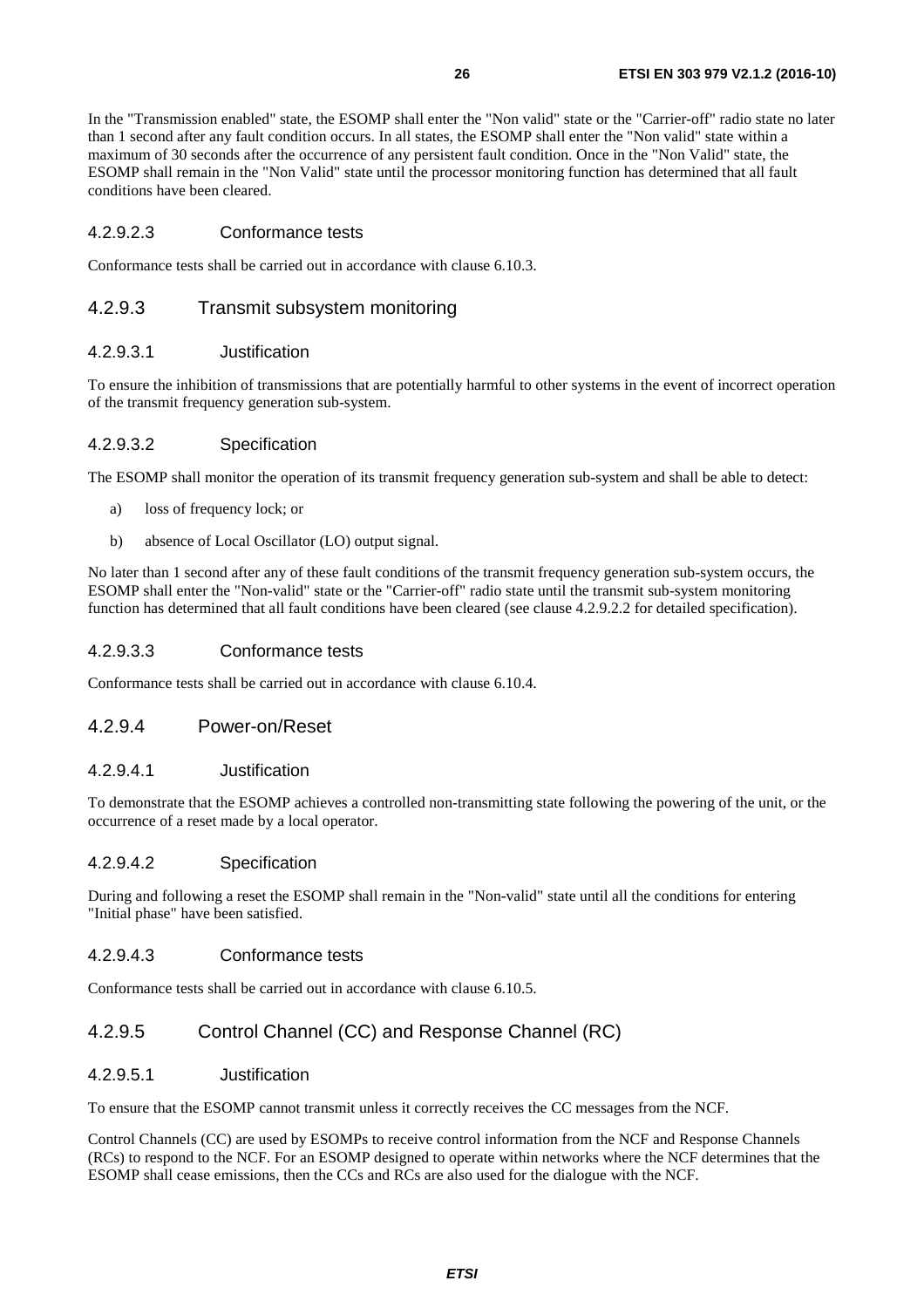In the "Transmission enabled" state, the ESOMP shall enter the "Non valid" state or the "Carrier-off" radio state no later than 1 second after any fault condition occurs. In all states, the ESOMP shall enter the "Non valid" state within a maximum of 30 seconds after the occurrence of any persistent fault condition. Once in the "Non Valid" state, the ESOMP shall remain in the "Non Valid" state until the processor monitoring function has determined that all fault conditions have been cleared.

#### 4.2.9.2.3 Conformance tests

Conformance tests shall be carried out in accordance with clause 6.10.3.

### 4.2.9.3 Transmit subsystem monitoring

#### 4.2.9.3.1 Justification

To ensure the inhibition of transmissions that are potentially harmful to other systems in the event of incorrect operation of the transmit frequency generation sub-system.

#### 4.2.9.3.2 Specification

The ESOMP shall monitor the operation of its transmit frequency generation sub-system and shall be able to detect:

a) loss of frequency lock; or

b) absence of Local Oscillator (LO) output signal.

No later than 1 second after any of these fault conditions of the transmit frequency generation sub-system occurs, the ESOMP shall enter the "Non-valid" state or the "Carrier-off" radio state until the transmit sub-system monitoring function has determined that all fault conditions have been cleared (see clause 4.2.9.2.2 for detailed specification).

#### 4.2.9.3.3 Conformance tests

Conformance tests shall be carried out in accordance with clause 6.10.4.

### 4.2.9.4 Power-on/Reset

#### 4.2.9.4.1 Justification

To demonstrate that the ESOMP achieves a controlled non-transmitting state following the powering of the unit, or the occurrence of a reset made by a local operator.

#### 4.2.9.4.2 Specification

During and following a reset the ESOMP shall remain in the "Non-valid" state until all the conditions for entering "Initial phase" have been satisfied.

#### 4.2.9.4.3 Conformance tests

Conformance tests shall be carried out in accordance with clause 6.10.5.

### 4.2.9.5 Control Channel (CC) and Response Channel (RC)

#### 4.2.9.5.1 Justification

To ensure that the ESOMP cannot transmit unless it correctly receives the CC messages from the NCF.

Control Channels (CC) are used by ESOMPs to receive control information from the NCF and Response Channels (RCs) to respond to the NCF. For an ESOMP designed to operate within networks where the NCF determines that the ESOMP shall cease emissions, then the CCs and RCs are also used for the dialogue with the NCF.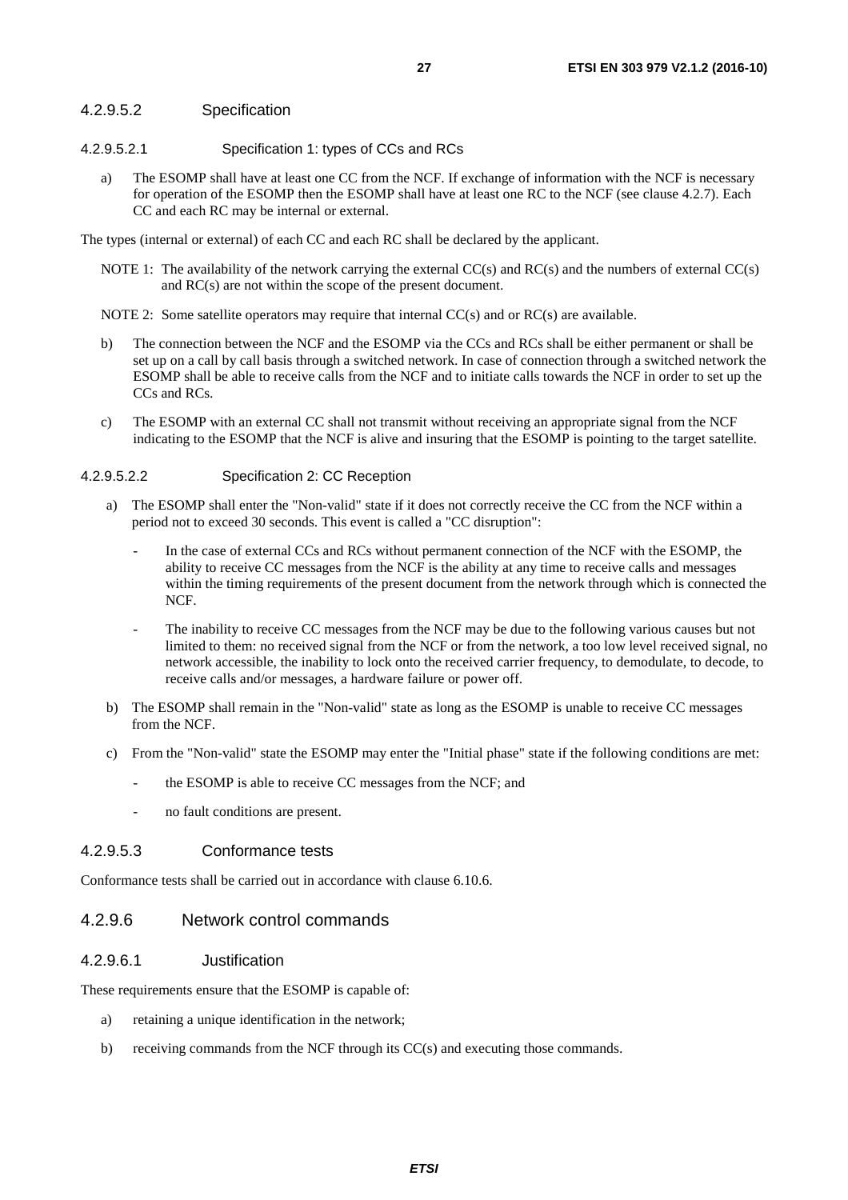#### 4.2.9.5.2 Specification

##### 4.2.9.5.2.1 Specification 1: types of CCs and RCs

a) The ESOMP shall have at least one CC from the NCF. If exchange of information with the NCF is necessary for operation of the ESOMP then the ESOMP shall have at least one RC to the NCF (see clause 4.2.7). Each CC and each RC may be internal or external.

The types (internal or external) of each CC and each RC shall be declared by the applicant.

NOTE 1: The availability of the network carrying the external CC(s) and RC(s) and the numbers of external CC(s) and RC(s) are not within the scope of the present document.

NOTE 2: Some satellite operators may require that internal CC(s) and or RC(s) are available.

b) The connection between the NCF and the ESOMP via the CCs and RCs shall be either permanent or shall be set up on a call by call basis through a switched network. In case of connection through a switched network the ESOMP shall be able to receive calls from the NCF and to initiate calls towards the NCF in order to set up the CCs and RCs.

c) The ESOMP with an external CC shall not transmit without receiving an appropriate signal from the NCF indicating to the ESOMP that the NCF is alive and insuring that the ESOMP is pointing to the target satellite.

##### 4.2.9.5.2.2 Specification 2: CC Reception

a) The ESOMP shall enter the "Non-valid" state if it does not correctly receive the CC from the NCF within a period not to exceed 30 seconds. This event is called a "CC disruption":

- In the case of external CCs and RCs without permanent connection of the NCF with the ESOMP, the ability to receive CC messages from the NCF is the ability at any time to receive calls and messages within the timing requirements of the present document from the network through which is connected the NCF.
- The inability to receive CC messages from the NCF may be due to the following various causes but not limited to them: no received signal from the NCF or from the network, a too low level received signal, no network accessible, the inability to lock onto the received carrier frequency, to demodulate, to decode, to receive calls and/or messages, a hardware failure or power off.

b) The ESOMP shall remain in the "Non-valid" state as long as the ESOMP is unable to receive CC messages from the NCF.

c) From the "Non-valid" state the ESOMP may enter the "Initial phase" state if the following conditions are met:

- the ESOMP is able to receive CC messages from the NCF; and
- no fault conditions are present.

#### 4.2.9.5.3 Conformance tests

Conformance tests shall be carried out in accordance with clause 6.10.6.

### 4.2.9.6 Network control commands

#### 4.2.9.6.1 Justification

These requirements ensure that the ESOMP is capable of:

a) retaining a unique identification in the network;

b) receiving commands from the NCF through its CC(s) and executing those commands.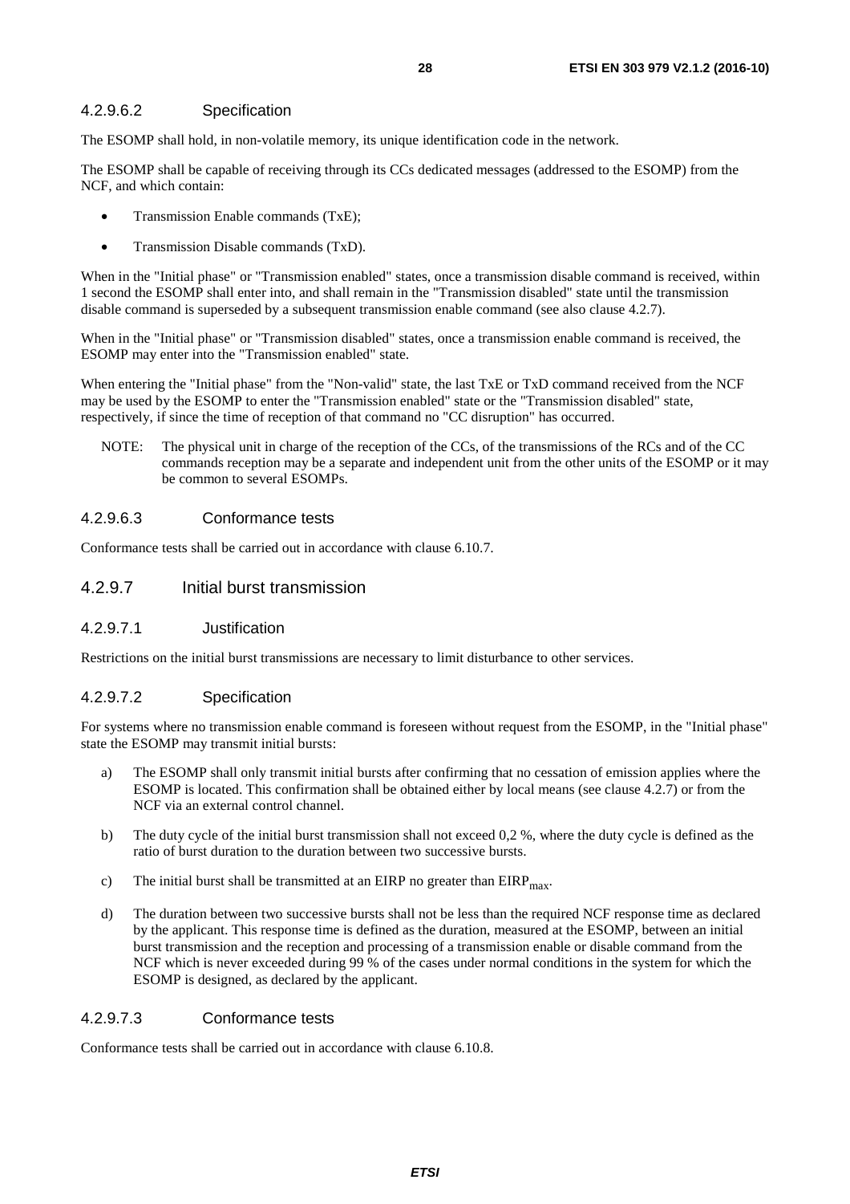#### 4.2.9.6.2 Specification

The ESOMP shall hold, in non-volatile memory, its unique identification code in the network.

The ESOMP shall be capable of receiving through its CCs dedicated messages (addressed to the ESOMP) from the NCF, and which contain:

- Transmission Enable commands (TxE);
- Transmission Disable commands (TxD).

When in the "Initial phase" or "Transmission enabled" states, once a transmission disable command is received, within 1 second the ESOMP shall enter into, and shall remain in the "Transmission disabled" state until the transmission disable command is superseded by a subsequent transmission enable command (see also clause 4.2.7).

When in the "Initial phase" or "Transmission disabled" states, once a transmission enable command is received, the ESOMP may enter into the "Transmission enabled" state.

When entering the "Initial phase" from the "Non-valid" state, the last TxE or TxD command received from the NCF may be used by the ESOMP to enter the "Transmission enabled" state or the "Transmission disabled" state, respectively, if since the time of reception of that command no "CC disruption" has occurred.

NOTE: The physical unit in charge of the reception of the CCs, of the transmissions of the RCs and of the CC commands reception may be a separate and independent unit from the other units of the ESOMP or it may be common to several ESOMPs.

#### 4.2.9.6.3 Conformance tests

Conformance tests shall be carried out in accordance with clause 6.10.7.

### 4.2.9.7 Initial burst transmission

#### 4.2.9.7.1 Justification

Restrictions on the initial burst transmissions are necessary to limit disturbance to other services.

#### 4.2.9.7.2 Specification

For systems where no transmission enable command is foreseen without request from the ESOMP, in the "Initial phase" state the ESOMP may transmit initial bursts:

a) The ESOMP shall only transmit initial bursts after confirming that no cessation of emission applies where the ESOMP is located. This confirmation shall be obtained either by local means (see clause 4.2.7) or from the NCF via an external control channel.

b) The duty cycle of the initial burst transmission shall not exceed 0,2 %, where the duty cycle is defined as the ratio of burst duration to the duration between two successive bursts.

c) The initial burst shall be transmitted at an EIRP no greater than $EIRP_{max}$.

d) The duration between two successive bursts shall not be less than the required NCF response time as declared by the applicant. This response time is defined as the duration, measured at the ESOMP, between an initial burst transmission and the reception and processing of a transmission enable or disable command from the NCF which is never exceeded during 99 % of the cases under normal conditions in the system for which the ESOMP is designed, as declared by the applicant.

#### 4.2.9.7.3 Conformance tests

Conformance tests shall be carried out in accordance with clause 6.10.8.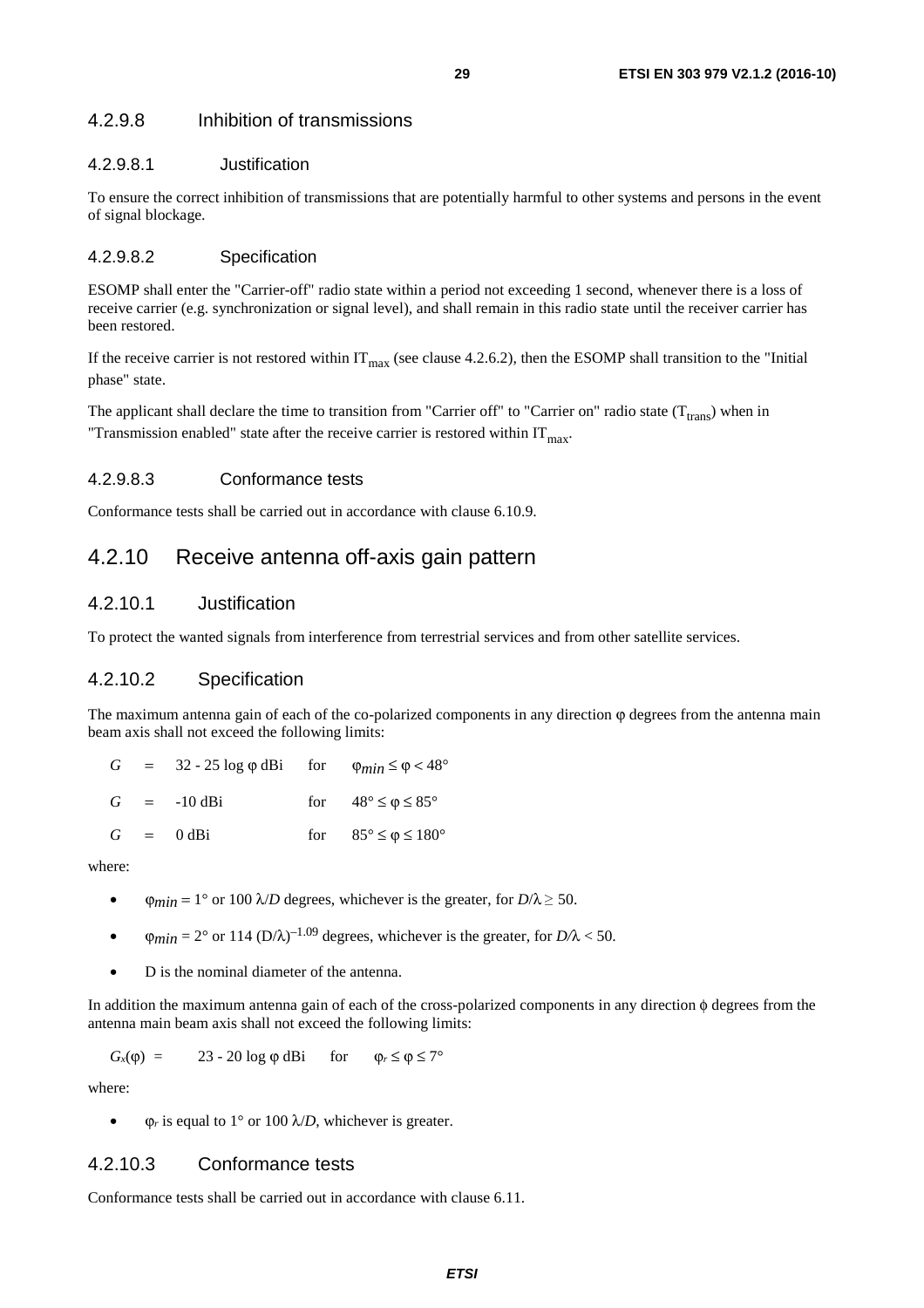### 4.2.9.8 Inhibition of transmissions

#### 4.2.9.8.1 Justification

To ensure the correct inhibition of transmissions that are potentially harmful to other systems and persons in the event of signal blockage.

#### 4.2.9.8.2 Specification

ESOMP shall enter the "Carrier-off" radio state within a period not exceeding 1 second, whenever there is a loss of receive carrier (e.g. synchronization or signal level), and shall remain in this radio state until the receiver carrier has been restored.

If the receive carrier is not restored within $IT_{max}$ (see clause 4.2.6.2), then the ESOMP shall transition to the "Initial phase" state.

The applicant shall declare the time to transition from "Carrier off" to "Carrier on" radio state ($T_{trans}$) when in "Transmission enabled" state after the receive carrier is restored within $IT_{max}$.

#### 4.2.9.8.3 Conformance tests

Conformance tests shall be carried out in accordance with clause 6.10.9.

## 4.2.10 Receive antenna off-axis gain pattern

### 4.2.10.1 Justification

To protect the wanted signals from interference from terrestrial services and from other satellite services.

### 4.2.10.2 Specification

The maximum antenna gain of each of the co-polarized components in any direction φ degrees from the antenna main beam axis shall not exceed the following limits:

$G = 32 - 25 \log \varphi$ dBi for $\varphi_{min} \leq \varphi < 48°$

$G = -10$ dBi for $48° \leq \varphi \leq 85°$

$G = 0$ dBi for $85° \leq \varphi \leq 180°$

where:

- $\varphi_{min} = 1°$ or $100 \lambda/D$ degrees, whichever is the greater, for $D/\lambda \geq 50$.
- $\varphi_{min} = 2°$ or $114 (D/\lambda)^{-1.09}$ degrees, whichever is the greater, for $D/\lambda < 50$.
- D is the nominal diameter of the antenna.

In addition the maximum antenna gain of each of the cross-polarized components in any direction ϕ degrees from the antenna main beam axis shall not exceed the following limits:

$G_x(\varphi) = 23 - 20 \log \varphi$ dBi for $\varphi_r \leq \varphi \leq 7°$

where:

- $\varphi_r$ is equal to 1° or $100 \lambda/D$, whichever is greater.

### 4.2.10.3 Conformance tests

Conformance tests shall be carried out in accordance with clause 6.11.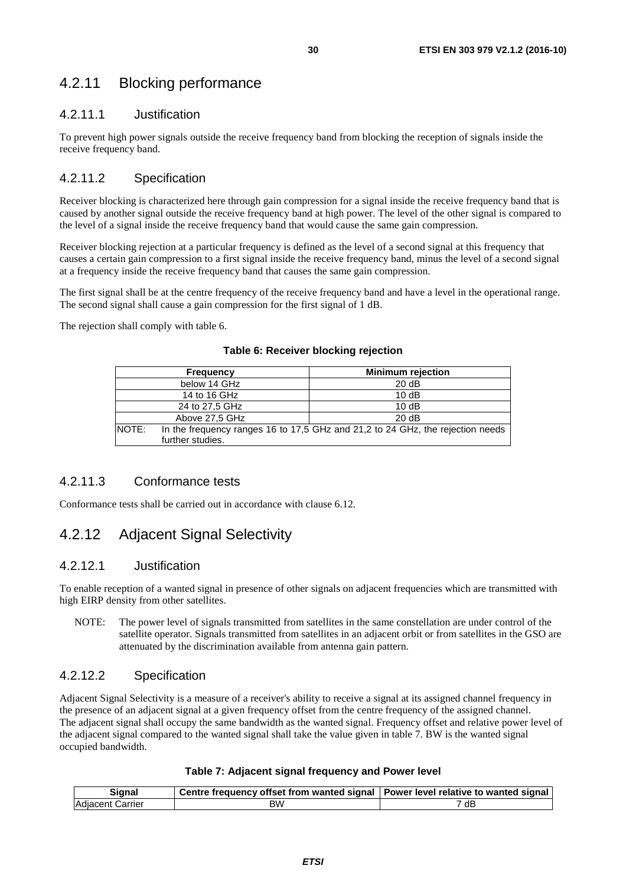### 4.2.11 Blocking performance

#### 4.2.11.1 Justification

To prevent high power signals outside the receive frequency band from blocking the reception of signals inside the receive frequency band.

#### 4.2.11.2 Specification

Receiver blocking is characterized here through gain compression for a signal inside the receive frequency band that is caused by another signal outside the receive frequency band at high power. The level of the other signal is compared to the level of a signal inside the receive frequency band that would cause the same gain compression.

Receiver blocking rejection at a particular frequency is defined as the level of a second signal at this frequency that causes a certain gain compression to a first signal inside the receive frequency band, minus the level of a second signal at a frequency inside the receive frequency band that causes the same gain compression.

The first signal shall be at the centre frequency of the receive frequency band and have a level in the operational range. The second signal shall cause a gain compression for the first signal of 1 dB.

The rejection shall comply with table 6.

**Table 6: Receiver blocking rejection**

| Frequency | Minimum rejection |
|---|---|
| below 14 GHz | 20 dB |
| 14 to 16 GHz | 10 dB |
| 24 to 27,5 GHz | 10 dB |
| Above 27,5 GHz | 20 dB |
| NOTE: In the frequency ranges 16 to 17,5 GHz and 21,2 to 24 GHz, the rejection needs further studies. | |

#### 4.2.11.3 Conformance tests

Conformance tests shall be carried out in accordance with clause 6.12.

### 4.2.12 Adjacent Signal Selectivity

#### 4.2.12.1 Justification

To enable reception of a wanted signal in presence of other signals on adjacent frequencies which are transmitted with high EIRP density from other satellites.

NOTE: The power level of signals transmitted from satellites in the same constellation are under control of the satellite operator. Signals transmitted from satellites in an adjacent orbit or from satellites in the GSO are attenuated by the discrimination available from antenna gain pattern.

#### 4.2.12.2 Specification

Adjacent Signal Selectivity is a measure of a receiver's ability to receive a signal at its assigned channel frequency in the presence of an adjacent signal at a given frequency offset from the centre frequency of the assigned channel. The adjacent signal shall occupy the same bandwidth as the wanted signal. Frequency offset and relative power level of the adjacent signal compared to the wanted signal shall take the value given in table 7. BW is the wanted signal occupied bandwidth.

**Table 7: Adjacent signal frequency and Power level**

| Signal | Centre frequency offset from wanted signal | Power level relative to wanted signal |
|---|---|---|
| Adjacent Carrier | BW | 7 dB |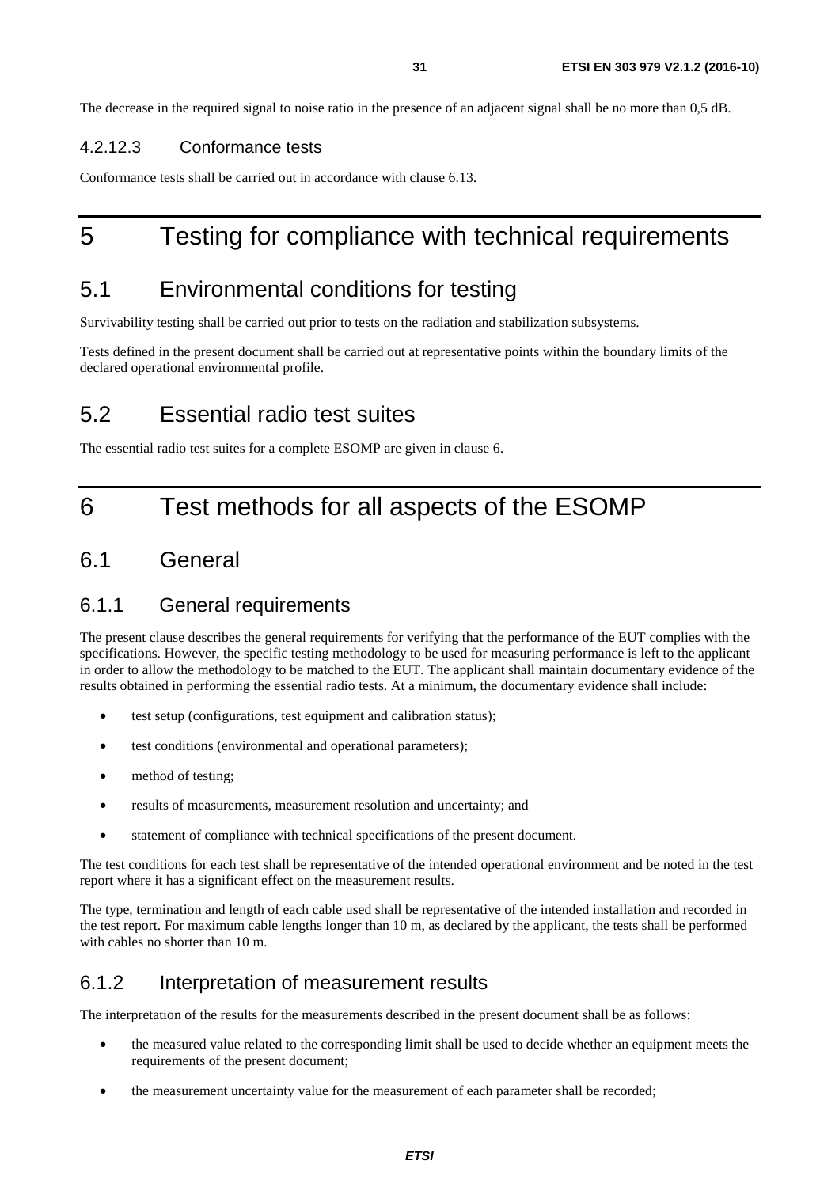The decrease in the required signal to noise ratio in the presence of an adjacent signal shall be no more than 0,5 dB.

#### 4.2.12.3 Conformance tests

Conformance tests shall be carried out in accordance with clause 6.13.

# 5 Testing for compliance with technical requirements

## 5.1 Environmental conditions for testing

Survivability testing shall be carried out prior to tests on the radiation and stabilization subsystems.

Tests defined in the present document shall be carried out at representative points within the boundary limits of the declared operational environmental profile.

## 5.2 Essential radio test suites

The essential radio test suites for a complete ESOMP are given in clause 6.

# 6 Test methods for all aspects of the ESOMP

## 6.1 General

### 6.1.1 General requirements

The present clause describes the general requirements for verifying that the performance of the EUT complies with the specifications. However, the specific testing methodology to be used for measuring performance is left to the applicant in order to allow the methodology to be matched to the EUT. The applicant shall maintain documentary evidence of the results obtained in performing the essential radio tests. At a minimum, the documentary evidence shall include:

- test setup (configurations, test equipment and calibration status);
- test conditions (environmental and operational parameters);
- method of testing;
- results of measurements, measurement resolution and uncertainty; and
- statement of compliance with technical specifications of the present document.

The test conditions for each test shall be representative of the intended operational environment and be noted in the test report where it has a significant effect on the measurement results.

The type, termination and length of each cable used shall be representative of the intended installation and recorded in the test report. For maximum cable lengths longer than 10 m, as declared by the applicant, the tests shall be performed with cables no shorter than 10 m.

### 6.1.2 Interpretation of measurement results

The interpretation of the results for the measurements described in the present document shall be as follows:

- the measured value related to the corresponding limit shall be used to decide whether an equipment meets the requirements of the present document;
- the measurement uncertainty value for the measurement of each parameter shall be recorded;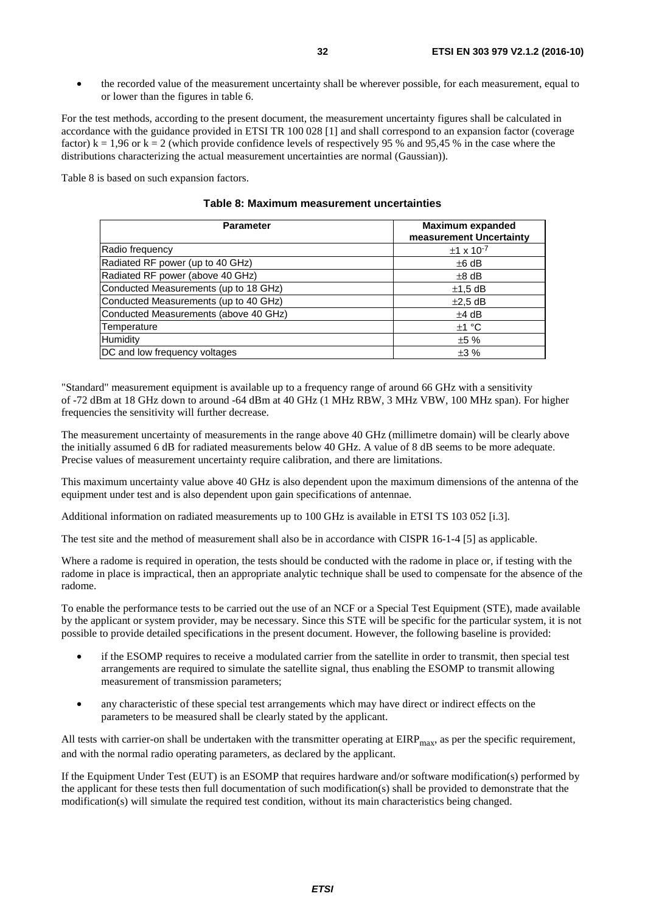- the recorded value of the measurement uncertainty shall be wherever possible, for each measurement, equal to or lower than the figures in table 6.

For the test methods, according to the present document, the measurement uncertainty figures shall be calculated in accordance with the guidance provided in ETSI TR 100 028 [1] and shall correspond to an expansion factor (coverage factor) k = 1,96 or k = 2 (which provide confidence levels of respectively 95 % and 95,45 % in the case where the distributions characterizing the actual measurement uncertainties are normal (Gaussian)).

Table 8 is based on such expansion factors.

**Table 8: Maximum measurement uncertainties**

| Parameter | Maximum expanded measurement Uncertainty |
|---|---|
| Radio frequency | $\pm 1 \times 10^{-7}$ |
| Radiated RF power (up to 40 GHz) | ±6 dB |
| Radiated RF power (above 40 GHz) | ±8 dB |
| Conducted Measurements (up to 18 GHz) | ±1,5 dB |
| Conducted Measurements (up to 40 GHz) | ±2,5 dB |
| Conducted Measurements (above 40 GHz) | ±4 dB |
| Temperature | ±1 °C |
| Humidity | ±5 % |
| DC and low frequency voltages | ±3 % |

"Standard" measurement equipment is available up to a frequency range of around 66 GHz with a sensitivity of -72 dBm at 18 GHz down to around -64 dBm at 40 GHz (1 MHz RBW, 3 MHz VBW, 100 MHz span). For higher frequencies the sensitivity will further decrease.

The measurement uncertainty of measurements in the range above 40 GHz (millimetre domain) will be clearly above the initially assumed 6 dB for radiated measurements below 40 GHz. A value of 8 dB seems to be more adequate. Precise values of measurement uncertainty require calibration, and there are limitations.

This maximum uncertainty value above 40 GHz is also dependent upon the maximum dimensions of the antenna of the equipment under test and is also dependent upon gain specifications of antennae.

Additional information on radiated measurements up to 100 GHz is available in ETSI TS 103 052 [i.3].

The test site and the method of measurement shall also be in accordance with CISPR 16-1-4 [5] as applicable.

Where a radome is required in operation, the tests should be conducted with the radome in place or, if testing with the radome in place is impractical, then an appropriate analytic technique shall be used to compensate for the absence of the radome.

To enable the performance tests to be carried out the use of an NCF or a Special Test Equipment (STE), made available by the applicant or system provider, may be necessary. Since this STE will be specific for the particular system, it is not possible to provide detailed specifications in the present document. However, the following baseline is provided:

- if the ESOMP requires to receive a modulated carrier from the satellite in order to transmit, then special test arrangements are required to simulate the satellite signal, thus enabling the ESOMP to transmit allowing measurement of transmission parameters;
- any characteristic of these special test arrangements which may have direct or indirect effects on the parameters to be measured shall be clearly stated by the applicant.

All tests with carrier-on shall be undertaken with the transmitter operating at $EIRP_{max}$, as per the specific requirement, and with the normal radio operating parameters, as declared by the applicant.

If the Equipment Under Test (EUT) is an ESOMP that requires hardware and/or software modification(s) performed by the applicant for these tests then full documentation of such modification(s) shall be provided to demonstrate that the modification(s) will simulate the required test condition, without its main characteristics being changed.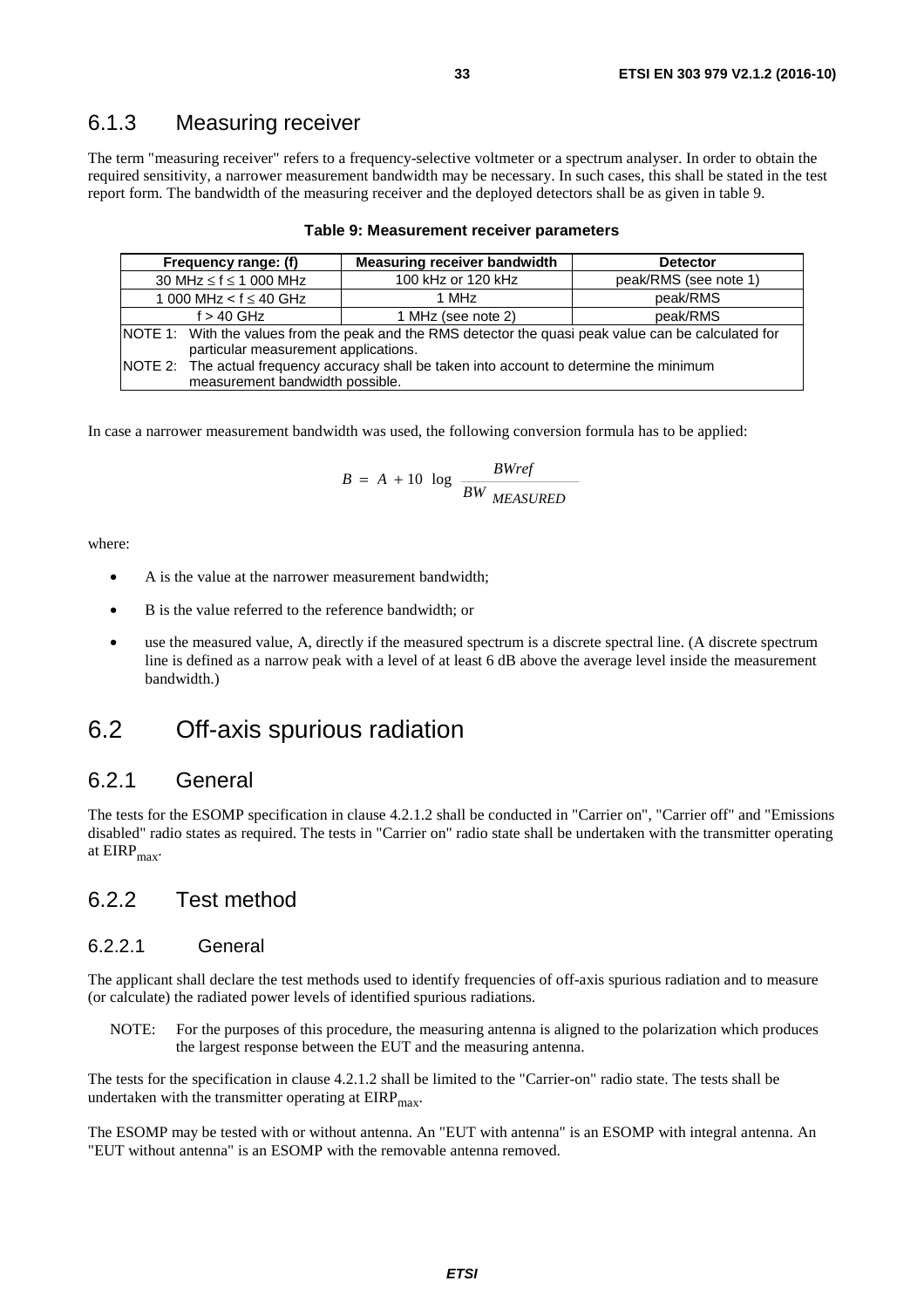### 6.1.3 Measuring receiver

The term "measuring receiver" refers to a frequency-selective voltmeter or a spectrum analyser. In order to obtain the required sensitivity, a narrower measurement bandwidth may be necessary. In such cases, this shall be stated in the test report form. The bandwidth of the measuring receiver and the deployed detectors shall be as given in table 9.

**Table 9: Measurement receiver parameters**

| Frequency range: (f) | Measuring receiver bandwidth | Detector |
|---|---|---|
| 30 MHz ≤ f ≤ 1 000 MHz | 100 kHz or 120 kHz | peak/RMS (see note 1) |
| 1 000 MHz < f ≤ 40 GHz | 1 MHz | peak/RMS |
| f > 40 GHz | 1 MHz (see note 2) | peak/RMS |
| NOTE 1: With the values from the peak and the RMS detector the quasi peak value can be calculated for particular measurement applications. | | |
| NOTE 2: The actual frequency accuracy shall be taken into account to determine the minimum measurement bandwidth possible. | | |

In case a narrower measurement bandwidth was used, the following conversion formula has to be applied:

$$B = A + 10 \log \frac{BWref}{BW_{MEASURED}}$$

where:

- A is the value at the narrower measurement bandwidth;
- B is the value referred to the reference bandwidth; or
- use the measured value, A, directly if the measured spectrum is a discrete spectral line. (A discrete spectrum line is defined as a narrow peak with a level of at least 6 dB above the average level inside the measurement bandwidth.)

## 6.2 Off-axis spurious radiation

### 6.2.1 General

The tests for the ESOMP specification in clause 4.2.1.2 shall be conducted in "Carrier on", "Carrier off" and "Emissions disabled" radio states as required. The tests in "Carrier on" radio state shall be undertaken with the transmitter operating at $EIRP_{max}$.

### 6.2.2 Test method

#### 6.2.2.1 General

The applicant shall declare the test methods used to identify frequencies of off-axis spurious radiation and to measure (or calculate) the radiated power levels of identified spurious radiations.

NOTE: For the purposes of this procedure, the measuring antenna is aligned to the polarization which produces the largest response between the EUT and the measuring antenna.

The tests for the specification in clause 4.2.1.2 shall be limited to the "Carrier-on" radio state. The tests shall be undertaken with the transmitter operating at $EIRP_{max}$.

The ESOMP may be tested with or without antenna. An "EUT with antenna" is an ESOMP with integral antenna. An "EUT without antenna" is an ESOMP with the removable antenna removed.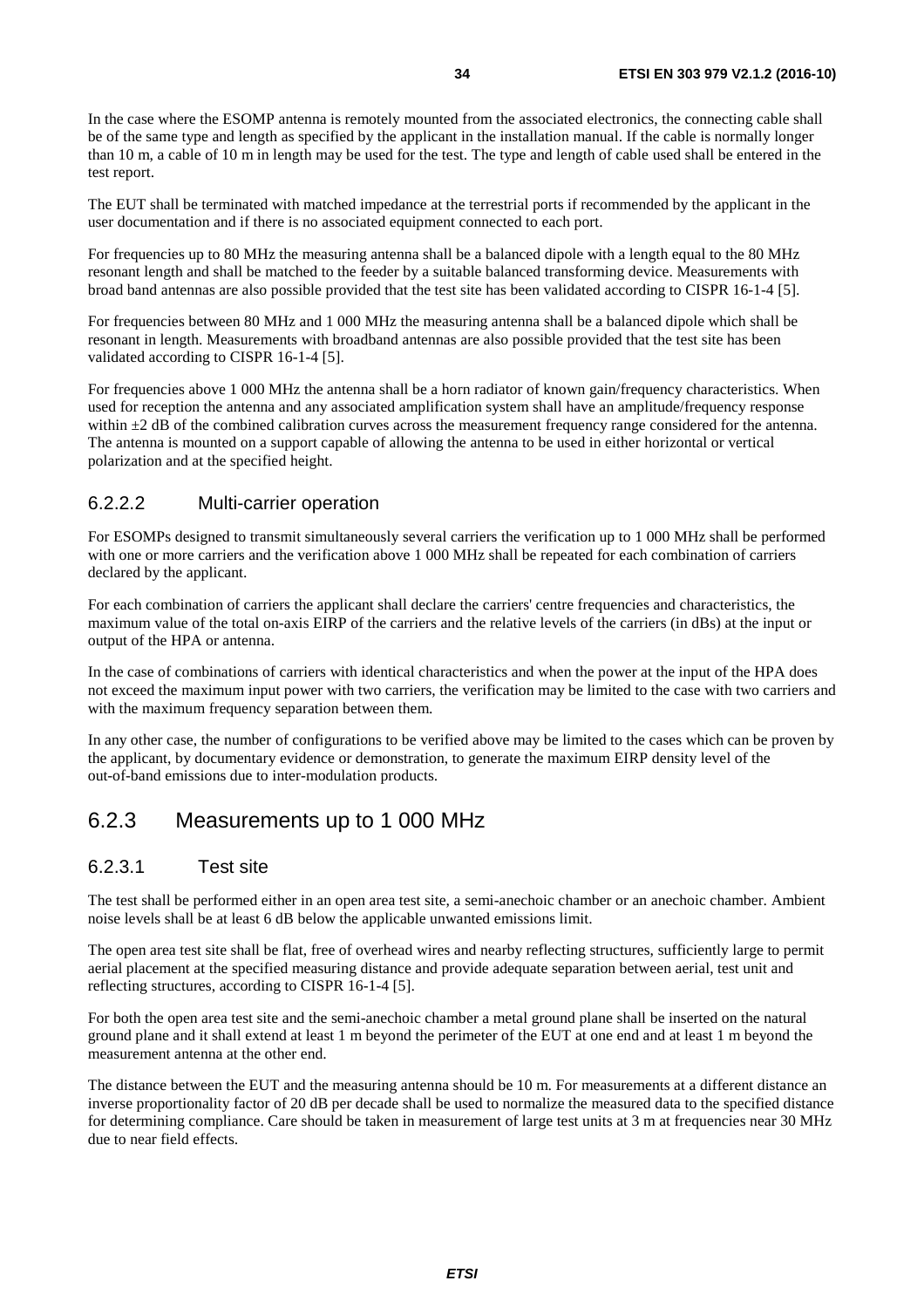In the case where the ESOMP antenna is remotely mounted from the associated electronics, the connecting cable shall be of the same type and length as specified by the applicant in the installation manual. If the cable is normally longer than 10 m, a cable of 10 m in length may be used for the test. The type and length of cable used shall be entered in the test report.

The EUT shall be terminated with matched impedance at the terrestrial ports if recommended by the applicant in the user documentation and if there is no associated equipment connected to each port.

For frequencies up to 80 MHz the measuring antenna shall be a balanced dipole with a length equal to the 80 MHz resonant length and shall be matched to the feeder by a suitable balanced transforming device. Measurements with broad band antennas are also possible provided that the test site has been validated according to CISPR 16-1-4 [5].

For frequencies between 80 MHz and 1 000 MHz the measuring antenna shall be a balanced dipole which shall be resonant in length. Measurements with broadband antennas are also possible provided that the test site has been validated according to CISPR 16-1-4 [5].

For frequencies above 1 000 MHz the antenna shall be a horn radiator of known gain/frequency characteristics. When used for reception the antenna and any associated amplification system shall have an amplitude/frequency response within ±2 dB of the combined calibration curves across the measurement frequency range considered for the antenna. The antenna is mounted on a support capable of allowing the antenna to be used in either horizontal or vertical polarization and at the specified height.

#### 6.2.2.2 Multi-carrier operation

For ESOMPs designed to transmit simultaneously several carriers the verification up to 1 000 MHz shall be performed with one or more carriers and the verification above 1 000 MHz shall be repeated for each combination of carriers declared by the applicant.

For each combination of carriers the applicant shall declare the carriers' centre frequencies and characteristics, the maximum value of the total on-axis EIRP of the carriers and the relative levels of the carriers (in dBs) at the input or output of the HPA or antenna.

In the case of combinations of carriers with identical characteristics and when the power at the input of the HPA does not exceed the maximum input power with two carriers, the verification may be limited to the case with two carriers and with the maximum frequency separation between them.

In any other case, the number of configurations to be verified above may be limited to the cases which can be proven by the applicant, by documentary evidence or demonstration, to generate the maximum EIRP density level of the out-of-band emissions due to inter-modulation products.

### 6.2.3 Measurements up to 1 000 MHz

#### 6.2.3.1 Test site

The test shall be performed either in an open area test site, a semi-anechoic chamber or an anechoic chamber. Ambient noise levels shall be at least 6 dB below the applicable unwanted emissions limit.

The open area test site shall be flat, free of overhead wires and nearby reflecting structures, sufficiently large to permit aerial placement at the specified measuring distance and provide adequate separation between aerial, test unit and reflecting structures, according to CISPR 16-1-4 [5].

For both the open area test site and the semi-anechoic chamber a metal ground plane shall be inserted on the natural ground plane and it shall extend at least 1 m beyond the perimeter of the EUT at one end and at least 1 m beyond the measurement antenna at the other end.

The distance between the EUT and the measuring antenna should be 10 m. For measurements at a different distance an inverse proportionality factor of 20 dB per decade shall be used to normalize the measured data to the specified distance for determining compliance. Care should be taken in measurement of large test units at 3 m at frequencies near 30 MHz due to near field effects.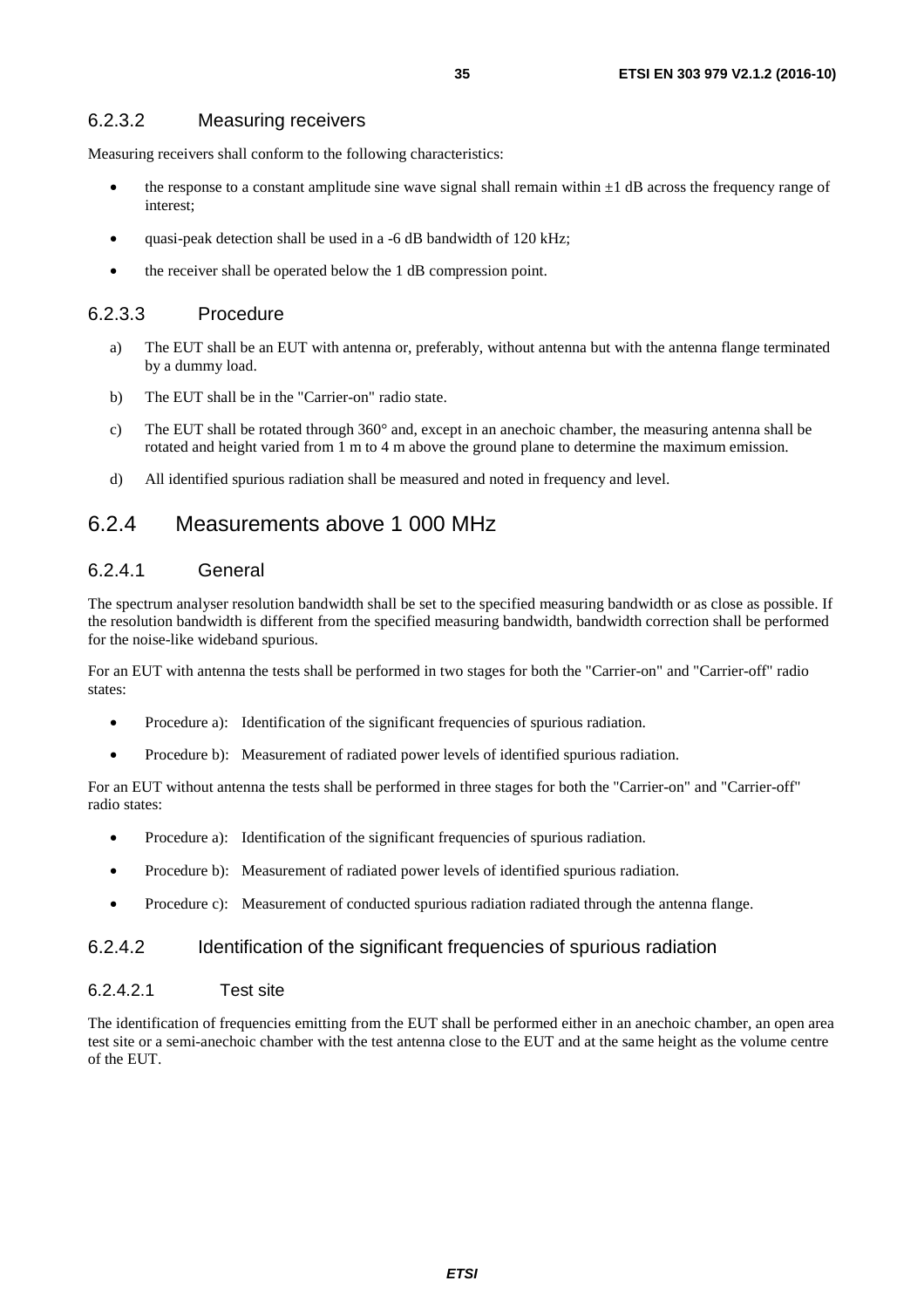#### 6.2.3.2 Measuring receivers

Measuring receivers shall conform to the following characteristics:

- the response to a constant amplitude sine wave signal shall remain within ±1 dB across the frequency range of interest;
- quasi-peak detection shall be used in a -6 dB bandwidth of 120 kHz;
- the receiver shall be operated below the 1 dB compression point.

#### 6.2.3.3 Procedure

a) The EUT shall be an EUT with antenna or, preferably, without antenna but with the antenna flange terminated by a dummy load.

b) The EUT shall be in the "Carrier-on" radio state.

c) The EUT shall be rotated through 360° and, except in an anechoic chamber, the measuring antenna shall be rotated and height varied from 1 m to 4 m above the ground plane to determine the maximum emission.

d) All identified spurious radiation shall be measured and noted in frequency and level.

### 6.2.4 Measurements above 1 000 MHz

#### 6.2.4.1 General

The spectrum analyser resolution bandwidth shall be set to the specified measuring bandwidth or as close as possible. If the resolution bandwidth is different from the specified measuring bandwidth, bandwidth correction shall be performed for the noise-like wideband spurious.

For an EUT with antenna the tests shall be performed in two stages for both the "Carrier-on" and "Carrier-off" radio states:

- Procedure a): Identification of the significant frequencies of spurious radiation.
- Procedure b): Measurement of radiated power levels of identified spurious radiation.

For an EUT without antenna the tests shall be performed in three stages for both the "Carrier-on" and "Carrier-off" radio states:

- Procedure a): Identification of the significant frequencies of spurious radiation.
- Procedure b): Measurement of radiated power levels of identified spurious radiation.
- Procedure c): Measurement of conducted spurious radiation radiated through the antenna flange.

#### 6.2.4.2 Identification of the significant frequencies of spurious radiation

##### 6.2.4.2.1 Test site

The identification of frequencies emitting from the EUT shall be performed either in an anechoic chamber, an open area test site or a semi-anechoic chamber with the test antenna close to the EUT and at the same height as the volume centre of the EUT.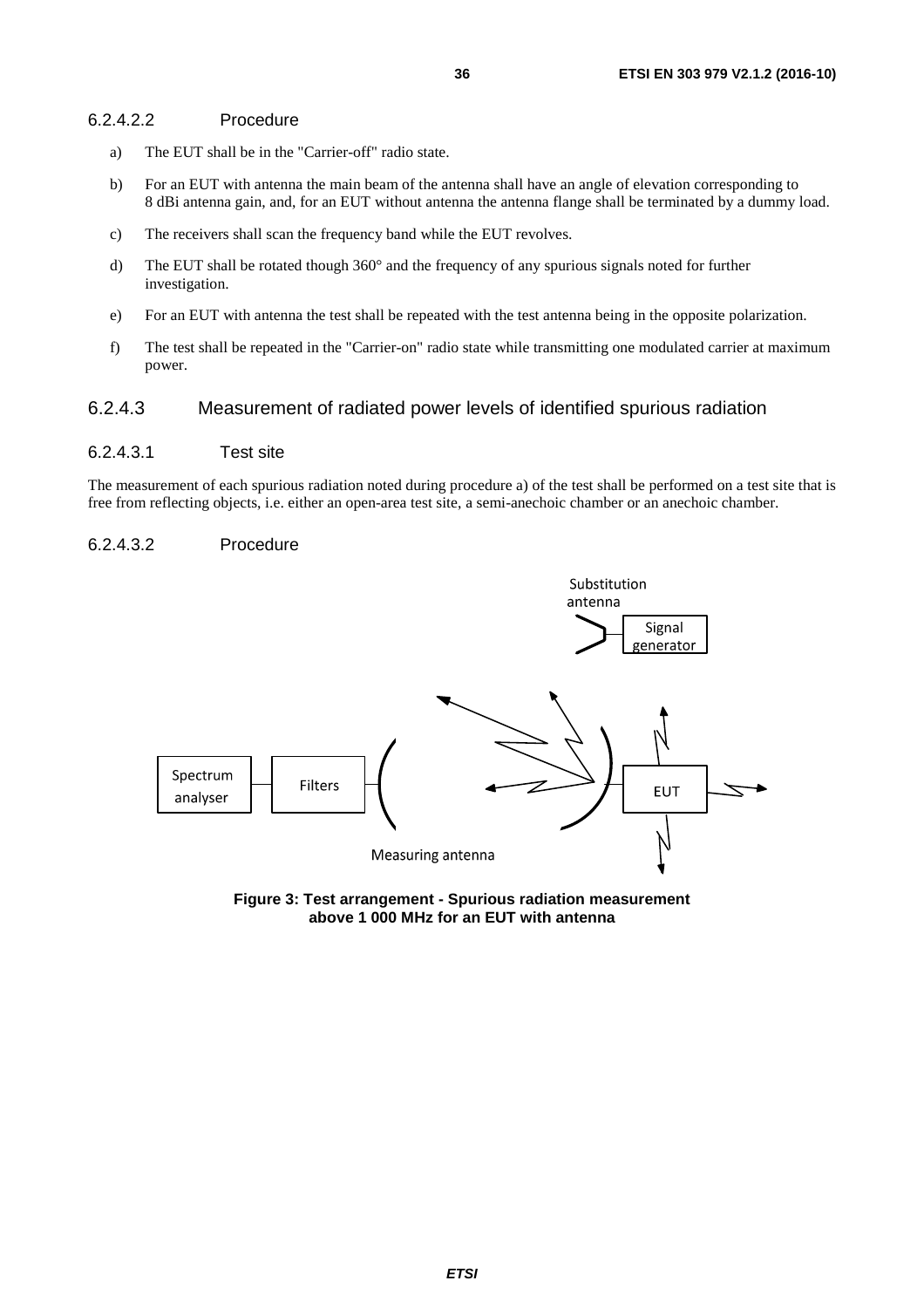#### 6.2.4.2.2 Procedure

a) The EUT shall be in the "Carrier-off" radio state.

b) For an EUT with antenna the main beam of the antenna shall have an angle of elevation corresponding to 8 dBi antenna gain, and, for an EUT without antenna the antenna flange shall be terminated by a dummy load.

c) The receivers shall scan the frequency band while the EUT revolves.

d) The EUT shall be rotated though 360° and the frequency of any spurious signals noted for further investigation.

e) For an EUT with antenna the test shall be repeated with the test antenna being in the opposite polarization.

f) The test shall be repeated in the "Carrier-on" radio state while transmitting one modulated carrier at maximum power.

### 6.2.4.3 Measurement of radiated power levels of identified spurious radiation

#### 6.2.4.3.1 Test site

The measurement of each spurious radiation noted during procedure a) of the test shall be performed on a test site that is free from reflecting objects, i.e. either an open-area test site, a semi-anechoic chamber or an anechoic chamber.

#### 6.2.4.3.2 Procedure

**Figure 3: Test arrangement - Spurious radiation measurement above 1 000 MHz for an EUT with antenna**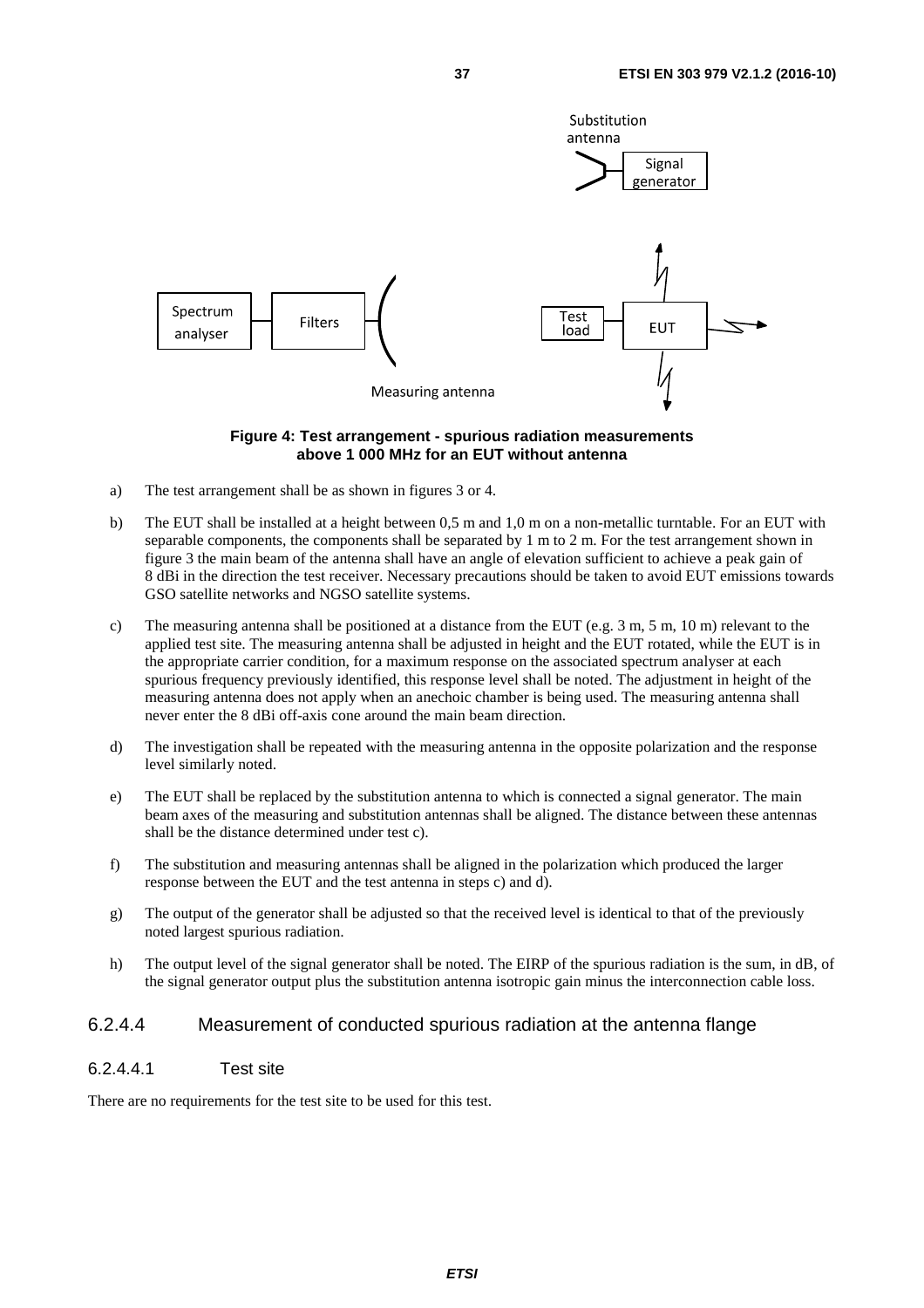**Figure 4: Test arrangement - spurious radiation measurements above 1 000 MHz for an EUT without antenna**

a) The test arrangement shall be as shown in figures 3 or 4.

b) The EUT shall be installed at a height between 0,5 m and 1,0 m on a non-metallic turntable. For an EUT with separable components, the components shall be separated by 1 m to 2 m. For the test arrangement shown in figure 3 the main beam of the antenna shall have an angle of elevation sufficient to achieve a peak gain of 8 dBi in the direction the test receiver. Necessary precautions should be taken to avoid EUT emissions towards GSO satellite networks and NGSO satellite systems.

c) The measuring antenna shall be positioned at a distance from the EUT (e.g. 3 m, 5 m, 10 m) relevant to the applied test site. The measuring antenna shall be adjusted in height and the EUT rotated, while the EUT is in the appropriate carrier condition, for a maximum response on the associated spectrum analyser at each spurious frequency previously identified, this response level shall be noted. The adjustment in height of the measuring antenna does not apply when an anechoic chamber is being used. The measuring antenna shall never enter the 8 dBi off-axis cone around the main beam direction.

d) The investigation shall be repeated with the measuring antenna in the opposite polarization and the response level similarly noted.

e) The EUT shall be replaced by the substitution antenna to which is connected a signal generator. The main beam axes of the measuring and substitution antennas shall be aligned. The distance between these antennas shall be the distance determined under test c).

f) The substitution and measuring antennas shall be aligned in the polarization which produced the larger response between the EUT and the test antenna in steps c) and d).

g) The output of the generator shall be adjusted so that the received level is identical to that of the previously noted largest spurious radiation.

h) The output level of the signal generator shall be noted. The EIRP of the spurious radiation is the sum, in dB, of the signal generator output plus the substitution antenna isotropic gain minus the interconnection cable loss.

### 6.2.4.4 Measurement of conducted spurious radiation at the antenna flange

#### 6.2.4.4.1 Test site

There are no requirements for the test site to be used for this test.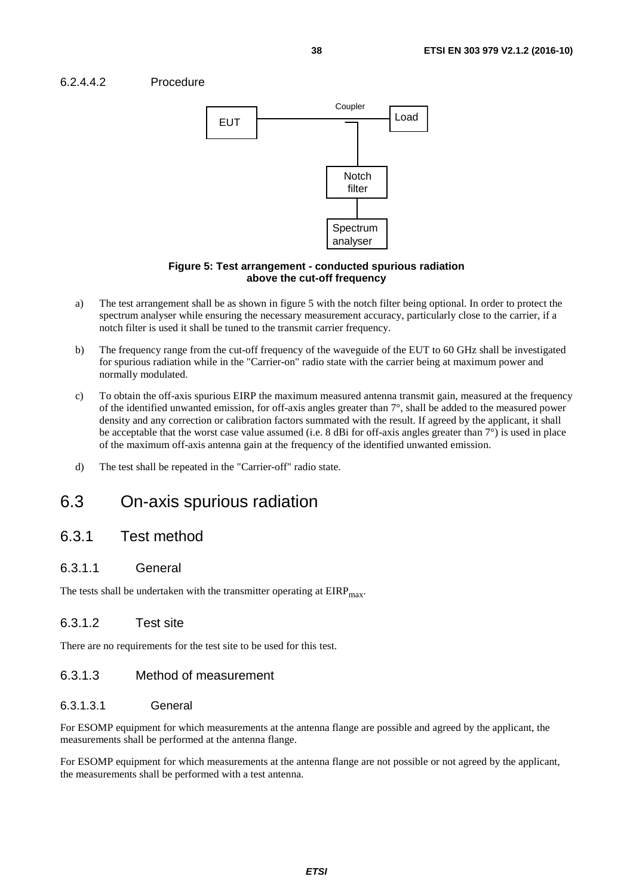#### 6.2.4.4.2 Procedure

**Figure 5: Test arrangement - conducted spurious radiation above the cut-off frequency**

a) The test arrangement shall be as shown in figure 5 with the notch filter being optional. In order to protect the spectrum analyser while ensuring the necessary measurement accuracy, particularly close to the carrier, if a notch filter is used it shall be tuned to the transmit carrier frequency.

b) The frequency range from the cut-off frequency of the waveguide of the EUT to 60 GHz shall be investigated for spurious radiation while in the "Carrier-on" radio state with the carrier being at maximum power and normally modulated.

c) To obtain the off-axis spurious EIRP the maximum measured antenna transmit gain, measured at the frequency of the identified unwanted emission, for off-axis angles greater than 7°, shall be added to the measured power density and any correction or calibration factors summated with the result. If agreed by the applicant, it shall be acceptable that the worst case value assumed (i.e. 8 dBi for off-axis angles greater than 7°) is used in place of the maximum off-axis antenna gain at the frequency of the identified unwanted emission.

d) The test shall be repeated in the "Carrier-off" radio state.

## 6.3 On-axis spurious radiation

### 6.3.1 Test method

#### 6.3.1.1 General

The tests shall be undertaken with the transmitter operating at $EIRP_{max}$.

#### 6.3.1.2 Test site

There are no requirements for the test site to be used for this test.

#### 6.3.1.3 Method of measurement

##### 6.3.1.3.1 General

For ESOMP equipment for which measurements at the antenna flange are possible and agreed by the applicant, the measurements shall be performed at the antenna flange.

For ESOMP equipment for which measurements at the antenna flange are not possible or not agreed by the applicant, the measurements shall be performed with a test antenna.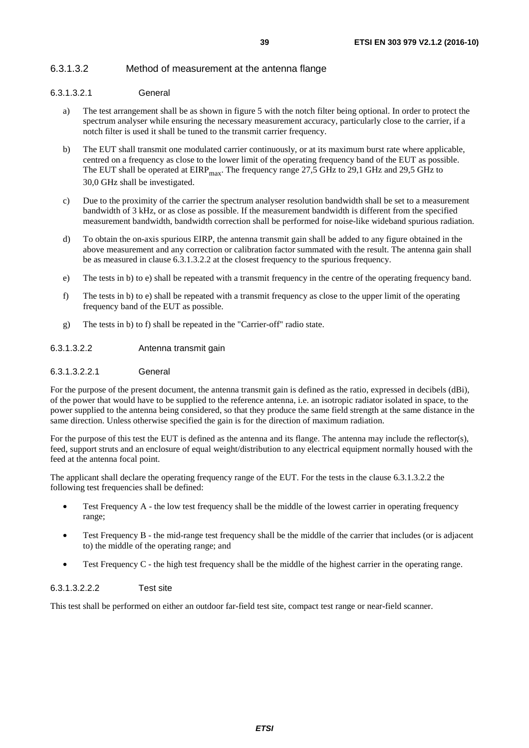#### 6.3.1.3.2 Method of measurement at the antenna flange

##### 6.3.1.3.2.1 General

a) The test arrangement shall be as shown in figure 5 with the notch filter being optional. In order to protect the spectrum analyser while ensuring the necessary measurement accuracy, particularly close to the carrier, if a notch filter is used it shall be tuned to the transmit carrier frequency.

b) The EUT shall transmit one modulated carrier continuously, or at its maximum burst rate where applicable, centred on a frequency as close to the lower limit of the operating frequency band of the EUT as possible. The EUT shall be operated at $EIRP_{max}$. The frequency range 27,5 GHz to 29,1 GHz and 29,5 GHz to 30,0 GHz shall be investigated.

c) Due to the proximity of the carrier the spectrum analyser resolution bandwidth shall be set to a measurement bandwidth of 3 kHz, or as close as possible. If the measurement bandwidth is different from the specified measurement bandwidth, bandwidth correction shall be performed for noise-like wideband spurious radiation.

d) To obtain the on-axis spurious EIRP, the antenna transmit gain shall be added to any figure obtained in the above measurement and any correction or calibration factor summated with the result. The antenna gain shall be as measured in clause 6.3.1.3.2.2 at the closest frequency to the spurious frequency.

e) The tests in b) to e) shall be repeated with a transmit frequency in the centre of the operating frequency band.

f) The tests in b) to e) shall be repeated with a transmit frequency as close to the upper limit of the operating frequency band of the EUT as possible.

g) The tests in b) to f) shall be repeated in the "Carrier-off" radio state.

##### 6.3.1.3.2.2 Antenna transmit gain

###### 6.3.1.3.2.2.1 General

For the purpose of the present document, the antenna transmit gain is defined as the ratio, expressed in decibels (dBi), of the power that would have to be supplied to the reference antenna, i.e. an isotropic radiator isolated in space, to the power supplied to the antenna being considered, so that they produce the same field strength at the same distance in the same direction. Unless otherwise specified the gain is for the direction of maximum radiation.

For the purpose of this test the EUT is defined as the antenna and its flange. The antenna may include the reflector(s), feed, support struts and an enclosure of equal weight/distribution to any electrical equipment normally housed with the feed at the antenna focal point.

The applicant shall declare the operating frequency range of the EUT. For the tests in the clause 6.3.1.3.2.2 the following test frequencies shall be defined:

- Test Frequency A - the low test frequency shall be the middle of the lowest carrier in operating frequency range;
- Test Frequency B - the mid-range test frequency shall be the middle of the carrier that includes (or is adjacent to) the middle of the operating range; and
- Test Frequency C - the high test frequency shall be the middle of the highest carrier in the operating range.

###### 6.3.1.3.2.2.2 Test site

This test shall be performed on either an outdoor far-field test site, compact test range or near-field scanner.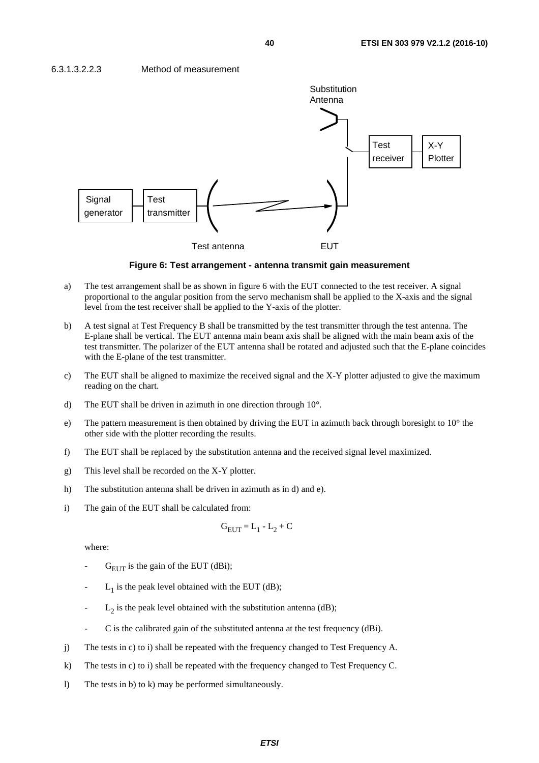6.3.1.3.2.2.3 Method of measurement

**Figure 6: Test arrangement - antenna transmit gain measurement**

a) The test arrangement shall be as shown in figure 6 with the EUT connected to the test receiver. A signal proportional to the angular position from the servo mechanism shall be applied to the X-axis and the signal level from the test receiver shall be applied to the Y-axis of the plotter.

b) A test signal at Test Frequency B shall be transmitted by the test transmitter through the test antenna. The E-plane shall be vertical. The EUT antenna main beam axis shall be aligned with the main beam axis of the test transmitter. The polarizer of the EUT antenna shall be rotated and adjusted such that the E-plane coincides with the E-plane of the test transmitter.

c) The EUT shall be aligned to maximize the received signal and the X-Y plotter adjusted to give the maximum reading on the chart.

d) The EUT shall be driven in azimuth in one direction through 10°.

e) The pattern measurement is then obtained by driving the EUT in azimuth back through boresight to 10° the other side with the plotter recording the results.

f) The EUT shall be replaced by the substitution antenna and the received signal level maximized.

g) This level shall be recorded on the X-Y plotter.

h) The substitution antenna shall be driven in azimuth as in d) and e).

i) The gain of the EUT shall be calculated from:

$$G_{EUT} = L_1 - L_2 + C$$

where:

- $G_{EUT}$ is the gain of the EUT (dBi);
- $L_1$ is the peak level obtained with the EUT (dB);
- $L_2$ is the peak level obtained with the substitution antenna (dB);
- C is the calibrated gain of the substituted antenna at the test frequency (dBi).

j) The tests in c) to i) shall be repeated with the frequency changed to Test Frequency A.

k) The tests in c) to i) shall be repeated with the frequency changed to Test Frequency C.

l) The tests in b) to k) may be performed simultaneously.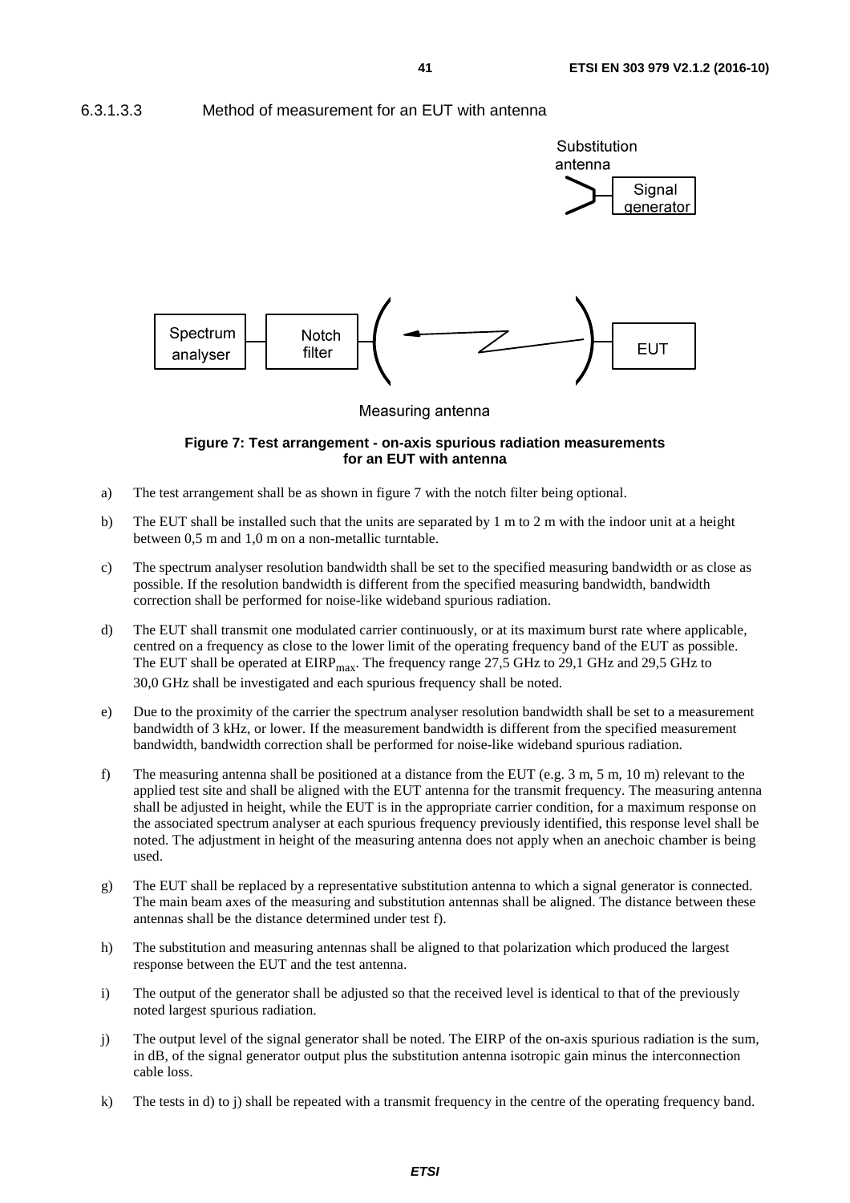#### 6.3.1.3.3 Method of measurement for an EUT with antenna

**Figure 7: Test arrangement - on-axis spurious radiation measurements for an EUT with antenna**

a) The test arrangement shall be as shown in figure 7 with the notch filter being optional.

b) The EUT shall be installed such that the units are separated by 1 m to 2 m with the indoor unit at a height between 0,5 m and 1,0 m on a non-metallic turntable.

c) The spectrum analyser resolution bandwidth shall be set to the specified measuring bandwidth or as close as possible. If the resolution bandwidth is different from the specified measuring bandwidth, bandwidth correction shall be performed for noise-like wideband spurious radiation.

d) The EUT shall transmit one modulated carrier continuously, or at its maximum burst rate where applicable, centred on a frequency as close to the lower limit of the operating frequency band of the EUT as possible. The EUT shall be operated at $EIRP_{max}$. The frequency range 27,5 GHz to 29,1 GHz and 29,5 GHz to 30,0 GHz shall be investigated and each spurious frequency shall be noted.

e) Due to the proximity of the carrier the spectrum analyser resolution bandwidth shall be set to a measurement bandwidth of 3 kHz, or lower. If the measurement bandwidth is different from the specified measurement bandwidth, bandwidth correction shall be performed for noise-like wideband spurious radiation.

f) The measuring antenna shall be positioned at a distance from the EUT (e.g. 3 m, 5 m, 10 m) relevant to the applied test site and shall be aligned with the EUT antenna for the transmit frequency. The measuring antenna shall be adjusted in height, while the EUT is in the appropriate carrier condition, for a maximum response on the associated spectrum analyser at each spurious frequency previously identified, this response level shall be noted. The adjustment in height of the measuring antenna does not apply when an anechoic chamber is being used.

g) The EUT shall be replaced by a representative substitution antenna to which a signal generator is connected. The main beam axes of the measuring and substitution antennas shall be aligned. The distance between these antennas shall be the distance determined under test f).

h) The substitution and measuring antennas shall be aligned to that polarization which produced the largest response between the EUT and the test antenna.

i) The output of the generator shall be adjusted so that the received level is identical to that of the previously noted largest spurious radiation.

j) The output level of the signal generator shall be noted. The EIRP of the on-axis spurious radiation is the sum, in dB, of the signal generator output plus the substitution antenna isotropic gain minus the interconnection cable loss.

k) The tests in d) to j) shall be repeated with a transmit frequency in the centre of the operating frequency band.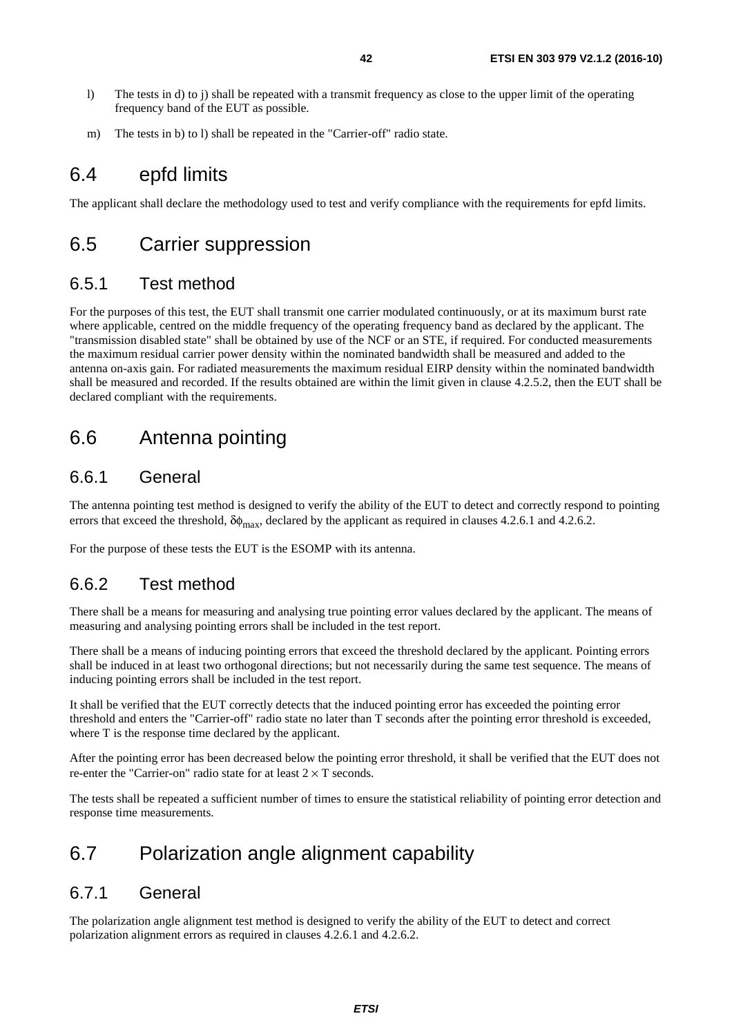l) The tests in d) to j) shall be repeated with a transmit frequency as close to the upper limit of the operating frequency band of the EUT as possible.

m) The tests in b) to l) shall be repeated in the "Carrier-off" radio state.

## 6.4 epfd limits

The applicant shall declare the methodology used to test and verify compliance with the requirements for epfd limits.

## 6.5 Carrier suppression

### 6.5.1 Test method

For the purposes of this test, the EUT shall transmit one carrier modulated continuously, or at its maximum burst rate where applicable, centred on the middle frequency of the operating frequency band as declared by the applicant. The "transmission disabled state" shall be obtained by use of the NCF or an STE, if required. For conducted measurements the maximum residual carrier power density within the nominated bandwidth shall be measured and added to the antenna on-axis gain. For radiated measurements the maximum residual EIRP density within the nominated bandwidth shall be measured and recorded. If the results obtained are within the limit given in clause 4.2.5.2, then the EUT shall be declared compliant with the requirements.

## 6.6 Antenna pointing

### 6.6.1 General

The antenna pointing test method is designed to verify the ability of the EUT to detect and correctly respond to pointing errors that exceed the threshold, $\delta\phi_{max}$, declared by the applicant as required in clauses 4.2.6.1 and 4.2.6.2.

For the purpose of these tests the EUT is the ESOMP with its antenna.

### 6.6.2 Test method

There shall be a means for measuring and analysing true pointing error values declared by the applicant. The means of measuring and analysing pointing errors shall be included in the test report.

There shall be a means of inducing pointing errors that exceed the threshold declared by the applicant. Pointing errors shall be induced in at least two orthogonal directions; but not necessarily during the same test sequence. The means of inducing pointing errors shall be included in the test report.

It shall be verified that the EUT correctly detects that the induced pointing error has exceeded the pointing error threshold and enters the "Carrier-off" radio state no later than T seconds after the pointing error threshold is exceeded, where T is the response time declared by the applicant.

After the pointing error has been decreased below the pointing error threshold, it shall be verified that the EUT does not re-enter the "Carrier-on" radio state for at least $2 \times T$ seconds.

The tests shall be repeated a sufficient number of times to ensure the statistical reliability of pointing error detection and response time measurements.

## 6.7 Polarization angle alignment capability

### 6.7.1 General

The polarization angle alignment test method is designed to verify the ability of the EUT to detect and correct polarization alignment errors as required in clauses 4.2.6.1 and 4.2.6.2.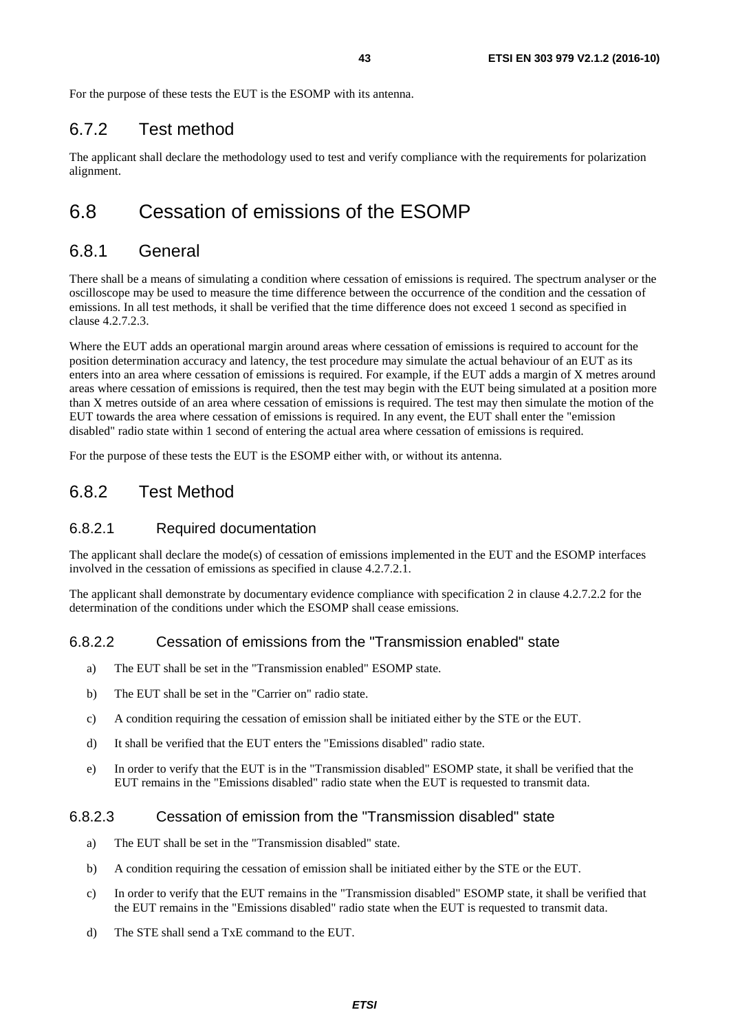For the purpose of these tests the EUT is the ESOMP with its antenna.

### 6.7.2 Test method

The applicant shall declare the methodology used to test and verify compliance with the requirements for polarization alignment.

## 6.8 Cessation of emissions of the ESOMP

### 6.8.1 General

There shall be a means of simulating a condition where cessation of emissions is required. The spectrum analyser or the oscilloscope may be used to measure the time difference between the occurrence of the condition and the cessation of emissions. In all test methods, it shall be verified that the time difference does not exceed 1 second as specified in clause 4.2.7.2.3.

Where the EUT adds an operational margin around areas where cessation of emissions is required to account for the position determination accuracy and latency, the test procedure may simulate the actual behaviour of an EUT as its enters into an area where cessation of emissions is required. For example, if the EUT adds a margin of X metres around areas where cessation of emissions is required, then the test may begin with the EUT being simulated at a position more than X metres outside of an area where cessation of emissions is required. The test may then simulate the motion of the EUT towards the area where cessation of emissions is required. In any event, the EUT shall enter the "emission disabled" radio state within 1 second of entering the actual area where cessation of emissions is required.

For the purpose of these tests the EUT is the ESOMP either with, or without its antenna.

### 6.8.2 Test Method

#### 6.8.2.1 Required documentation

The applicant shall declare the mode(s) of cessation of emissions implemented in the EUT and the ESOMP interfaces involved in the cessation of emissions as specified in clause 4.2.7.2.1.

The applicant shall demonstrate by documentary evidence compliance with specification 2 in clause 4.2.7.2.2 for the determination of the conditions under which the ESOMP shall cease emissions.

#### 6.8.2.2 Cessation of emissions from the "Transmission enabled" state

a) The EUT shall be set in the "Transmission enabled" ESOMP state.

b) The EUT shall be set in the "Carrier on" radio state.

c) A condition requiring the cessation of emission shall be initiated either by the STE or the EUT.

d) It shall be verified that the EUT enters the "Emissions disabled" radio state.

e) In order to verify that the EUT is in the "Transmission disabled" ESOMP state, it shall be verified that the EUT remains in the "Emissions disabled" radio state when the EUT is requested to transmit data.

#### 6.8.2.3 Cessation of emission from the "Transmission disabled" state

a) The EUT shall be set in the "Transmission disabled" state.

b) A condition requiring the cessation of emission shall be initiated either by the STE or the EUT.

c) In order to verify that the EUT remains in the "Transmission disabled" ESOMP state, it shall be verified that the EUT remains in the "Emissions disabled" radio state when the EUT is requested to transmit data.

d) The STE shall send a TxE command to the EUT.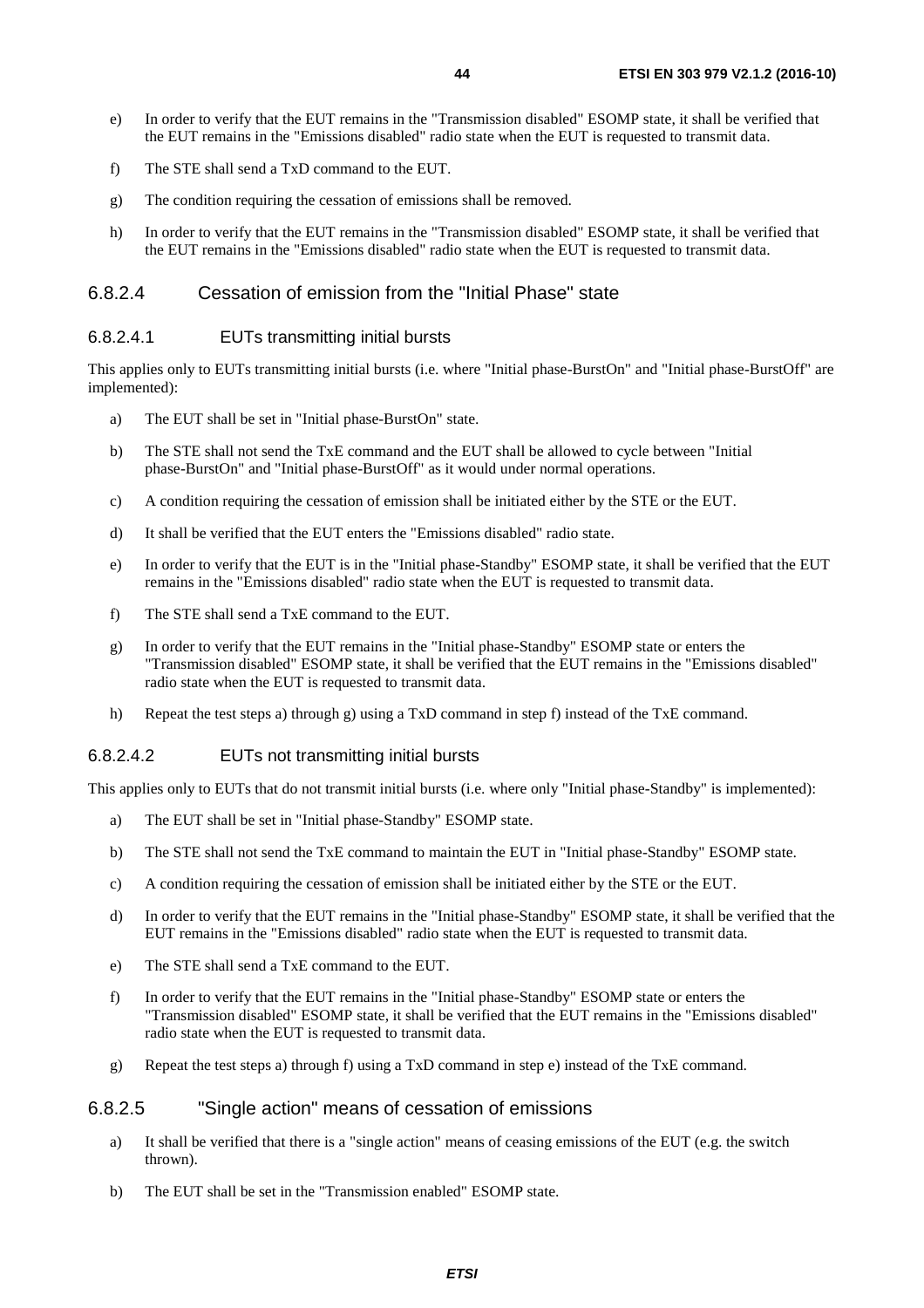e) In order to verify that the EUT remains in the "Transmission disabled" ESOMP state, it shall be verified that the EUT remains in the "Emissions disabled" radio state when the EUT is requested to transmit data.

f) The STE shall send a TxD command to the EUT.

g) The condition requiring the cessation of emissions shall be removed.

h) In order to verify that the EUT remains in the "Transmission disabled" ESOMP state, it shall be verified that the EUT remains in the "Emissions disabled" radio state when the EUT is requested to transmit data.

#### 6.8.2.4 Cessation of emission from the "Initial Phase" state

##### 6.8.2.4.1 EUTs transmitting initial bursts

This applies only to EUTs transmitting initial bursts (i.e. where "Initial phase-BurstOn" and "Initial phase-BurstOff" are implemented):

a) The EUT shall be set in "Initial phase-BurstOn" state.

b) The STE shall not send the TxE command and the EUT shall be allowed to cycle between "Initial phase-BurstOn" and "Initial phase-BurstOff" as it would under normal operations.

c) A condition requiring the cessation of emission shall be initiated either by the STE or the EUT.

d) It shall be verified that the EUT enters the "Emissions disabled" radio state.

e) In order to verify that the EUT is in the "Initial phase-Standby" ESOMP state, it shall be verified that the EUT remains in the "Emissions disabled" radio state when the EUT is requested to transmit data.

f) The STE shall send a TxE command to the EUT.

g) In order to verify that the EUT remains in the "Initial phase-Standby" ESOMP state or enters the "Transmission disabled" ESOMP state, it shall be verified that the EUT remains in the "Emissions disabled" radio state when the EUT is requested to transmit data.

h) Repeat the test steps a) through g) using a TxD command in step f) instead of the TxE command.

##### 6.8.2.4.2 EUTs not transmitting initial bursts

This applies only to EUTs that do not transmit initial bursts (i.e. where only "Initial phase-Standby" is implemented):

a) The EUT shall be set in "Initial phase-Standby" ESOMP state.

b) The STE shall not send the TxE command to maintain the EUT in "Initial phase-Standby" ESOMP state.

c) A condition requiring the cessation of emission shall be initiated either by the STE or the EUT.

d) In order to verify that the EUT remains in the "Initial phase-Standby" ESOMP state, it shall be verified that the EUT remains in the "Emissions disabled" radio state when the EUT is requested to transmit data.

e) The STE shall send a TxE command to the EUT.

f) In order to verify that the EUT remains in the "Initial phase-Standby" ESOMP state or enters the "Transmission disabled" ESOMP state, it shall be verified that the EUT remains in the "Emissions disabled" radio state when the EUT is requested to transmit data.

g) Repeat the test steps a) through f) using a TxD command in step e) instead of the TxE command.

#### 6.8.2.5 "Single action" means of cessation of emissions

a) It shall be verified that there is a "single action" means of ceasing emissions of the EUT (e.g. the switch thrown).

b) The EUT shall be set in the "Transmission enabled" ESOMP state.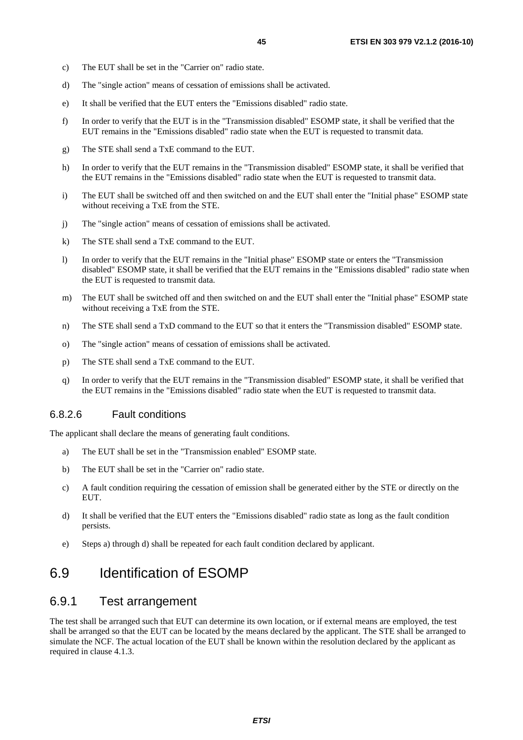c) The EUT shall be set in the "Carrier on" radio state.

d) The "single action" means of cessation of emissions shall be activated.

e) It shall be verified that the EUT enters the "Emissions disabled" radio state.

f) In order to verify that the EUT is in the "Transmission disabled" ESOMP state, it shall be verified that the EUT remains in the "Emissions disabled" radio state when the EUT is requested to transmit data.

g) The STE shall send a TxE command to the EUT.

h) In order to verify that the EUT remains in the "Transmission disabled" ESOMP state, it shall be verified that the EUT remains in the "Emissions disabled" radio state when the EUT is requested to transmit data.

i) The EUT shall be switched off and then switched on and the EUT shall enter the "Initial phase" ESOMP state without receiving a TxE from the STE.

j) The "single action" means of cessation of emissions shall be activated.

k) The STE shall send a TxE command to the EUT.

l) In order to verify that the EUT remains in the "Initial phase" ESOMP state or enters the "Transmission disabled" ESOMP state, it shall be verified that the EUT remains in the "Emissions disabled" radio state when the EUT is requested to transmit data.

m) The EUT shall be switched off and then switched on and the EUT shall enter the "Initial phase" ESOMP state without receiving a TxE from the STE.

n) The STE shall send a TxD command to the EUT so that it enters the "Transmission disabled" ESOMP state.

o) The "single action" means of cessation of emissions shall be activated.

p) The STE shall send a TxE command to the EUT.

q) In order to verify that the EUT remains in the "Transmission disabled" ESOMP state, it shall be verified that the EUT remains in the "Emissions disabled" radio state when the EUT is requested to transmit data.

#### 6.8.2.6 Fault conditions

The applicant shall declare the means of generating fault conditions.

a) The EUT shall be set in the "Transmission enabled" ESOMP state.

b) The EUT shall be set in the "Carrier on" radio state.

c) A fault condition requiring the cessation of emission shall be generated either by the STE or directly on the EUT.

d) It shall be verified that the EUT enters the "Emissions disabled" radio state as long as the fault condition persists.

e) Steps a) through d) shall be repeated for each fault condition declared by applicant.

## 6.9 Identification of ESOMP

### 6.9.1 Test arrangement

The test shall be arranged such that EUT can determine its own location, or if external means are employed, the test shall be arranged so that the EUT can be located by the means declared by the applicant. The STE shall be arranged to simulate the NCF. The actual location of the EUT shall be known within the resolution declared by the applicant as required in clause 4.1.3.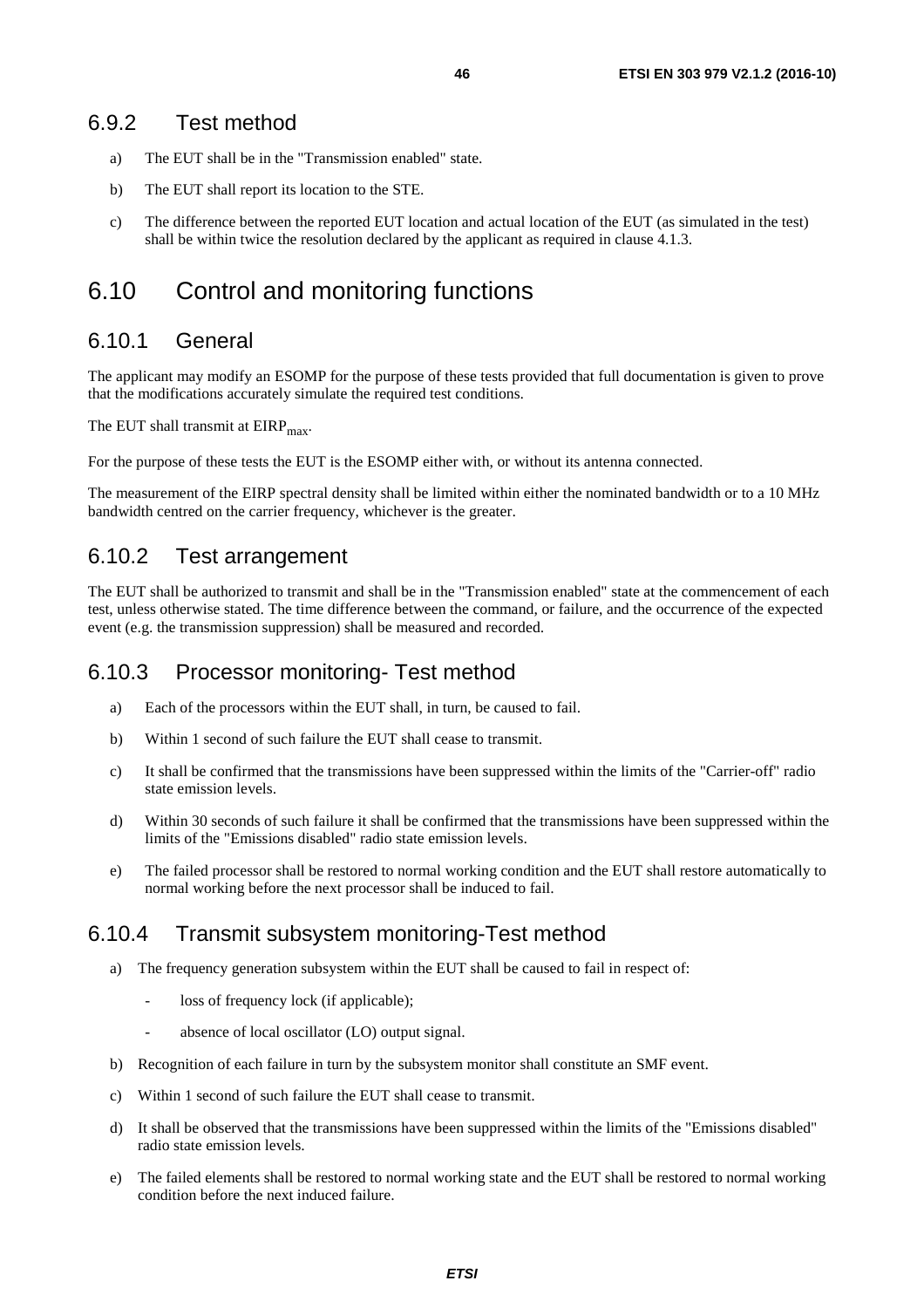### 6.9.2 Test method

a) The EUT shall be in the "Transmission enabled" state.

b) The EUT shall report its location to the STE.

c) The difference between the reported EUT location and actual location of the EUT (as simulated in the test) shall be within twice the resolution declared by the applicant as required in clause 4.1.3.

## 6.10 Control and monitoring functions

### 6.10.1 General

The applicant may modify an ESOMP for the purpose of these tests provided that full documentation is given to prove that the modifications accurately simulate the required test conditions.

The EUT shall transmit at $EIRP_{max}$.

For the purpose of these tests the EUT is the ESOMP either with, or without its antenna connected.

The measurement of the EIRP spectral density shall be limited within either the nominated bandwidth or to a 10 MHz bandwidth centred on the carrier frequency, whichever is the greater.

### 6.10.2 Test arrangement

The EUT shall be authorized to transmit and shall be in the "Transmission enabled" state at the commencement of each test, unless otherwise stated. The time difference between the command, or failure, and the occurrence of the expected event (e.g. the transmission suppression) shall be measured and recorded.

### 6.10.3 Processor monitoring- Test method

a) Each of the processors within the EUT shall, in turn, be caused to fail.

b) Within 1 second of such failure the EUT shall cease to transmit.

c) It shall be confirmed that the transmissions have been suppressed within the limits of the "Carrier-off" radio state emission levels.

d) Within 30 seconds of such failure it shall be confirmed that the transmissions have been suppressed within the limits of the "Emissions disabled" radio state emission levels.

e) The failed processor shall be restored to normal working condition and the EUT shall restore automatically to normal working before the next processor shall be induced to fail.

### 6.10.4 Transmit subsystem monitoring-Test method

a) The frequency generation subsystem within the EUT shall be caused to fail in respect of:

- loss of frequency lock (if applicable);
- absence of local oscillator (LO) output signal.

b) Recognition of each failure in turn by the subsystem monitor shall constitute an SMF event.

c) Within 1 second of such failure the EUT shall cease to transmit.

d) It shall be observed that the transmissions have been suppressed within the limits of the "Emissions disabled" radio state emission levels.

e) The failed elements shall be restored to normal working state and the EUT shall be restored to normal working condition before the next induced failure.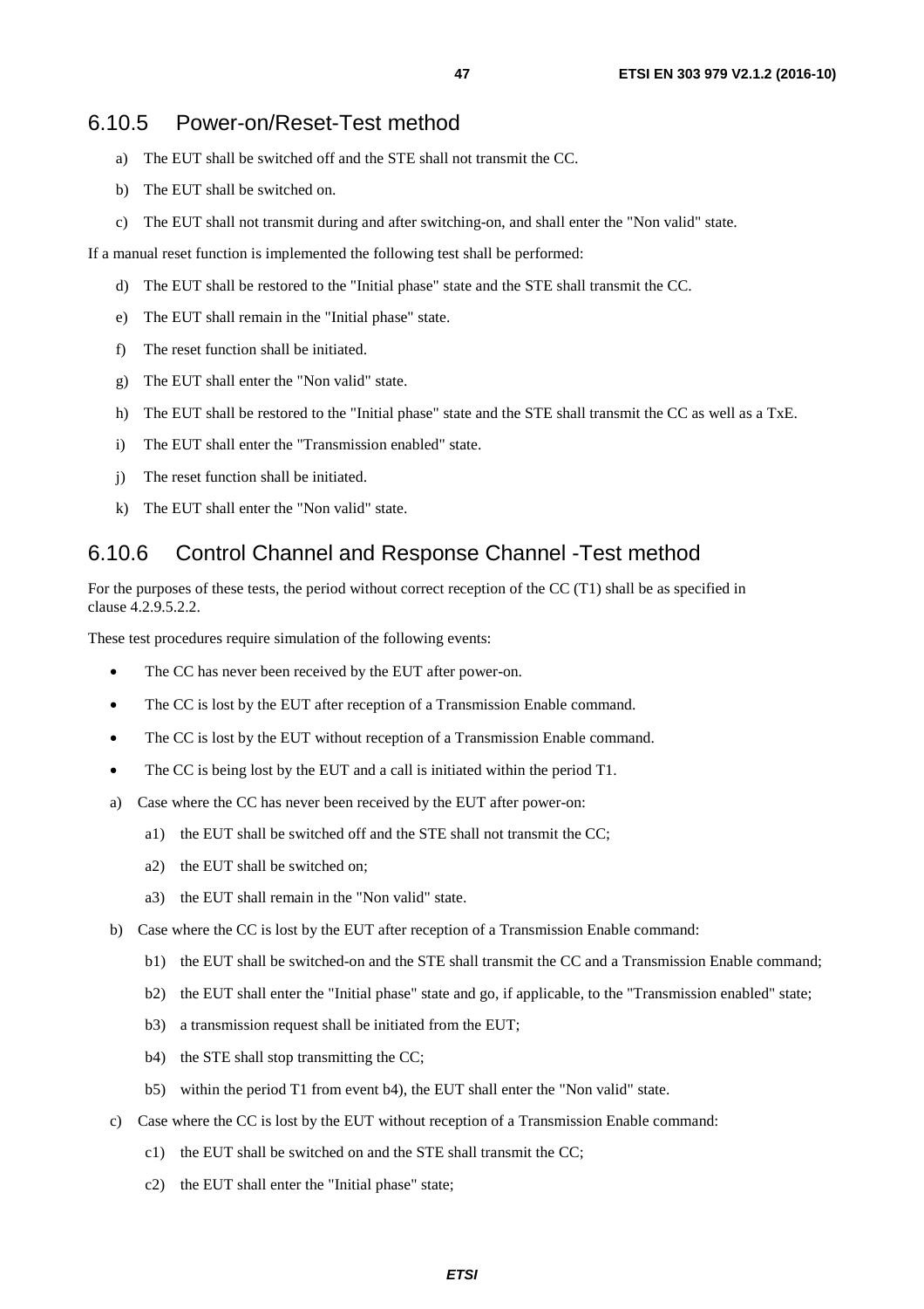### 6.10.5 Power-on/Reset-Test method

a) The EUT shall be switched off and the STE shall not transmit the CC.

b) The EUT shall be switched on.

c) The EUT shall not transmit during and after switching-on, and shall enter the "Non valid" state.

If a manual reset function is implemented the following test shall be performed:

d) The EUT shall be restored to the "Initial phase" state and the STE shall transmit the CC.

e) The EUT shall remain in the "Initial phase" state.

f) The reset function shall be initiated.

g) The EUT shall enter the "Non valid" state.

h) The EUT shall be restored to the "Initial phase" state and the STE shall transmit the CC as well as a TxE.

i) The EUT shall enter the "Transmission enabled" state.

j) The reset function shall be initiated.

k) The EUT shall enter the "Non valid" state.

### 6.10.6 Control Channel and Response Channel -Test method

For the purposes of these tests, the period without correct reception of the CC (T1) shall be as specified in clause 4.2.9.5.2.2.

These test procedures require simulation of the following events:

- The CC has never been received by the EUT after power-on.
- The CC is lost by the EUT after reception of a Transmission Enable command.
- The CC is lost by the EUT without reception of a Transmission Enable command.
- The CC is being lost by the EUT and a call is initiated within the period T1.

a) Case where the CC has never been received by the EUT after power-on:

  a1) the EUT shall be switched off and the STE shall not transmit the CC;

  a2) the EUT shall be switched on;

  a3) the EUT shall remain in the "Non valid" state.

b) Case where the CC is lost by the EUT after reception of a Transmission Enable command:

  b1) the EUT shall be switched-on and the STE shall transmit the CC and a Transmission Enable command;

  b2) the EUT shall enter the "Initial phase" state and go, if applicable, to the "Transmission enabled" state;

  b3) a transmission request shall be initiated from the EUT;

  b4) the STE shall stop transmitting the CC;

  b5) within the period T1 from event b4), the EUT shall enter the "Non valid" state.

c) Case where the CC is lost by the EUT without reception of a Transmission Enable command:

  c1) the EUT shall be switched on and the STE shall transmit the CC;

  c2) the EUT shall enter the "Initial phase" state;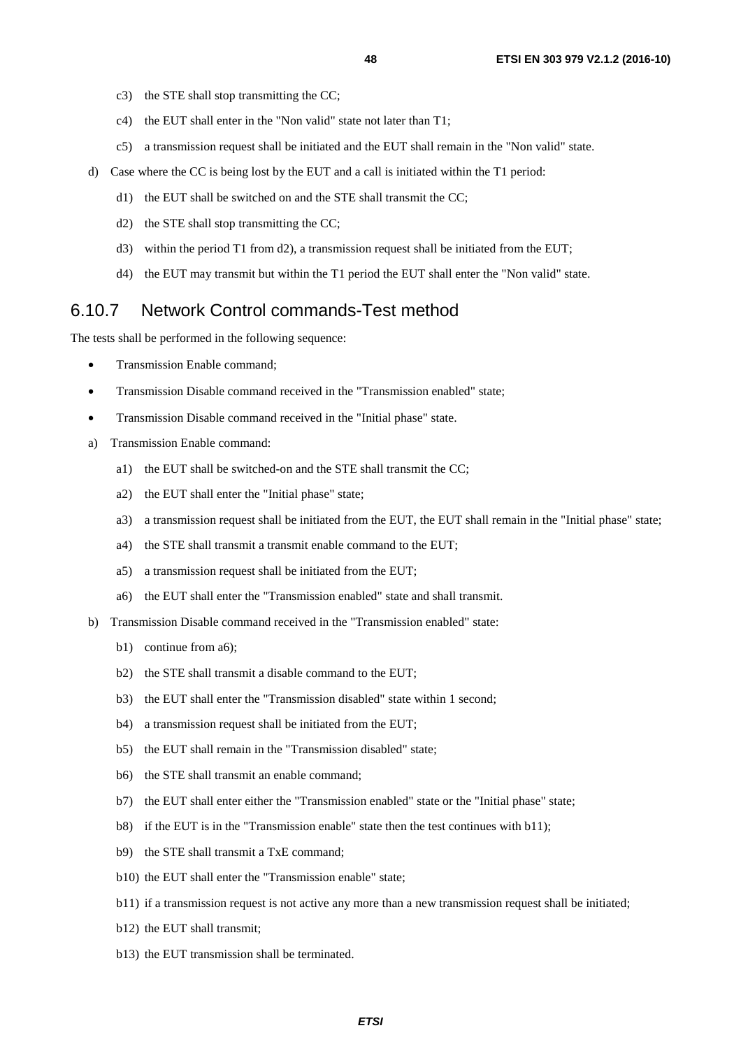c3) the STE shall stop transmitting the CC;

c4) the EUT shall enter in the "Non valid" state not later than T1;

c5) a transmission request shall be initiated and the EUT shall remain in the "Non valid" state.

d) Case where the CC is being lost by the EUT and a call is initiated within the T1 period:

d1) the EUT shall be switched on and the STE shall transmit the CC;

d2) the STE shall stop transmitting the CC;

d3) within the period T1 from d2), a transmission request shall be initiated from the EUT;

d4) the EUT may transmit but within the T1 period the EUT shall enter the "Non valid" state.

### 6.10.7 Network Control commands-Test method

The tests shall be performed in the following sequence:

- Transmission Enable command;
- Transmission Disable command received in the "Transmission enabled" state;
- Transmission Disable command received in the "Initial phase" state.

a) Transmission Enable command:

a1) the EUT shall be switched-on and the STE shall transmit the CC;

a2) the EUT shall enter the "Initial phase" state;

a3) a transmission request shall be initiated from the EUT, the EUT shall remain in the "Initial phase" state;

a4) the STE shall transmit a transmit enable command to the EUT;

a5) a transmission request shall be initiated from the EUT;

a6) the EUT shall enter the "Transmission enabled" state and shall transmit.

b) Transmission Disable command received in the "Transmission enabled" state:

b1) continue from a6);

b2) the STE shall transmit a disable command to the EUT;

b3) the EUT shall enter the "Transmission disabled" state within 1 second;

b4) a transmission request shall be initiated from the EUT;

b5) the EUT shall remain in the "Transmission disabled" state;

b6) the STE shall transmit an enable command;

b7) the EUT shall enter either the "Transmission enabled" state or the "Initial phase" state;

b8) if the EUT is in the "Transmission enable" state then the test continues with b11);

b9) the STE shall transmit a TxE command;

b10) the EUT shall enter the "Transmission enable" state;

b11) if a transmission request is not active any more than a new transmission request shall be initiated;

b12) the EUT shall transmit;

b13) the EUT transmission shall be terminated.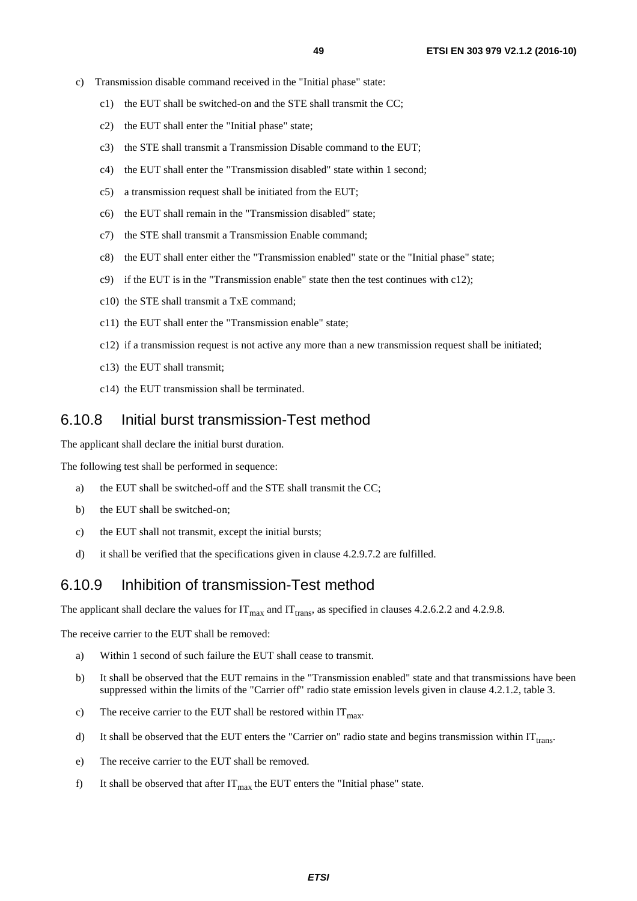c) Transmission disable command received in the "Initial phase" state:

   c1) the EUT shall be switched-on and the STE shall transmit the CC;

   c2) the EUT shall enter the "Initial phase" state;

   c3) the STE shall transmit a Transmission Disable command to the EUT;

   c4) the EUT shall enter the "Transmission disabled" state within 1 second;

   c5) a transmission request shall be initiated from the EUT;

   c6) the EUT shall remain in the "Transmission disabled" state;

   c7) the STE shall transmit a Transmission Enable command;

   c8) the EUT shall enter either the "Transmission enabled" state or the "Initial phase" state;

   c9) if the EUT is in the "Transmission enable" state then the test continues with c12);

   c10) the STE shall transmit a TxE command;

   c11) the EUT shall enter the "Transmission enable" state;

   c12) if a transmission request is not active any more than a new transmission request shall be initiated;

   c13) the EUT shall transmit;

   c14) the EUT transmission shall be terminated.

### 6.10.8 Initial burst transmission-Test method

The applicant shall declare the initial burst duration.

The following test shall be performed in sequence:

a) the EUT shall be switched-off and the STE shall transmit the CC;

b) the EUT shall be switched-on;

c) the EUT shall not transmit, except the initial bursts;

d) it shall be verified that the specifications given in clause 4.2.9.7.2 are fulfilled.

### 6.10.9 Inhibition of transmission-Test method

The applicant shall declare the values for $IT_{max}$ and $IT_{trans}$, as specified in clauses 4.2.6.2.2 and 4.2.9.8.

The receive carrier to the EUT shall be removed:

a) Within 1 second of such failure the EUT shall cease to transmit.

b) It shall be observed that the EUT remains in the "Transmission enabled" state and that transmissions have been suppressed within the limits of the "Carrier off" radio state emission levels given in clause 4.2.1.2, table 3.

c) The receive carrier to the EUT shall be restored within $IT_{max}$.

d) It shall be observed that the EUT enters the "Carrier on" radio state and begins transmission within $IT_{trans}$.

e) The receive carrier to the EUT shall be removed.

f) It shall be observed that after $IT_{max}$ the EUT enters the "Initial phase" state.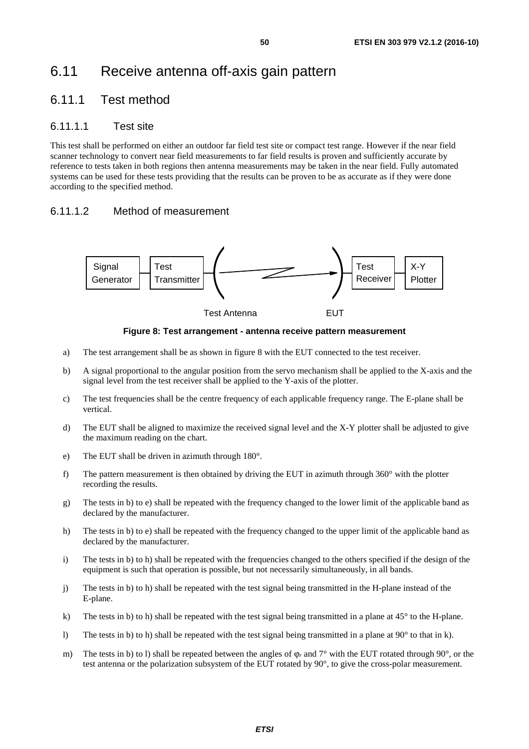# 6.11 Receive antenna off-axis gain pattern

## 6.11.1 Test method

### 6.11.1.1 Test site

This test shall be performed on either an outdoor far field test site or compact test range. However if the near field scanner technology to convert near field measurements to far field results is proven and sufficiently accurate by reference to tests taken in both regions then antenna measurements may be taken in the near field. Fully automated systems can be used for these tests providing that the results can be proven to be as accurate as if they were done according to the specified method.

### 6.11.1.2 Method of measurement

Signal Generator — Test Transmitter — Test Antenna — EUT — Test Receiver — X-Y Plotter

**Figure 8: Test arrangement - antenna receive pattern measurement**

a) The test arrangement shall be as shown in figure 8 with the EUT connected to the test receiver.

b) A signal proportional to the angular position from the servo mechanism shall be applied to the X-axis and the signal level from the test receiver shall be applied to the Y-axis of the plotter.

c) The test frequencies shall be the centre frequency of each applicable frequency range. The E-plane shall be vertical.

d) The EUT shall be aligned to maximize the received signal level and the X-Y plotter shall be adjusted to give the maximum reading on the chart.

e) The EUT shall be driven in azimuth through 180°.

f) The pattern measurement is then obtained by driving the EUT in azimuth through 360° with the plotter recording the results.

g) The tests in b) to e) shall be repeated with the frequency changed to the lower limit of the applicable band as declared by the manufacturer.

h) The tests in b) to e) shall be repeated with the frequency changed to the upper limit of the applicable band as declared by the manufacturer.

i) The tests in b) to h) shall be repeated with the frequencies changed to the others specified if the design of the equipment is such that operation is possible, but not necessarily simultaneously, in all bands.

j) The tests in b) to h) shall be repeated with the test signal being transmitted in the H-plane instead of the E-plane.

k) The tests in b) to h) shall be repeated with the test signal being transmitted in a plane at 45° to the H-plane.

l) The tests in b) to h) shall be repeated with the test signal being transmitted in a plane at 90° to that in k).

m) The tests in b) to l) shall be repeated between the angles of $\varphi_r$ and 7° with the EUT rotated through 90°, or the test antenna or the polarization subsystem of the EUT rotated by 90°, to give the cross-polar measurement.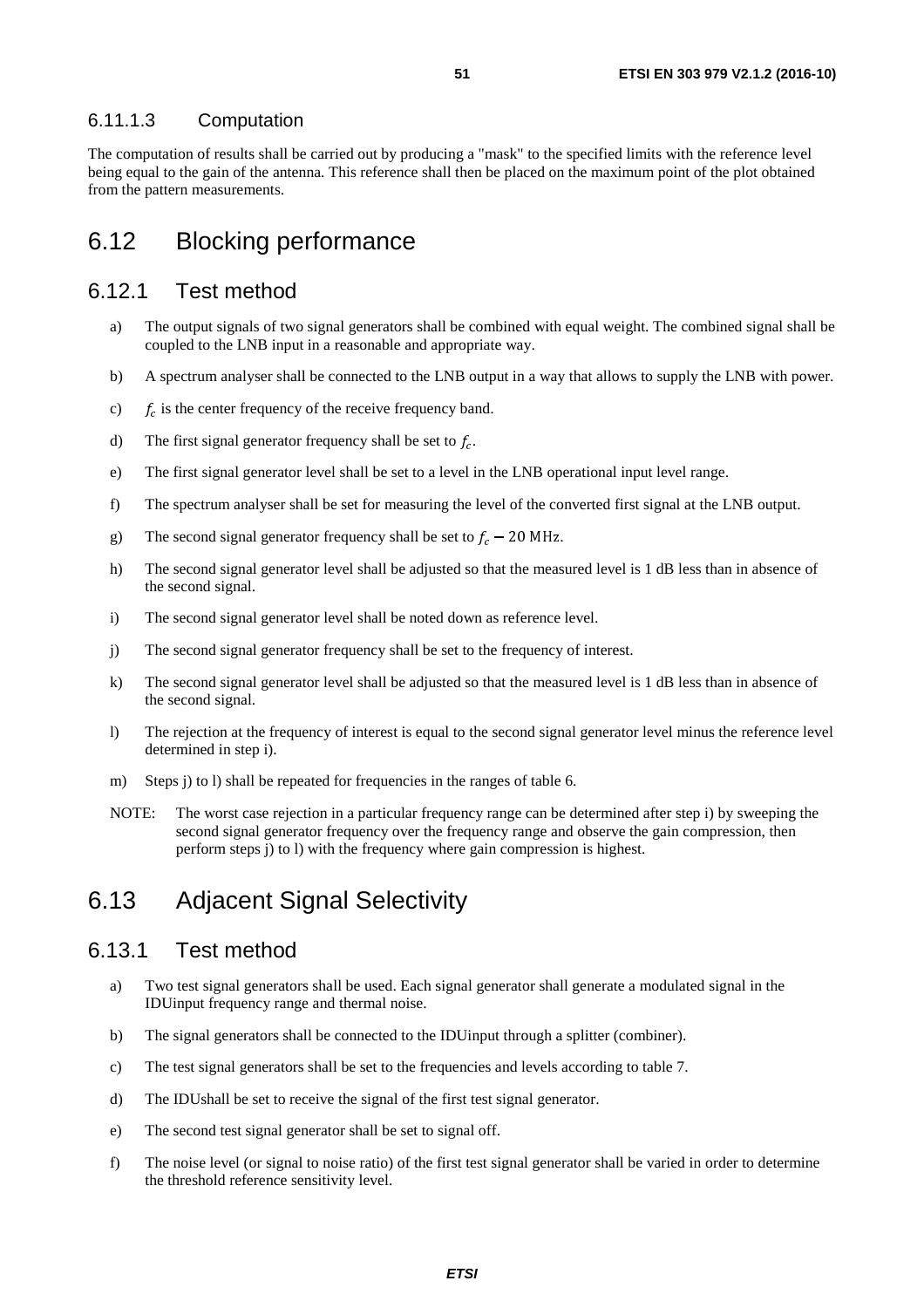#### 6.11.1.3 Computation

The computation of results shall be carried out by producing a "mask" to the specified limits with the reference level being equal to the gain of the antenna. This reference shall then be placed on the maximum point of the plot obtained from the pattern measurements.

## 6.12 Blocking performance

### 6.12.1 Test method

a) The output signals of two signal generators shall be combined with equal weight. The combined signal shall be coupled to the LNB input in a reasonable and appropriate way.

b) A spectrum analyser shall be connected to the LNB output in a way that allows to supply the LNB with power.

c) $f_c$ is the center frequency of the receive frequency band.

d) The first signal generator frequency shall be set to $f_c$.

e) The first signal generator level shall be set to a level in the LNB operational input level range.

f) The spectrum analyser shall be set for measuring the level of the converted first signal at the LNB output.

g) The second signal generator frequency shall be set to $f_c - 20\ \mathrm{MHz}$.

h) The second signal generator level shall be adjusted so that the measured level is 1 dB less than in absence of the second signal.

i) The second signal generator level shall be noted down as reference level.

j) The second signal generator frequency shall be set to the frequency of interest.

k) The second signal generator level shall be adjusted so that the measured level is 1 dB less than in absence of the second signal.

l) The rejection at the frequency of interest is equal to the second signal generator level minus the reference level determined in step i).

m) Steps j) to l) shall be repeated for frequencies in the ranges of table 6.

NOTE: The worst case rejection in a particular frequency range can be determined after step i) by sweeping the second signal generator frequency over the frequency range and observe the gain compression, then perform steps j) to l) with the frequency where gain compression is highest.

## 6.13 Adjacent Signal Selectivity

### 6.13.1 Test method

a) Two test signal generators shall be used. Each signal generator shall generate a modulated signal in the IDUinput frequency range and thermal noise.

b) The signal generators shall be connected to the IDUinput through a splitter (combiner).

c) The test signal generators shall be set to the frequencies and levels according to table 7.

d) The IDUshall be set to receive the signal of the first test signal generator.

e) The second test signal generator shall be set to signal off.

f) The noise level (or signal to noise ratio) of the first test signal generator shall be varied in order to determine the threshold reference sensitivity level.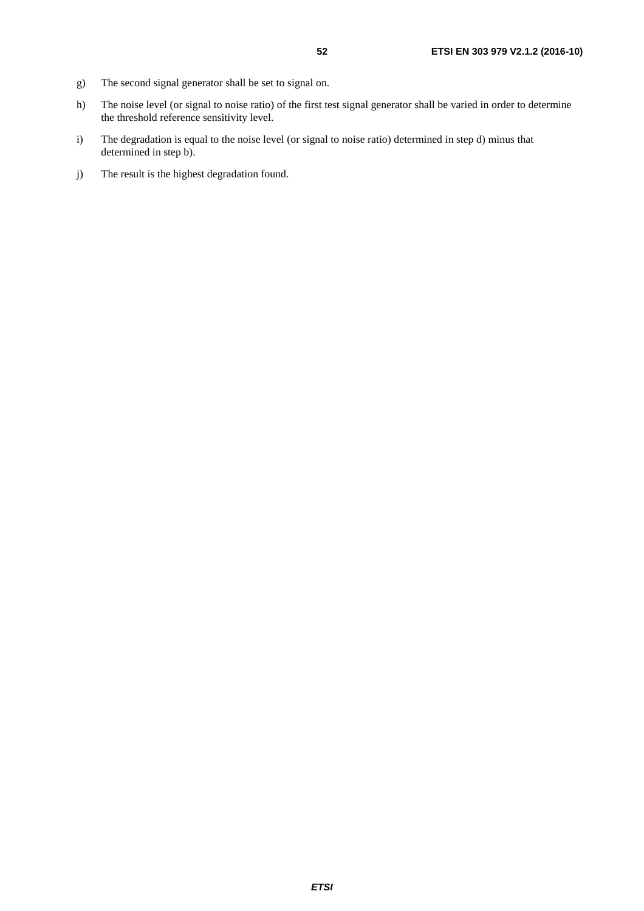g) The second signal generator shall be set to signal on.

h) The noise level (or signal to noise ratio) of the first test signal generator shall be varied in order to determine the threshold reference sensitivity level.

i) The degradation is equal to the noise level (or signal to noise ratio) determined in step d) minus that determined in step b).

j) The result is the highest degradation found.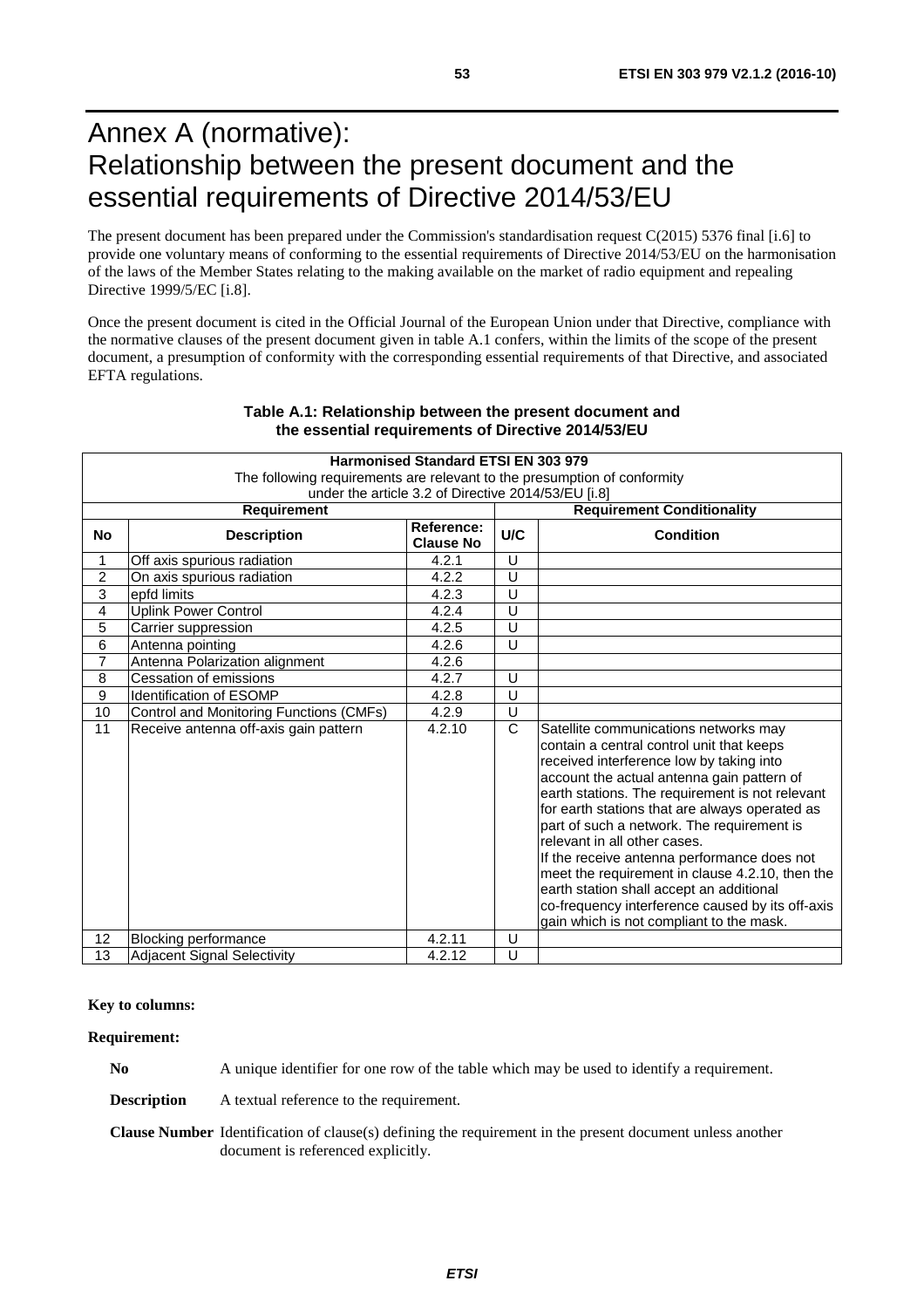# Annex A (normative): Relationship between the present document and the essential requirements of Directive 2014/53/EU

The present document has been prepared under the Commission's standardisation request C(2015) 5376 final [i.6] to provide one voluntary means of conforming to the essential requirements of Directive 2014/53/EU on the harmonisation of the laws of the Member States relating to the making available on the market of radio equipment and repealing Directive 1999/5/EC [i.8].

Once the present document is cited in the Official Journal of the European Union under that Directive, compliance with the normative clauses of the present document given in table A.1 confers, within the limits of the scope of the present document, a presumption of conformity with the corresponding essential requirements of that Directive, and associated EFTA regulations.

**Table A.1: Relationship between the present document and the essential requirements of Directive 2014/53/EU**

| **Harmonised Standard ETSI EN 303 979**<br>The following requirements are relevant to the presumption of conformity under the article 3.2 of Directive 2014/53/EU [i.8] | | | | |
|---|---|---|---|---|
| **Requirement** | | | **Requirement Conditionality** | |
| **No** | **Description** | **Reference: Clause No** | **U/C** | **Condition** |
| 1 | Off axis spurious radiation | 4.2.1 | U | |
| 2 | On axis spurious radiation | 4.2.2 | U | |
| 3 | epfd limits | 4.2.3 | U | |
| 4 | Uplink Power Control | 4.2.4 | U | |
| 5 | Carrier suppression | 4.2.5 | U | |
| 6 | Antenna pointing | 4.2.6 | U | |
| 7 | Antenna Polarization alignment | 4.2.6 | | |
| 8 | Cessation of emissions | 4.2.7 | U | |
| 9 | Identification of ESOMP | 4.2.8 | U | |
| 10 | Control and Monitoring Functions (CMFs) | 4.2.9 | U | |
| 11 | Receive antenna off-axis gain pattern | 4.2.10 | C | Satellite communications networks may contain a central control unit that keeps received interference low by taking into account the actual antenna gain pattern of earth stations. The requirement is not relevant for earth stations that are always operated as part of such a network. The requirement is relevant in all other cases.<br>If the receive antenna performance does not meet the requirement in clause 4.2.10, then the earth station shall accept an additional co-frequency interference caused by its off-axis gain which is not compliant to the mask. |
| 12 | Blocking performance | 4.2.11 | U | |
| 13 | Adjacent Signal Selectivity | 4.2.12 | U | |

**Key to columns:**

**Requirement:**

**No** A unique identifier for one row of the table which may be used to identify a requirement.

**Description** A textual reference to the requirement.

**Clause Number** Identification of clause(s) defining the requirement in the present document unless another document is referenced explicitly.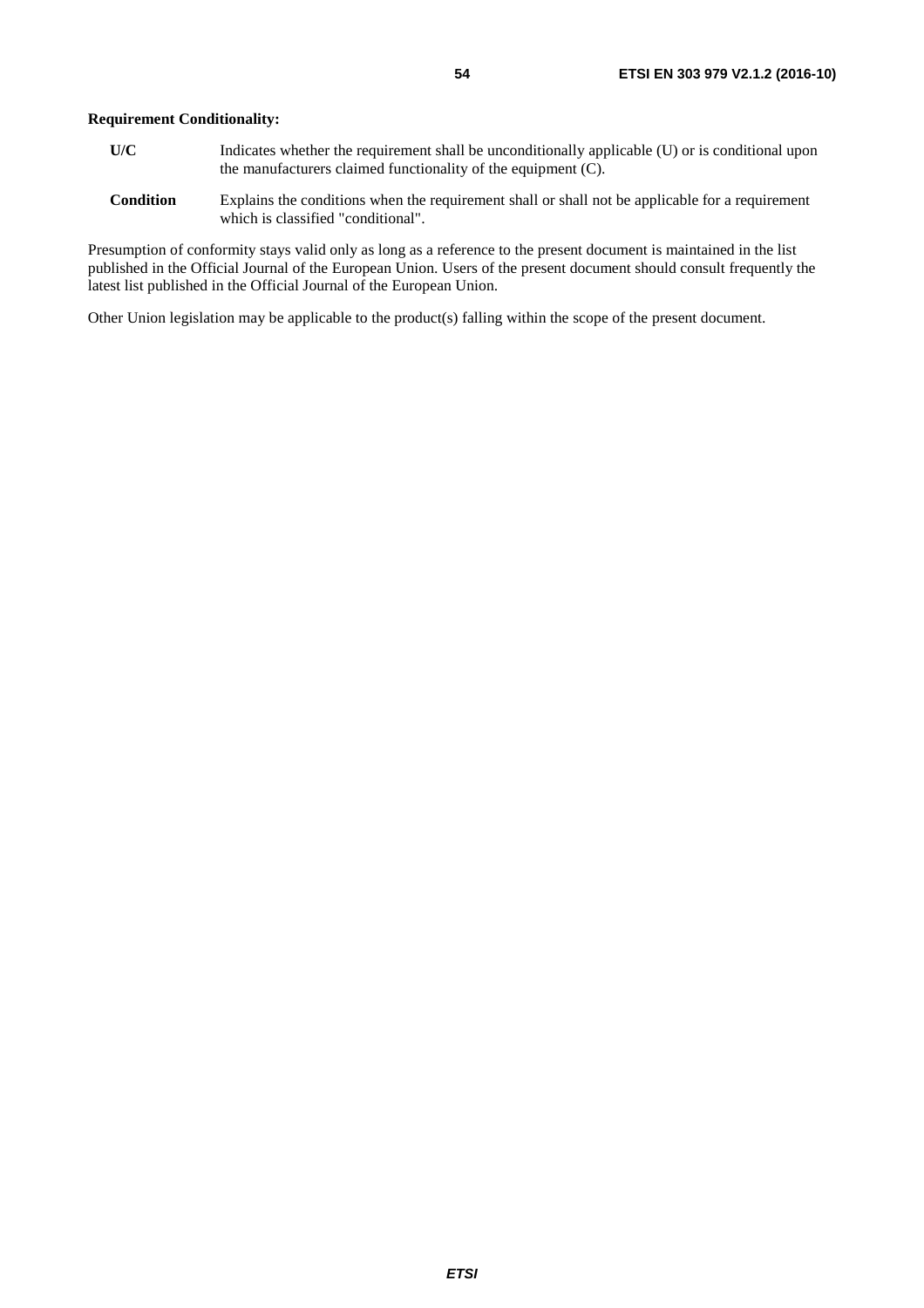**Requirement Conditionality:**

**U/C** Indicates whether the requirement shall be unconditionally applicable (U) or is conditional upon the manufacturers claimed functionality of the equipment (C).

**Condition** Explains the conditions when the requirement shall or shall not be applicable for a requirement which is classified "conditional".

Presumption of conformity stays valid only as long as a reference to the present document is maintained in the list published in the Official Journal of the European Union. Users of the present document should consult frequently the latest list published in the Official Journal of the European Union.

Other Union legislation may be applicable to the product(s) falling within the scope of the present document.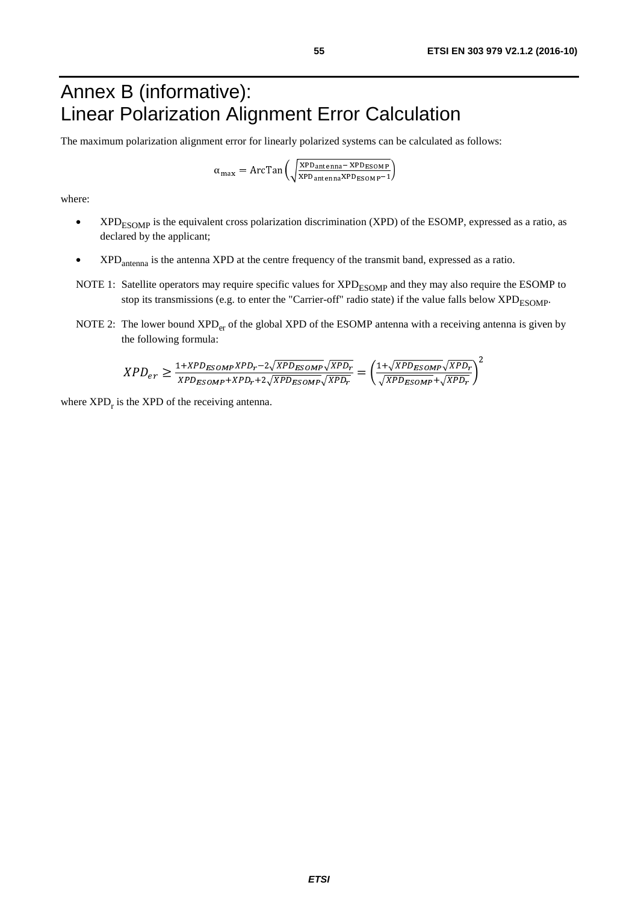# Annex B (informative): Linear Polarization Alignment Error Calculation

The maximum polarization alignment error for linearly polarized systems can be calculated as follows:

$$\alpha_{\max} = \mathrm{ArcTan}\left(\sqrt{\frac{\mathrm{XPD_{antenna}} - \mathrm{XPD_{ESOMP}}}{\mathrm{XPD_{antenna}}\mathrm{XPD_{ESOMP}} - 1}}\right)$$

where:

- $\mathrm{XPD_{ESOMP}}$ is the equivalent cross polarization discrimination (XPD) of the ESOMP, expressed as a ratio, as declared by the applicant;
- $\mathrm{XPD_{antenna}}$ is the antenna XPD at the centre frequency of the transmit band, expressed as a ratio.

NOTE 1: Satellite operators may require specific values for $\mathrm{XPD_{ESOMP}}$ and they may also require the ESOMP to stop its transmissions (e.g. to enter the "Carrier-off" radio state) if the value falls below $\mathrm{XPD_{ESOMP}}$.

NOTE 2: The lower bound $\mathrm{XPD_{er}}$ of the global XPD of the ESOMP antenna with a receiving antenna is given by the following formula:

$$XPD_{er} \geq \frac{1 + XPD_{ESOMP}XPD_r - 2\sqrt{XPD_{ESOMP}}\sqrt{XPD_r}}{XPD_{ESOMP} + XPD_r + 2\sqrt{XPD_{ESOMP}}\sqrt{XPD_r}} = \left(\frac{1 + \sqrt{XPD_{ESOMP}}\sqrt{XPD_r}}{\sqrt{XPD_{ESOMP}} + \sqrt{XPD_r}}\right)^2$$

where $\mathrm{XPD_r}$ is the XPD of the receiving antenna.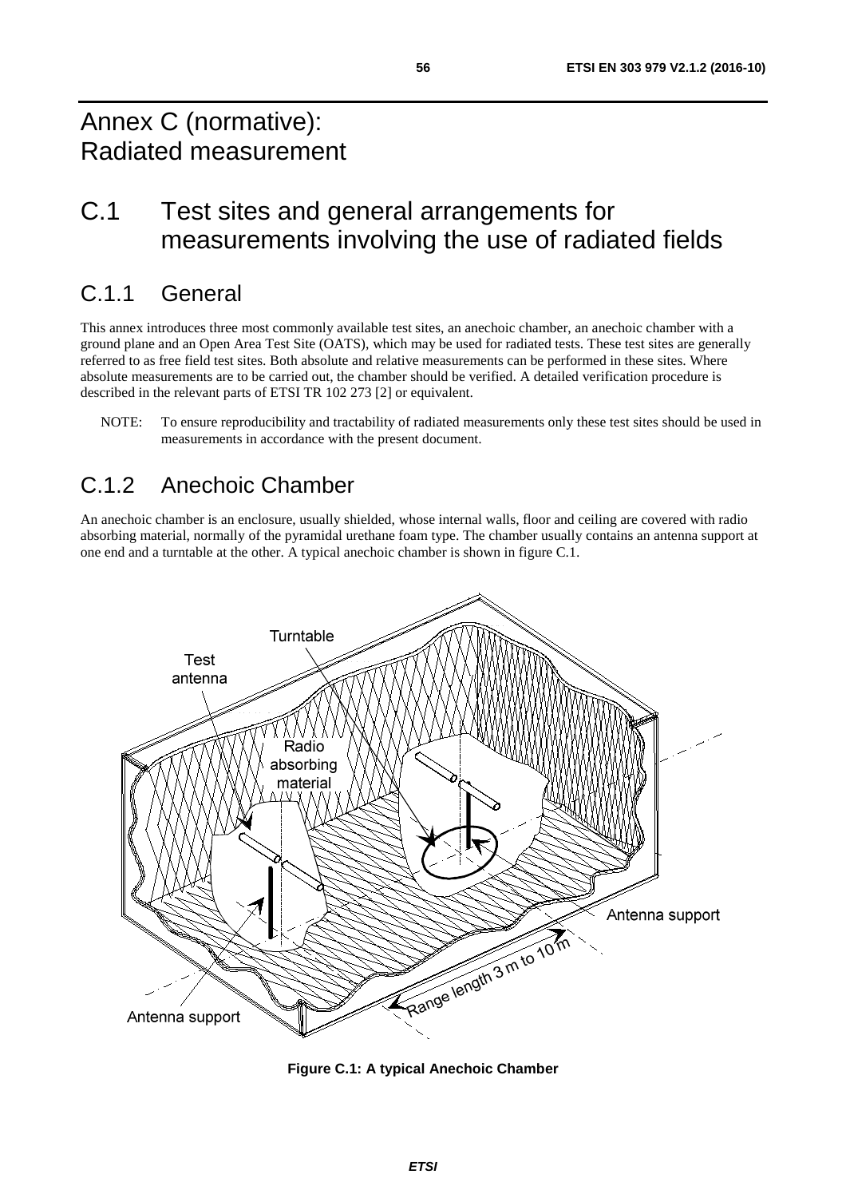# Annex C (normative): Radiated measurement

# C.1 Test sites and general arrangements for measurements involving the use of radiated fields

## C.1.1 General

This annex introduces three most commonly available test sites, an anechoic chamber, an anechoic chamber with a ground plane and an Open Area Test Site (OATS), which may be used for radiated tests. These test sites are generally referred to as free field test sites. Both absolute and relative measurements can be performed in these sites. Where absolute measurements are to be carried out, the chamber should be verified. A detailed verification procedure is described in the relevant parts of ETSI TR 102 273 [2] or equivalent.

NOTE: To ensure reproducibility and tractability of radiated measurements only these test sites should be used in measurements in accordance with the present document.

## C.1.2 Anechoic Chamber

An anechoic chamber is an enclosure, usually shielded, whose internal walls, floor and ceiling are covered with radio absorbing material, normally of the pyramidal urethane foam type. The chamber usually contains an antenna support at one end and a turntable at the other. A typical anechoic chamber is shown in figure C.1.

**Figure C.1: A typical Anechoic Chamber**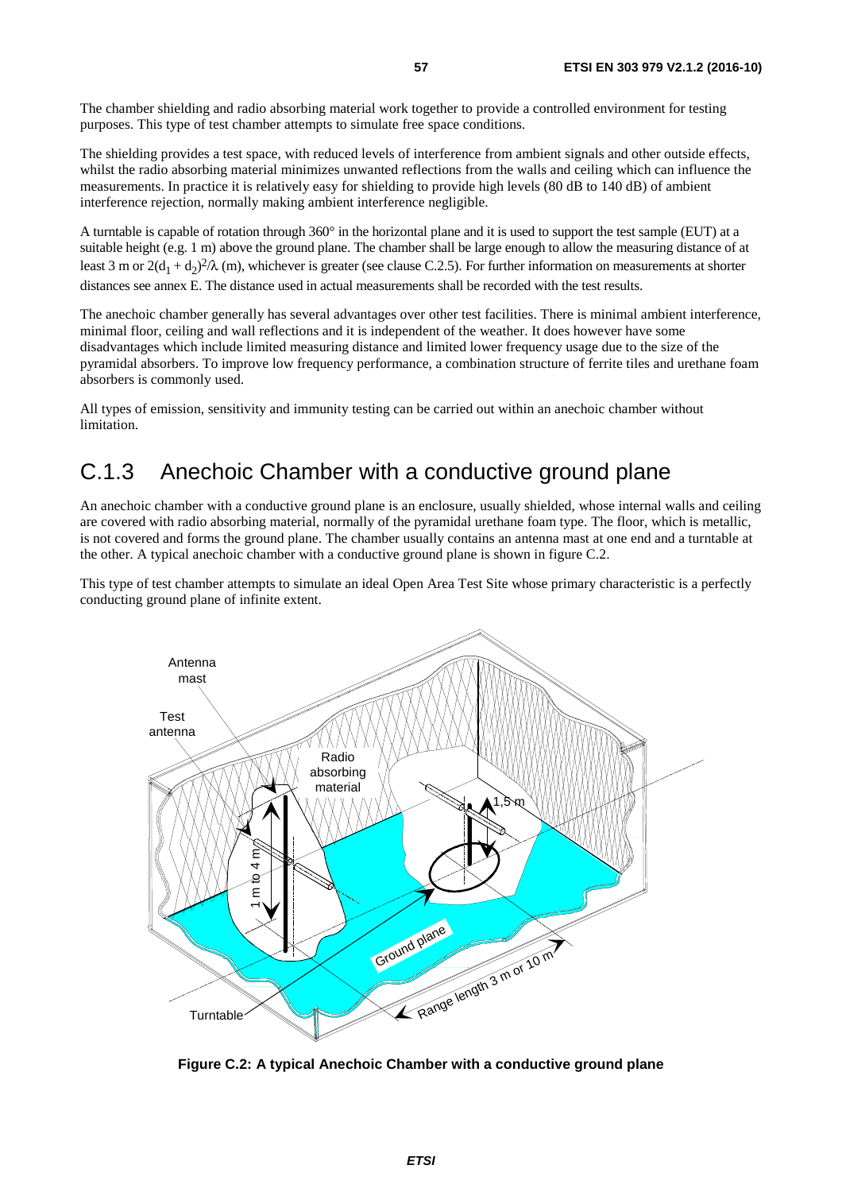The chamber shielding and radio absorbing material work together to provide a controlled environment for testing purposes. This type of test chamber attempts to simulate free space conditions.

The shielding provides a test space, with reduced levels of interference from ambient signals and other outside effects, whilst the radio absorbing material minimizes unwanted reflections from the walls and ceiling which can influence the measurements. In practice it is relatively easy for shielding to provide high levels (80 dB to 140 dB) of ambient interference rejection, normally making ambient interference negligible.

A turntable is capable of rotation through 360° in the horizontal plane and it is used to support the test sample (EUT) at a suitable height (e.g. 1 m) above the ground plane. The chamber shall be large enough to allow the measuring distance of at least 3 m or $2(d_1 + d_2)^2/\lambda$ (m), whichever is greater (see clause C.2.5). For further information on measurements at shorter distances see annex E. The distance used in actual measurements shall be recorded with the test results.

The anechoic chamber generally has several advantages over other test facilities. There is minimal ambient interference, minimal floor, ceiling and wall reflections and it is independent of the weather. It does however have some disadvantages which include limited measuring distance and limited lower frequency usage due to the size of the pyramidal absorbers. To improve low frequency performance, a combination structure of ferrite tiles and urethane foam absorbers is commonly used.

All types of emission, sensitivity and immunity testing can be carried out within an anechoic chamber without limitation.

## C.1.3 Anechoic Chamber with a conductive ground plane

An anechoic chamber with a conductive ground plane is an enclosure, usually shielded, whose internal walls and ceiling are covered with radio absorbing material, normally of the pyramidal urethane foam type. The floor, which is metallic, is not covered and forms the ground plane. The chamber usually contains an antenna mast at one end and a turntable at the other. A typical anechoic chamber with a conductive ground plane is shown in figure C.2.

This type of test chamber attempts to simulate an ideal Open Area Test Site whose primary characteristic is a perfectly conducting ground plane of infinite extent.

**Figure C.2: A typical Anechoic Chamber with a conductive ground plane**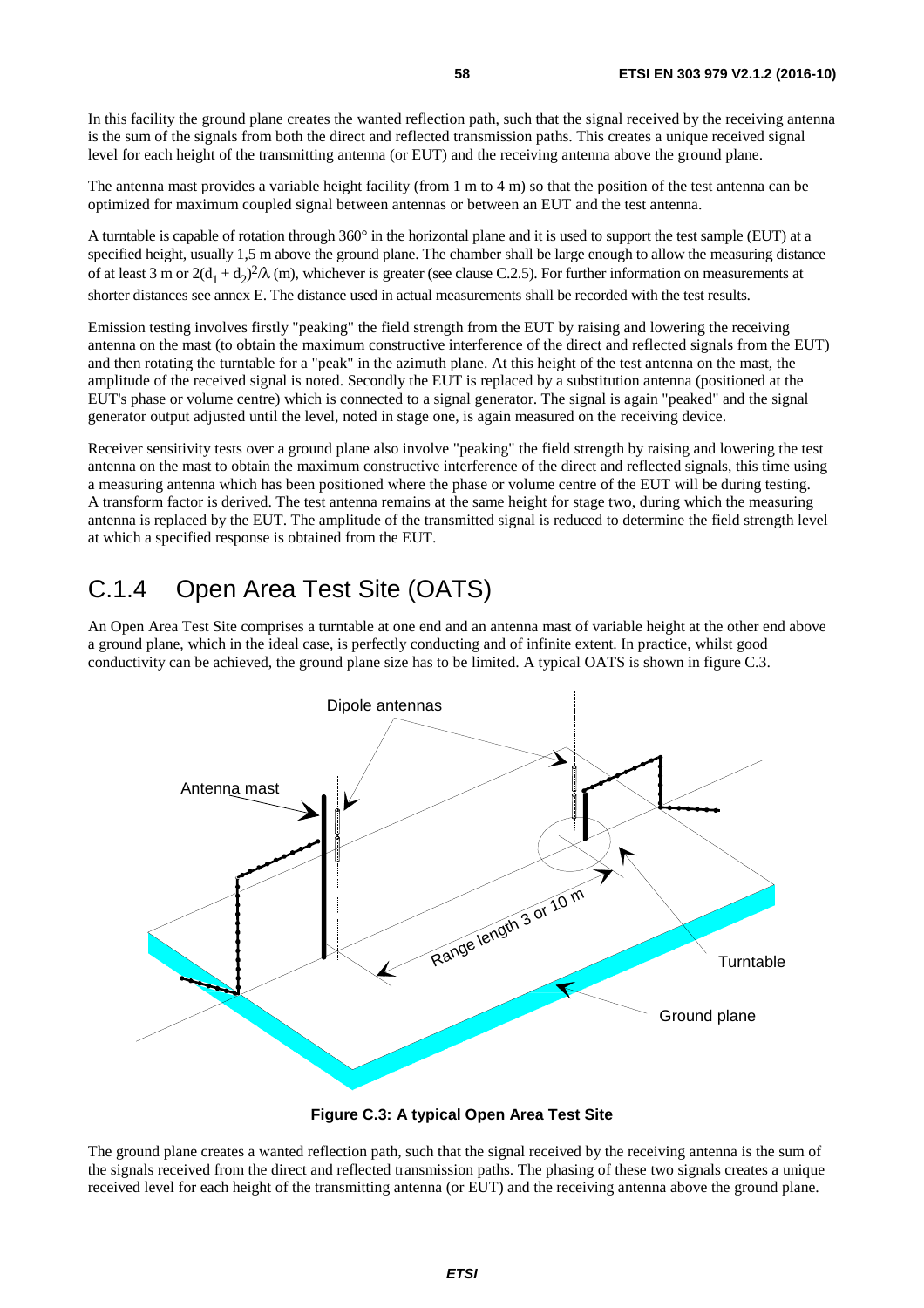In this facility the ground plane creates the wanted reflection path, such that the signal received by the receiving antenna is the sum of the signals from both the direct and reflected transmission paths. This creates a unique received signal level for each height of the transmitting antenna (or EUT) and the receiving antenna above the ground plane.

The antenna mast provides a variable height facility (from 1 m to 4 m) so that the position of the test antenna can be optimized for maximum coupled signal between antennas or between an EUT and the test antenna.

A turntable is capable of rotation through 360° in the horizontal plane and it is used to support the test sample (EUT) at a specified height, usually 1,5 m above the ground plane. The chamber shall be large enough to allow the measuring distance of at least 3 m or $2(d_1 + d_2)^2/\lambda$ (m), whichever is greater (see clause C.2.5). For further information on measurements at shorter distances see annex E. The distance used in actual measurements shall be recorded with the test results.

Emission testing involves firstly "peaking" the field strength from the EUT by raising and lowering the receiving antenna on the mast (to obtain the maximum constructive interference of the direct and reflected signals from the EUT) and then rotating the turntable for a "peak" in the azimuth plane. At this height of the test antenna on the mast, the amplitude of the received signal is noted. Secondly the EUT is replaced by a substitution antenna (positioned at the EUT's phase or volume centre) which is connected to a signal generator. The signal is again "peaked" and the signal generator output adjusted until the level, noted in stage one, is again measured on the receiving device.

Receiver sensitivity tests over a ground plane also involve "peaking" the field strength by raising and lowering the test antenna on the mast to obtain the maximum constructive interference of the direct and reflected signals, this time using a measuring antenna which has been positioned where the phase or volume centre of the EUT will be during testing. A transform factor is derived. The test antenna remains at the same height for stage two, during which the measuring antenna is replaced by the EUT. The amplitude of the transmitted signal is reduced to determine the field strength level at which a specified response is obtained from the EUT.

## C.1.4 Open Area Test Site (OATS)

An Open Area Test Site comprises a turntable at one end and an antenna mast of variable height at the other end above a ground plane, which in the ideal case, is perfectly conducting and of infinite extent. In practice, whilst good conductivity can be achieved, the ground plane size has to be limited. A typical OATS is shown in figure C.3.

**Figure C.3: A typical Open Area Test Site**

The ground plane creates a wanted reflection path, such that the signal received by the receiving antenna is the sum of the signals received from the direct and reflected transmission paths. The phasing of these two signals creates a unique received level for each height of the transmitting antenna (or EUT) and the receiving antenna above the ground plane.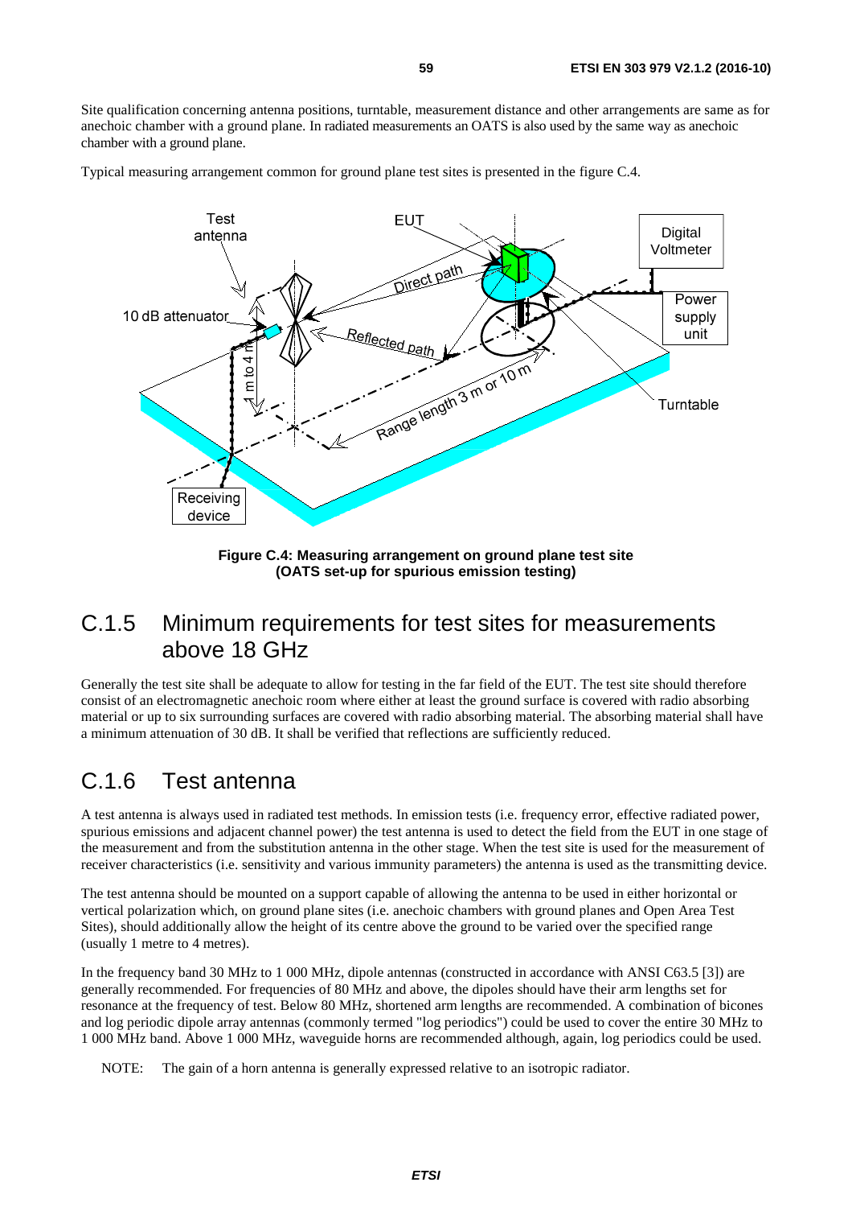Site qualification concerning antenna positions, turntable, measurement distance and other arrangements are same as for anechoic chamber with a ground plane. In radiated measurements an OATS is also used by the same way as anechoic chamber with a ground plane.

Typical measuring arrangement common for ground plane test sites is presented in the figure C.4.

**Figure C.4: Measuring arrangement on ground plane test site (OATS set-up for spurious emission testing)**

## C.1.5 Minimum requirements for test sites for measurements above 18 GHz

Generally the test site shall be adequate to allow for testing in the far field of the EUT. The test site should therefore consist of an electromagnetic anechoic room where either at least the ground surface is covered with radio absorbing material or up to six surrounding surfaces are covered with radio absorbing material. The absorbing material shall have a minimum attenuation of 30 dB. It shall be verified that reflections are sufficiently reduced.

## C.1.6 Test antenna

A test antenna is always used in radiated test methods. In emission tests (i.e. frequency error, effective radiated power, spurious emissions and adjacent channel power) the test antenna is used to detect the field from the EUT in one stage of the measurement and from the substitution antenna in the other stage. When the test site is used for the measurement of receiver characteristics (i.e. sensitivity and various immunity parameters) the antenna is used as the transmitting device.

The test antenna should be mounted on a support capable of allowing the antenna to be used in either horizontal or vertical polarization which, on ground plane sites (i.e. anechoic chambers with ground planes and Open Area Test Sites), should additionally allow the height of its centre above the ground to be varied over the specified range (usually 1 metre to 4 metres).

In the frequency band 30 MHz to 1 000 MHz, dipole antennas (constructed in accordance with ANSI C63.5 [3]) are generally recommended. For frequencies of 80 MHz and above, the dipoles should have their arm lengths set for resonance at the frequency of test. Below 80 MHz, shortened arm lengths are recommended. A combination of bicones and log periodic dipole array antennas (commonly termed "log periodics") could be used to cover the entire 30 MHz to 1 000 MHz band. Above 1 000 MHz, waveguide horns are recommended although, again, log periodics could be used.

NOTE: The gain of a horn antenna is generally expressed relative to an isotropic radiator.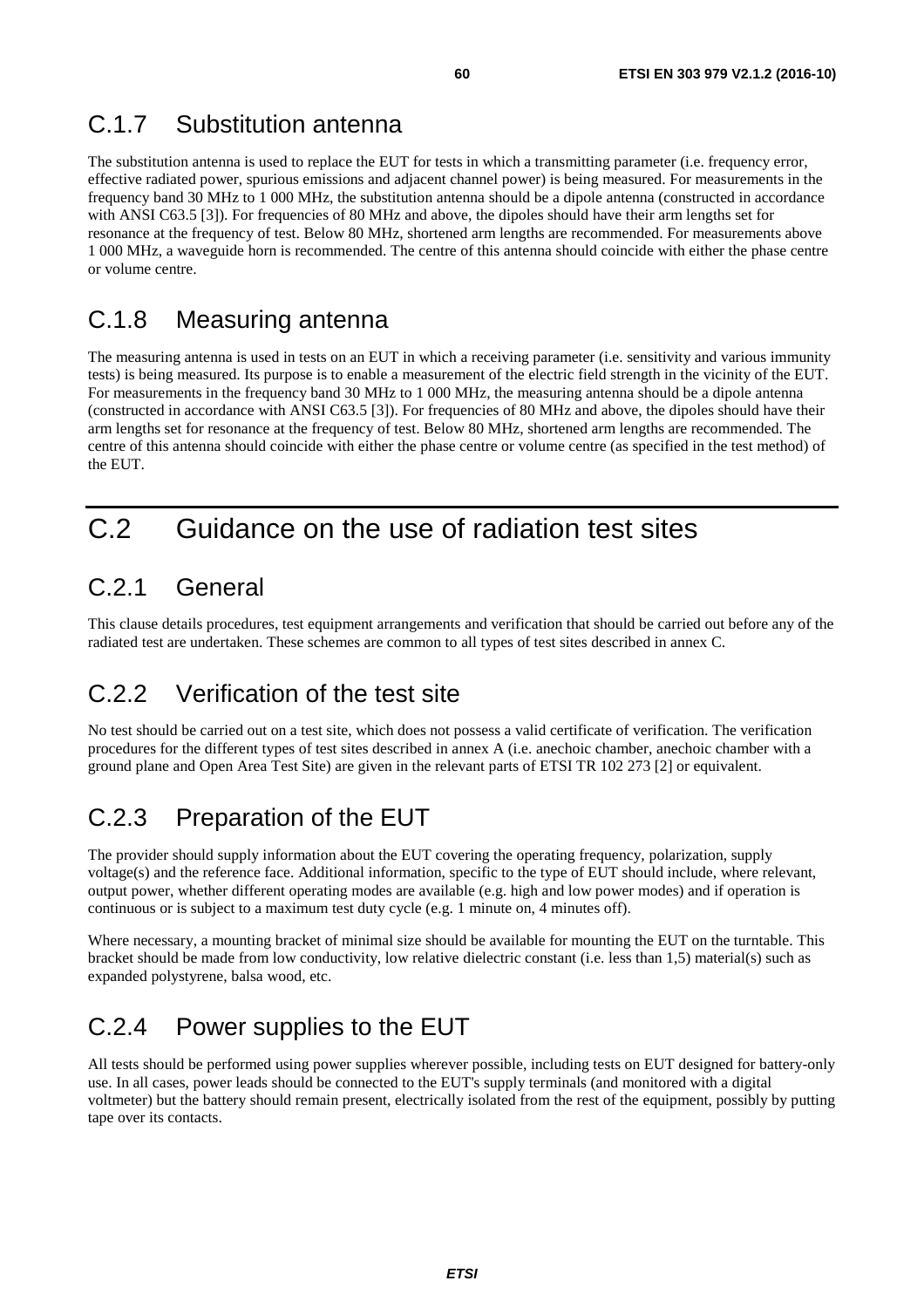## C.1.7 Substitution antenna

The substitution antenna is used to replace the EUT for tests in which a transmitting parameter (i.e. frequency error, effective radiated power, spurious emissions and adjacent channel power) is being measured. For measurements in the frequency band 30 MHz to 1 000 MHz, the substitution antenna should be a dipole antenna (constructed in accordance with ANSI C63.5 [3]). For frequencies of 80 MHz and above, the dipoles should have their arm lengths set for resonance at the frequency of test. Below 80 MHz, shortened arm lengths are recommended. For measurements above 1 000 MHz, a waveguide horn is recommended. The centre of this antenna should coincide with either the phase centre or volume centre.

## C.1.8 Measuring antenna

The measuring antenna is used in tests on an EUT in which a receiving parameter (i.e. sensitivity and various immunity tests) is being measured. Its purpose is to enable a measurement of the electric field strength in the vicinity of the EUT. For measurements in the frequency band 30 MHz to 1 000 MHz, the measuring antenna should be a dipole antenna (constructed in accordance with ANSI C63.5 [3]). For frequencies of 80 MHz and above, the dipoles should have their arm lengths set for resonance at the frequency of test. Below 80 MHz, shortened arm lengths are recommended. The centre of this antenna should coincide with either the phase centre or volume centre (as specified in the test method) of the EUT.

# C.2 Guidance on the use of radiation test sites

## C.2.1 General

This clause details procedures, test equipment arrangements and verification that should be carried out before any of the radiated test are undertaken. These schemes are common to all types of test sites described in annex C.

## C.2.2 Verification of the test site

No test should be carried out on a test site, which does not possess a valid certificate of verification. The verification procedures for the different types of test sites described in annex A (i.e. anechoic chamber, anechoic chamber with a ground plane and Open Area Test Site) are given in the relevant parts of ETSI TR 102 273 [2] or equivalent.

## C.2.3 Preparation of the EUT

The provider should supply information about the EUT covering the operating frequency, polarization, supply voltage(s) and the reference face. Additional information, specific to the type of EUT should include, where relevant, output power, whether different operating modes are available (e.g. high and low power modes) and if operation is continuous or is subject to a maximum test duty cycle (e.g. 1 minute on, 4 minutes off).

Where necessary, a mounting bracket of minimal size should be available for mounting the EUT on the turntable. This bracket should be made from low conductivity, low relative dielectric constant (i.e. less than 1,5) material(s) such as expanded polystyrene, balsa wood, etc.

## C.2.4 Power supplies to the EUT

All tests should be performed using power supplies wherever possible, including tests on EUT designed for battery-only use. In all cases, power leads should be connected to the EUT's supply terminals (and monitored with a digital voltmeter) but the battery should remain present, electrically isolated from the rest of the equipment, possibly by putting tape over its contacts.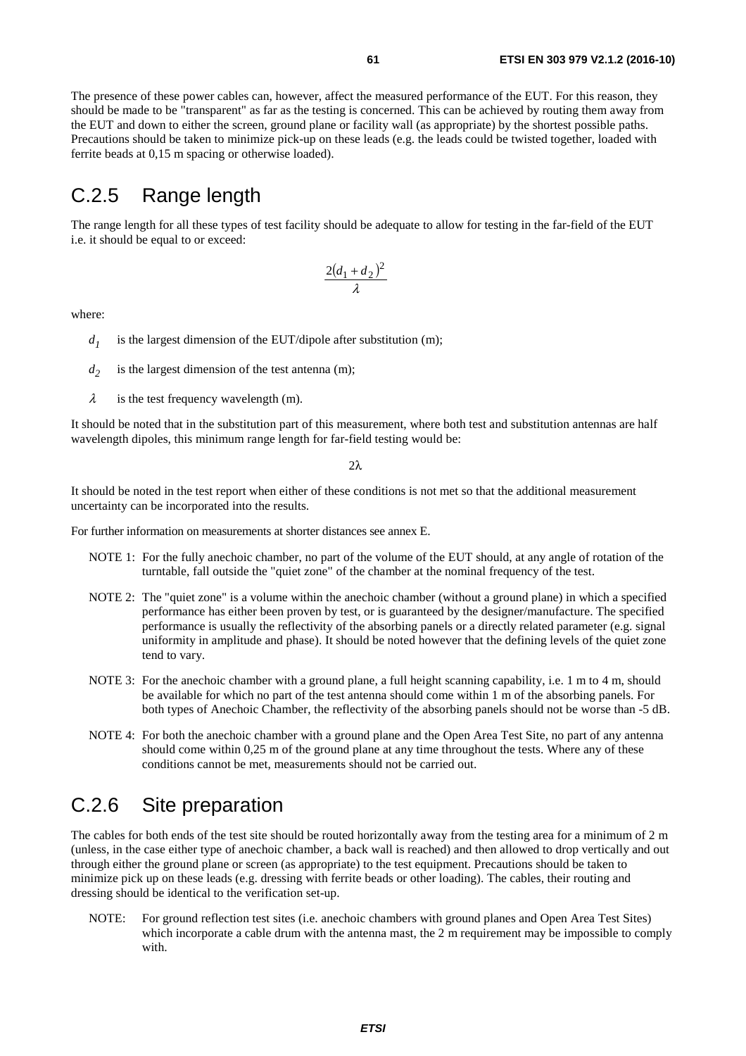The presence of these power cables can, however, affect the measured performance of the EUT. For this reason, they should be made to be "transparent" as far as the testing is concerned. This can be achieved by routing them away from the EUT and down to either the screen, ground plane or facility wall (as appropriate) by the shortest possible paths. Precautions should be taken to minimize pick-up on these leads (e.g. the leads could be twisted together, loaded with ferrite beads at 0,15 m spacing or otherwise loaded).

# C.2.5 Range length

The range length for all these types of test facility should be adequate to allow for testing in the far-field of the EUT i.e. it should be equal to or exceed:

$$\frac{2(d_1 + d_2)^2}{\lambda}$$

where:

- $d_1$ is the largest dimension of the EUT/dipole after substitution (m);
- $d_2$ is the largest dimension of the test antenna (m);
- $\lambda$ is the test frequency wavelength (m).

It should be noted that in the substitution part of this measurement, where both test and substitution antennas are half wavelength dipoles, this minimum range length for far-field testing would be:

$$2\lambda$$

It should be noted in the test report when either of these conditions is not met so that the additional measurement uncertainty can be incorporated into the results.

For further information on measurements at shorter distances see annex E.

NOTE 1: For the fully anechoic chamber, no part of the volume of the EUT should, at any angle of rotation of the turntable, fall outside the "quiet zone" of the chamber at the nominal frequency of the test.

NOTE 2: The "quiet zone" is a volume within the anechoic chamber (without a ground plane) in which a specified performance has either been proven by test, or is guaranteed by the designer/manufacture. The specified performance is usually the reflectivity of the absorbing panels or a directly related parameter (e.g. signal uniformity in amplitude and phase). It should be noted however that the defining levels of the quiet zone tend to vary.

NOTE 3: For the anechoic chamber with a ground plane, a full height scanning capability, i.e. 1 m to 4 m, should be available for which no part of the test antenna should come within 1 m of the absorbing panels. For both types of Anechoic Chamber, the reflectivity of the absorbing panels should not be worse than -5 dB.

NOTE 4: For both the anechoic chamber with a ground plane and the Open Area Test Site, no part of any antenna should come within 0,25 m of the ground plane at any time throughout the tests. Where any of these conditions cannot be met, measurements should not be carried out.

# C.2.6 Site preparation

The cables for both ends of the test site should be routed horizontally away from the testing area for a minimum of 2 m (unless, in the case either type of anechoic chamber, a back wall is reached) and then allowed to drop vertically and out through either the ground plane or screen (as appropriate) to the test equipment. Precautions should be taken to minimize pick up on these leads (e.g. dressing with ferrite beads or other loading). The cables, their routing and dressing should be identical to the verification set-up.

NOTE: For ground reflection test sites (i.e. anechoic chambers with ground planes and Open Area Test Sites) which incorporate a cable drum with the antenna mast, the 2 m requirement may be impossible to comply with.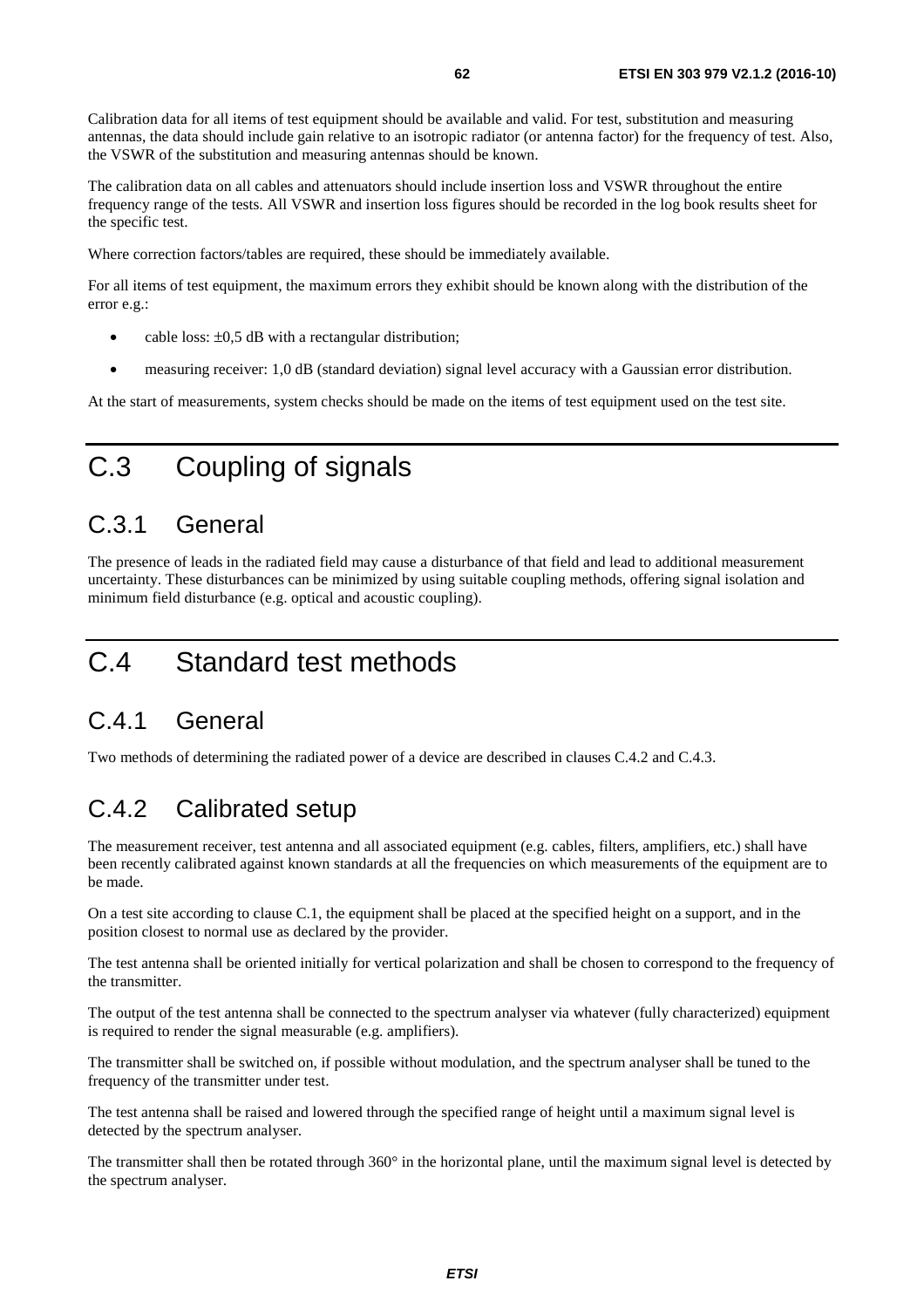Calibration data for all items of test equipment should be available and valid. For test, substitution and measuring antennas, the data should include gain relative to an isotropic radiator (or antenna factor) for the frequency of test. Also, the VSWR of the substitution and measuring antennas should be known.

The calibration data on all cables and attenuators should include insertion loss and VSWR throughout the entire frequency range of the tests. All VSWR and insertion loss figures should be recorded in the log book results sheet for the specific test.

Where correction factors/tables are required, these should be immediately available.

For all items of test equipment, the maximum errors they exhibit should be known along with the distribution of the error e.g.:

- cable loss: ±0,5 dB with a rectangular distribution;
- measuring receiver: 1,0 dB (standard deviation) signal level accuracy with a Gaussian error distribution.

At the start of measurements, system checks should be made on the items of test equipment used on the test site.

# C.3 Coupling of signals

## C.3.1 General

The presence of leads in the radiated field may cause a disturbance of that field and lead to additional measurement uncertainty. These disturbances can be minimized by using suitable coupling methods, offering signal isolation and minimum field disturbance (e.g. optical and acoustic coupling).

# C.4 Standard test methods

## C.4.1 General

Two methods of determining the radiated power of a device are described in clauses C.4.2 and C.4.3.

## C.4.2 Calibrated setup

The measurement receiver, test antenna and all associated equipment (e.g. cables, filters, amplifiers, etc.) shall have been recently calibrated against known standards at all the frequencies on which measurements of the equipment are to be made.

On a test site according to clause C.1, the equipment shall be placed at the specified height on a support, and in the position closest to normal use as declared by the provider.

The test antenna shall be oriented initially for vertical polarization and shall be chosen to correspond to the frequency of the transmitter.

The output of the test antenna shall be connected to the spectrum analyser via whatever (fully characterized) equipment is required to render the signal measurable (e.g. amplifiers).

The transmitter shall be switched on, if possible without modulation, and the spectrum analyser shall be tuned to the frequency of the transmitter under test.

The test antenna shall be raised and lowered through the specified range of height until a maximum signal level is detected by the spectrum analyser.

The transmitter shall then be rotated through 360° in the horizontal plane, until the maximum signal level is detected by the spectrum analyser.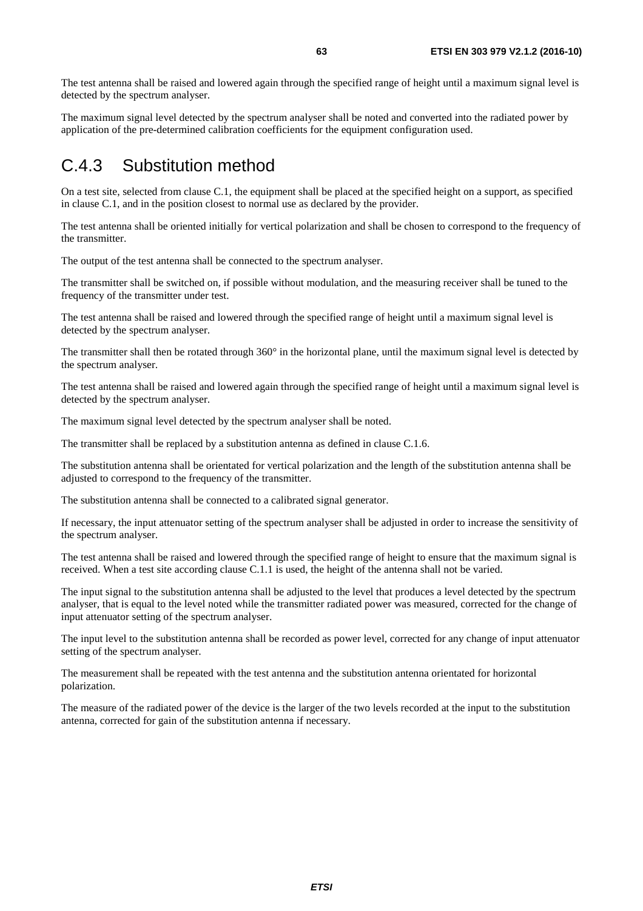The test antenna shall be raised and lowered again through the specified range of height until a maximum signal level is detected by the spectrum analyser.

The maximum signal level detected by the spectrum analyser shall be noted and converted into the radiated power by application of the pre-determined calibration coefficients for the equipment configuration used.

## C.4.3 Substitution method

On a test site, selected from clause C.1, the equipment shall be placed at the specified height on a support, as specified in clause C.1, and in the position closest to normal use as declared by the provider.

The test antenna shall be oriented initially for vertical polarization and shall be chosen to correspond to the frequency of the transmitter.

The output of the test antenna shall be connected to the spectrum analyser.

The transmitter shall be switched on, if possible without modulation, and the measuring receiver shall be tuned to the frequency of the transmitter under test.

The test antenna shall be raised and lowered through the specified range of height until a maximum signal level is detected by the spectrum analyser.

The transmitter shall then be rotated through 360° in the horizontal plane, until the maximum signal level is detected by the spectrum analyser.

The test antenna shall be raised and lowered again through the specified range of height until a maximum signal level is detected by the spectrum analyser.

The maximum signal level detected by the spectrum analyser shall be noted.

The transmitter shall be replaced by a substitution antenna as defined in clause C.1.6.

The substitution antenna shall be orientated for vertical polarization and the length of the substitution antenna shall be adjusted to correspond to the frequency of the transmitter.

The substitution antenna shall be connected to a calibrated signal generator.

If necessary, the input attenuator setting of the spectrum analyser shall be adjusted in order to increase the sensitivity of the spectrum analyser.

The test antenna shall be raised and lowered through the specified range of height to ensure that the maximum signal is received. When a test site according clause C.1.1 is used, the height of the antenna shall not be varied.

The input signal to the substitution antenna shall be adjusted to the level that produces a level detected by the spectrum analyser, that is equal to the level noted while the transmitter radiated power was measured, corrected for the change of input attenuator setting of the spectrum analyser.

The input level to the substitution antenna shall be recorded as power level, corrected for any change of input attenuator setting of the spectrum analyser.

The measurement shall be repeated with the test antenna and the substitution antenna orientated for horizontal polarization.

The measure of the radiated power of the device is the larger of the two levels recorded at the input to the substitution antenna, corrected for gain of the substitution antenna if necessary.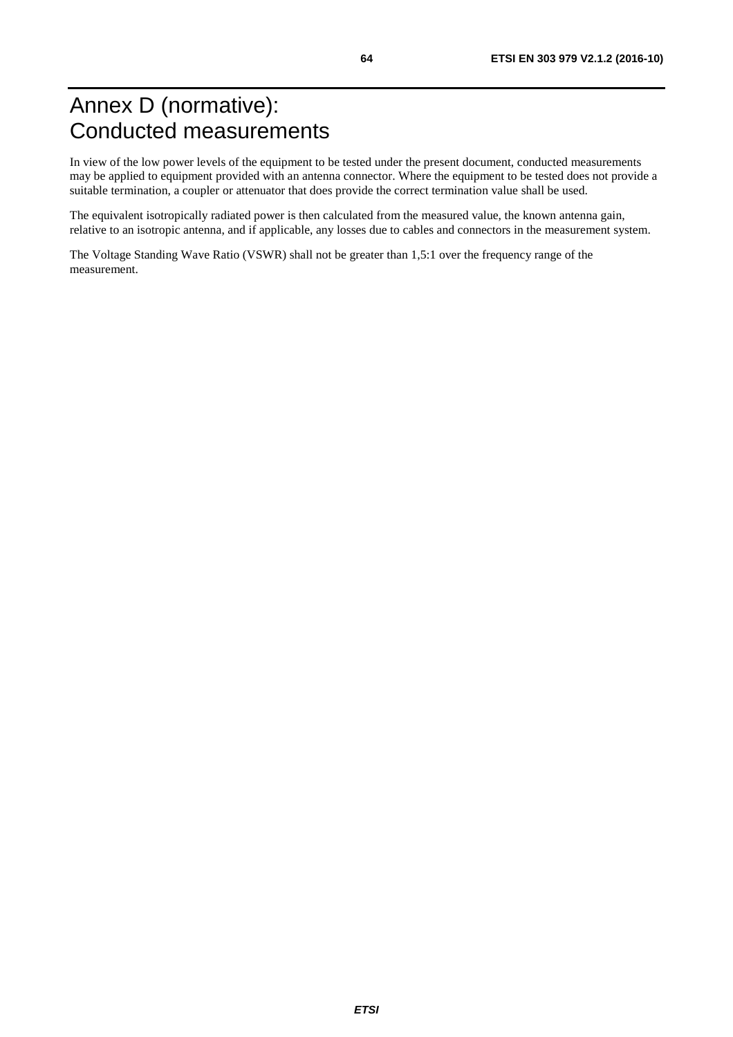# Annex D (normative): Conducted measurements

In view of the low power levels of the equipment to be tested under the present document, conducted measurements may be applied to equipment provided with an antenna connector. Where the equipment to be tested does not provide a suitable termination, a coupler or attenuator that does provide the correct termination value shall be used.

The equivalent isotropically radiated power is then calculated from the measured value, the known antenna gain, relative to an isotropic antenna, and if applicable, any losses due to cables and connectors in the measurement system.

The Voltage Standing Wave Ratio (VSWR) shall not be greater than 1,5:1 over the frequency range of the measurement.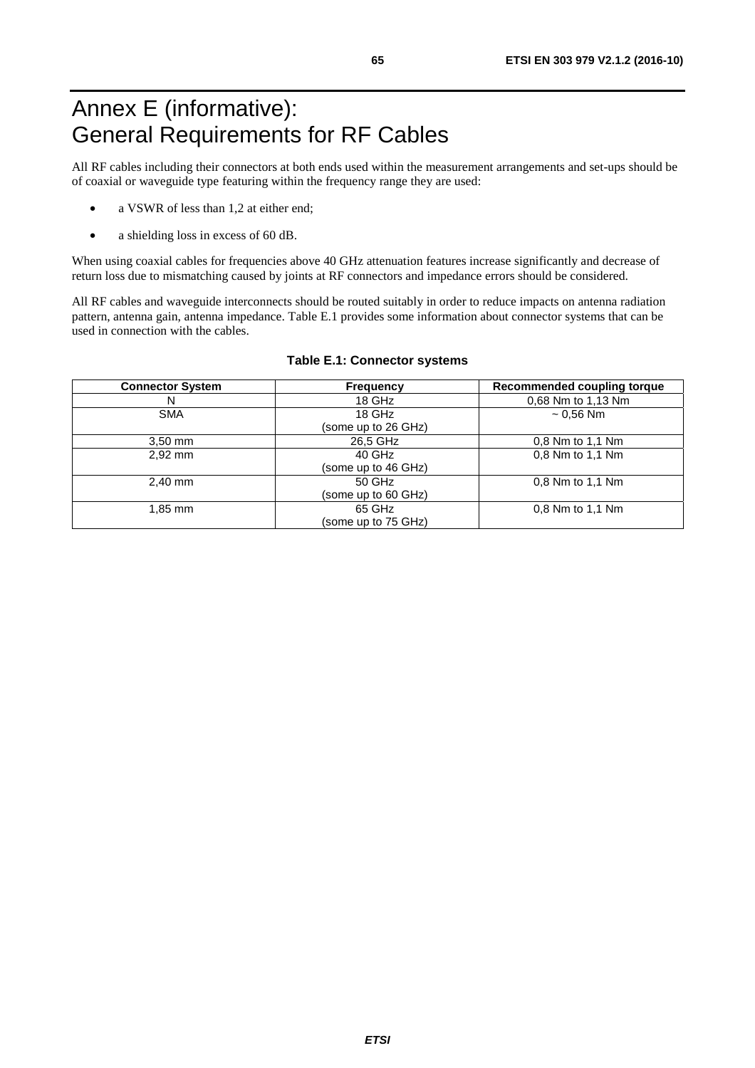# Annex E (informative): General Requirements for RF Cables

All RF cables including their connectors at both ends used within the measurement arrangements and set-ups should be of coaxial or waveguide type featuring within the frequency range they are used:

- a VSWR of less than 1,2 at either end;
- a shielding loss in excess of 60 dB.

When using coaxial cables for frequencies above 40 GHz attenuation features increase significantly and decrease of return loss due to mismatching caused by joints at RF connectors and impedance errors should be considered.

All RF cables and waveguide interconnects should be routed suitably in order to reduce impacts on antenna radiation pattern, antenna gain, antenna impedance. Table E.1 provides some information about connector systems that can be used in connection with the cables.

**Table E.1: Connector systems**

| Connector System | Frequency | Recommended coupling torque |
|---|---|---|
| N | 18 GHz | 0,68 Nm to 1,13 Nm |
| SMA | 18 GHz (some up to 26 GHz) | ~ 0,56 Nm |
| 3,50 mm | 26,5 GHz | 0,8 Nm to 1,1 Nm |
| 2,92 mm | 40 GHz (some up to 46 GHz) | 0,8 Nm to 1,1 Nm |
| 2,40 mm | 50 GHz (some up to 60 GHz) | 0,8 Nm to 1,1 Nm |
| 1,85 mm | 65 GHz (some up to 75 GHz) | 0,8 Nm to 1,1 Nm |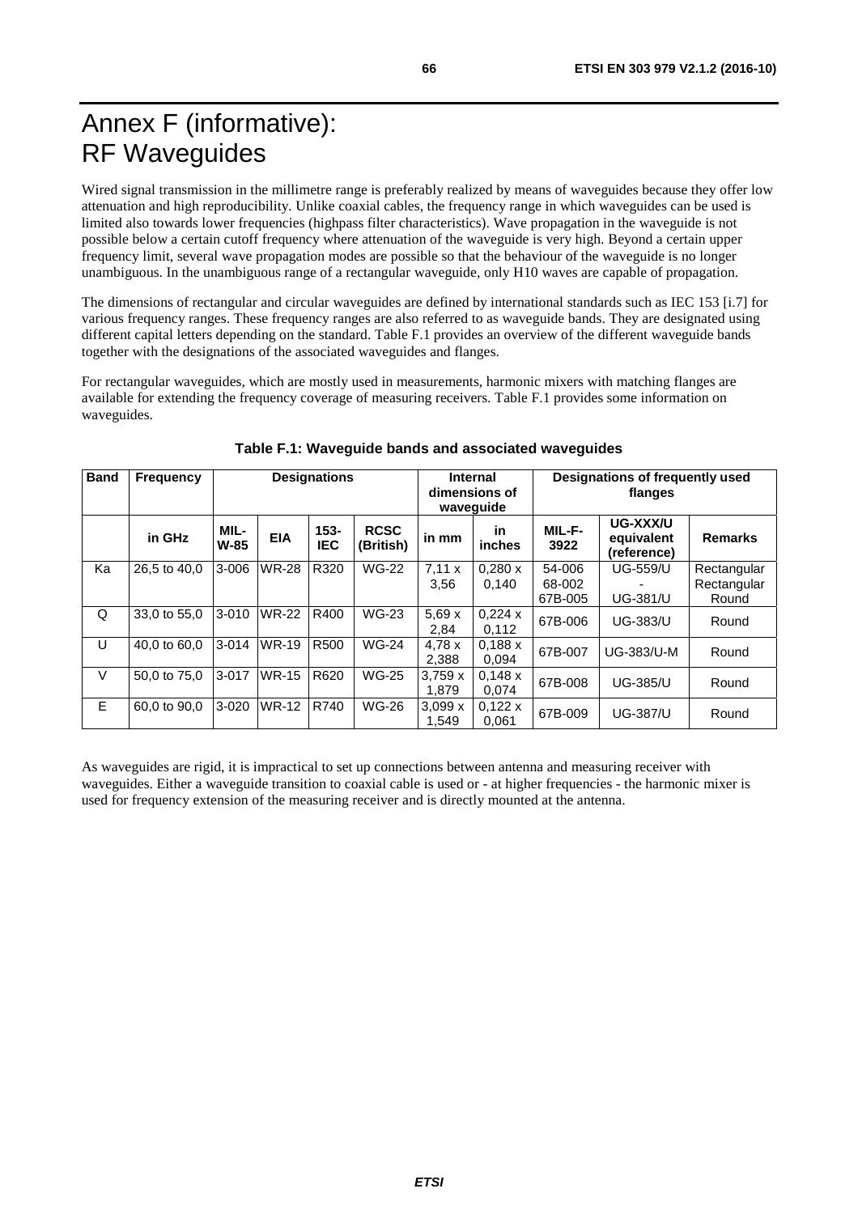# Annex F (informative): RF Waveguides

Wired signal transmission in the millimetre range is preferably realized by means of waveguides because they offer low attenuation and high reproducibility. Unlike coaxial cables, the frequency range in which waveguides can be used is limited also towards lower frequencies (highpass filter characteristics). Wave propagation in the waveguide is not possible below a certain cutoff frequency where attenuation of the waveguide is very high. Beyond a certain upper frequency limit, several wave propagation modes are possible so that the behaviour of the waveguide is no longer unambiguous. In the unambiguous range of a rectangular waveguide, only H10 waves are capable of propagation.

The dimensions of rectangular and circular waveguides are defined by international standards such as IEC 153 [i.7] for various frequency ranges. These frequency ranges are also referred to as waveguide bands. They are designated using different capital letters depending on the standard. Table F.1 provides an overview of the different waveguide bands together with the designations of the associated waveguides and flanges.

For rectangular waveguides, which are mostly used in measurements, harmonic mixers with matching flanges are available for extending the frequency coverage of measuring receivers. Table F.1 provides some information on waveguides.

**Table F.1: Waveguide bands and associated waveguides**

| Band | Frequency | Designations | | | | Internal dimensions of waveguide | | Designations of frequently used flanges | | |
|---|---|---|---|---|---|---|---|---|---|---|
| | in GHz | MIL-W-85 | EIA | 153-IEC | RCSC (British) | in mm | in inches | MIL-F-3922 | UG-XXX/U equivalent (reference) | Remarks |
| Ka | 26,5 to 40,0 | 3-006 | WR-28 | R320 | WG-22 | 7,11 x 3,56 | 0,280 x 0,140 | 54-006<br>68-002<br>67B-005 | UG-559/U<br>-<br>UG-381/U | Rectangular<br>Rectangular<br>Round |
| Q | 33,0 to 55,0 | 3-010 | WR-22 | R400 | WG-23 | 5,69 x 2,84 | 0,224 x 0,112 | 67B-006 | UG-383/U | Round |
| U | 40,0 to 60,0 | 3-014 | WR-19 | R500 | WG-24 | 4,78 x 2,388 | 0,188 x 0,094 | 67B-007 | UG-383/U-M | Round |
| V | 50,0 to 75,0 | 3-017 | WR-15 | R620 | WG-25 | 3,759 x 1,879 | 0,148 x 0,074 | 67B-008 | UG-385/U | Round |
| E | 60,0 to 90,0 | 3-020 | WR-12 | R740 | WG-26 | 3,099 x 1,549 | 0,122 x 0,061 | 67B-009 | UG-387/U | Round |

As waveguides are rigid, it is impractical to set up connections between antenna and measuring receiver with waveguides. Either a waveguide transition to coaxial cable is used or - at higher frequencies - the harmonic mixer is used for frequency extension of the measuring receiver and is directly mounted at the antenna.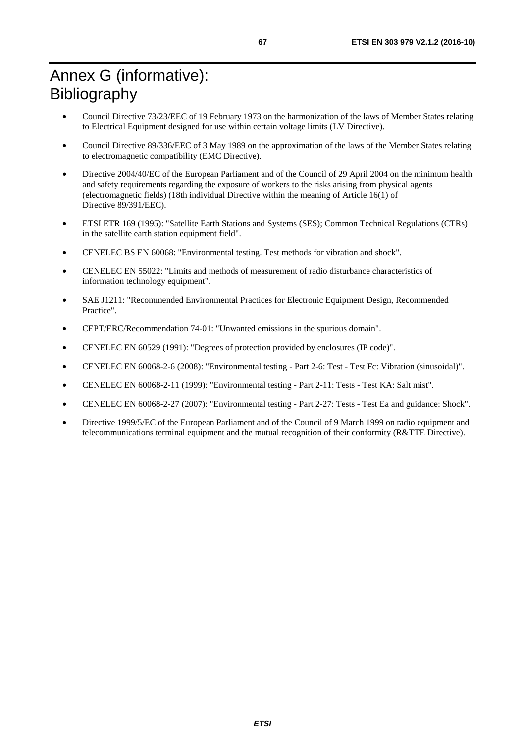# Annex G (informative): Bibliography

- Council Directive 73/23/EEC of 19 February 1973 on the harmonization of the laws of Member States relating to Electrical Equipment designed for use within certain voltage limits (LV Directive).
- Council Directive 89/336/EEC of 3 May 1989 on the approximation of the laws of the Member States relating to electromagnetic compatibility (EMC Directive).
- Directive 2004/40/EC of the European Parliament and of the Council of 29 April 2004 on the minimum health and safety requirements regarding the exposure of workers to the risks arising from physical agents (electromagnetic fields) (18th individual Directive within the meaning of Article 16(1) of Directive 89/391/EEC).
- ETSI ETR 169 (1995): "Satellite Earth Stations and Systems (SES); Common Technical Regulations (CTRs) in the satellite earth station equipment field".
- CENELEC BS EN 60068: "Environmental testing. Test methods for vibration and shock".
- CENELEC EN 55022: "Limits and methods of measurement of radio disturbance characteristics of information technology equipment".
- SAE J1211: "Recommended Environmental Practices for Electronic Equipment Design, Recommended Practice".
- CEPT/ERC/Recommendation 74-01: "Unwanted emissions in the spurious domain".
- CENELEC EN 60529 (1991): "Degrees of protection provided by enclosures (IP code)".
- CENELEC EN 60068-2-6 (2008): "Environmental testing - Part 2-6: Test - Test Fc: Vibration (sinusoidal)".
- CENELEC EN 60068-2-11 (1999): "Environmental testing - Part 2-11: Tests - Test KA: Salt mist".
- CENELEC EN 60068-2-27 (2007): "Environmental testing - Part 2-27: Tests - Test Ea and guidance: Shock".
- Directive 1999/5/EC of the European Parliament and of the Council of 9 March 1999 on radio equipment and telecommunications terminal equipment and the mutual recognition of their conformity (R&TTE Directive).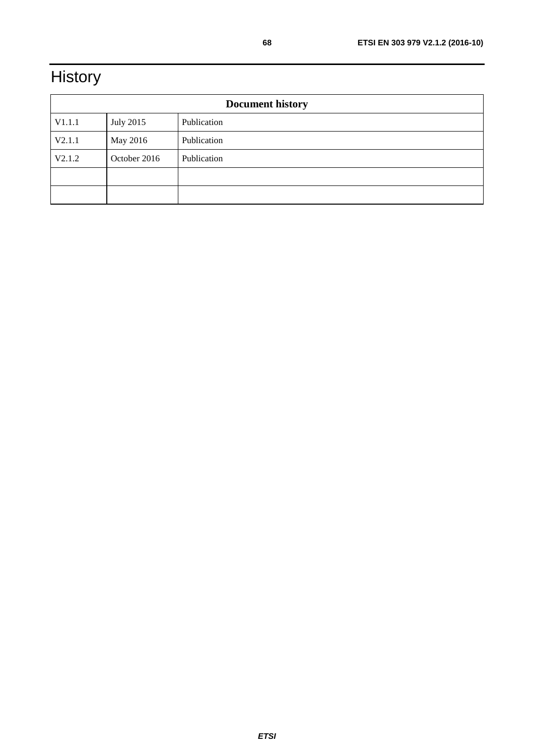# History

| Document history | | |
|---|---|---|
| V1.1.1 | July 2015 | Publication |
| V2.1.1 | May 2016 | Publication |
| V2.1.2 | October 2016 | Publication |
| | | |
| | | |